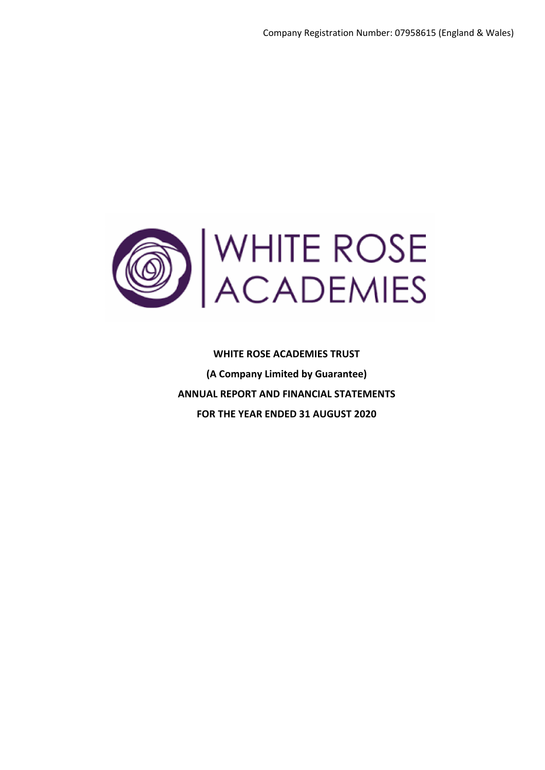Company Registration Number: 07958615 (England & Wales)

WHITE ROSE ACADEMIES

**WHITE ROSE ACADEMIES TRUST**

**(A Company Limited by Guarantee)**

**ANNUAL REPORT AND FINANCIAL STATEMENTS**

**FOR THE YEAR ENDED 31 AUGUST 2020**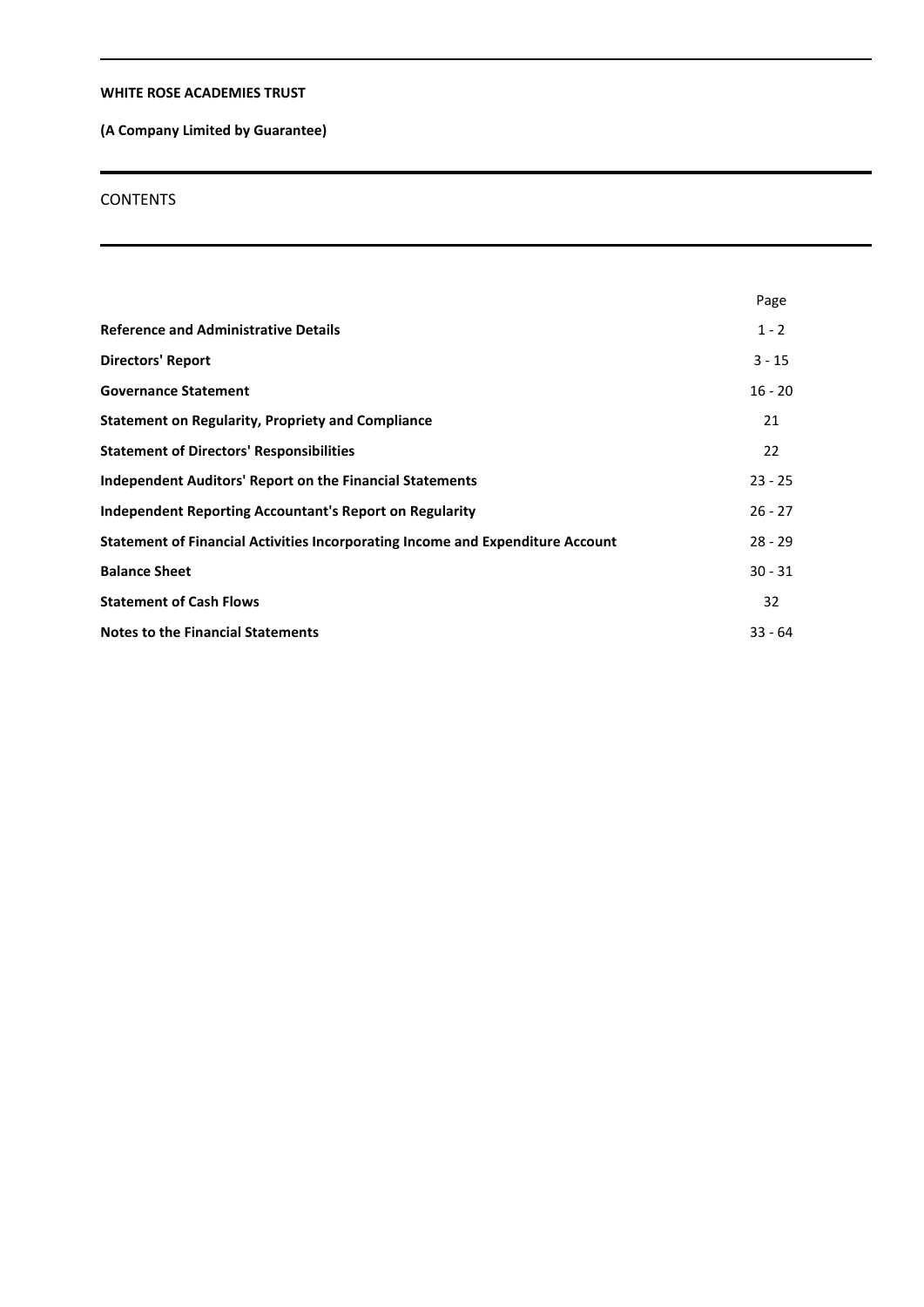**WHITE ROSE ACADEMIES TRUST**

**(A Company Limited by Guarantee)**

## CONTENTS

| | Page |
|---|---|
| **Reference and Administrative Details** | 1 - 2 |
| **Directors' Report** | 3 - 15 |
| **Governance Statement** | 16 - 20 |
| **Statement on Regularity, Propriety and Compliance** | 21 |
| **Statement of Directors' Responsibilities** | 22 |
| **Independent Auditors' Report on the Financial Statements** | 23 - 25 |
| **Independent Reporting Accountant's Report on Regularity** | 26 - 27 |
| **Statement of Financial Activities Incorporating Income and Expenditure Account** | 28 - 29 |
| **Balance Sheet** | 30 - 31 |
| **Statement of Cash Flows** | 32 |
| **Notes to the Financial Statements** | 33 - 64 |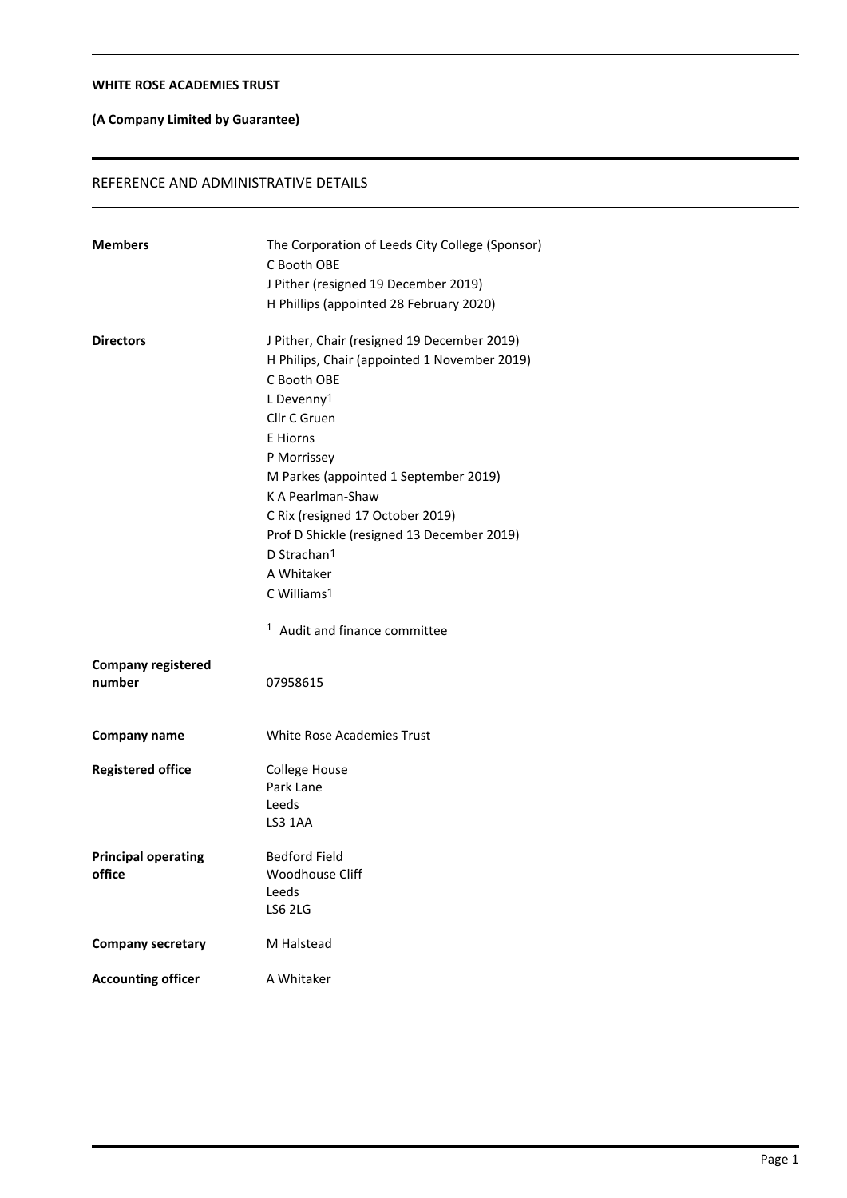**WHITE ROSE ACADEMIES TRUST**

**(A Company Limited by Guarantee)**

## REFERENCE AND ADMINISTRATIVE DETAILS

| | |
|---|---|
| **Members** | The Corporation of Leeds City College (Sponsor)<br>C Booth OBE<br>J Pither (resigned 19 December 2019)<br>H Phillips (appointed 28 February 2020) |
| **Directors** | J Pither, Chair (resigned 19 December 2019)<br>H Philips, Chair (appointed 1 November 2019)<br>C Booth OBE<br>L Devenny[1]<br>Cllr C Gruen<br>E Hiorns<br>P Morrissey<br>M Parkes (appointed 1 September 2019)<br>K A Pearlman-Shaw<br>C Rix (resigned 17 October 2019)<br>Prof D Shickle (resigned 13 December 2019)<br>D Strachan[1]<br>A Whitaker<br>C Williams[1]<br><br>[1] Audit and finance committee |
| **Company registered number** | 07958615 |
| **Company name** | White Rose Academies Trust |
| **Registered office** | College House<br>Park Lane<br>Leeds<br>LS3 1AA |
| **Principal operating office** | Bedford Field<br>Woodhouse Cliff<br>Leeds<br>LS6 2LG |
| **Company secretary** | M Halstead |
| **Accounting officer** | A Whitaker |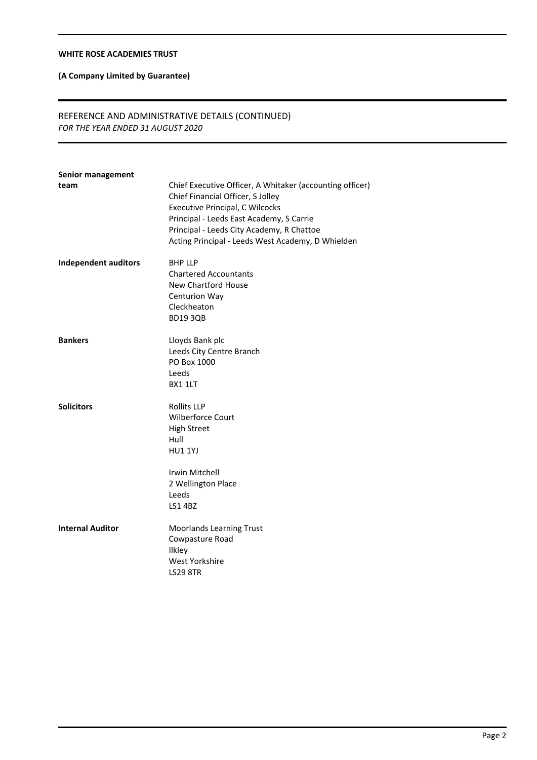**WHITE ROSE ACADEMIES TRUST**

**(A Company Limited by Guarantee)**

## REFERENCE AND ADMINISTRATIVE DETAILS (CONTINUED)
*FOR THE YEAR ENDED 31 AUGUST 2020*

| | |
|---|---|
| **Senior management team** | Chief Executive Officer, A Whitaker (accounting officer)<br>Chief Financial Officer, S Jolley<br>Executive Principal, C Wilcocks<br>Principal - Leeds East Academy, S Carrie<br>Principal - Leeds City Academy, R Chattoe<br>Acting Principal - Leeds West Academy, D Whielden |
| **Independent auditors** | BHP LLP<br>Chartered Accountants<br>New Chartford House<br>Centurion Way<br>Cleckheaton<br>BD19 3QB |
| **Bankers** | Lloyds Bank plc<br>Leeds City Centre Branch<br>PO Box 1000<br>Leeds<br>BX1 1LT |
| **Solicitors** | Rollits LLP<br>Wilberforce Court<br>High Street<br>Hull<br>HU1 1YJ<br><br>Irwin Mitchell<br>2 Wellington Place<br>Leeds<br>LS1 4BZ |
| **Internal Auditor** | Moorlands Learning Trust<br>Cowpasture Road<br>Ilkley<br>West Yorkshire<br>LS29 8TR |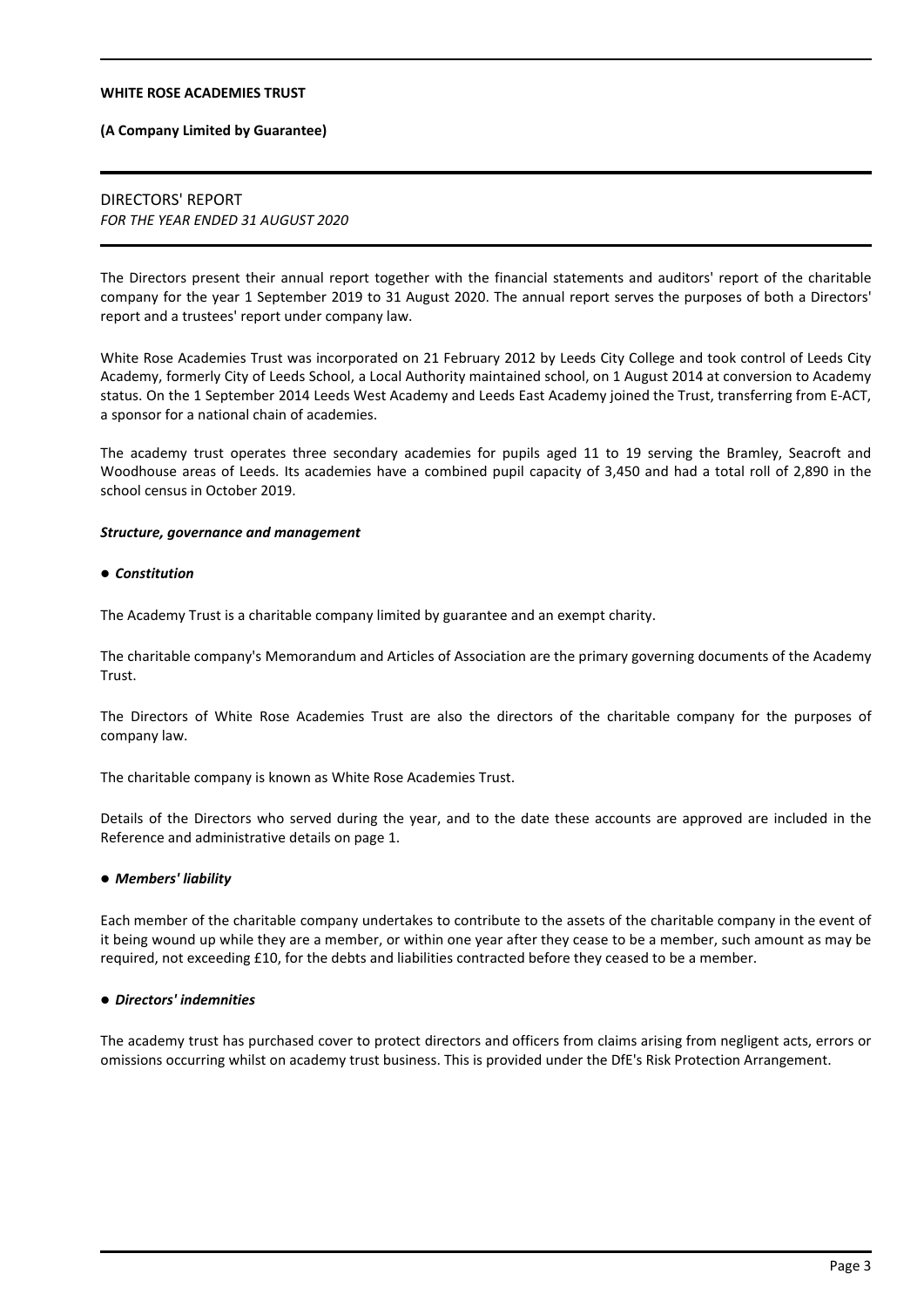**WHITE ROSE ACADEMIES TRUST**

**(A Company Limited by Guarantee)**

# DIRECTORS' REPORT
*FOR THE YEAR ENDED 31 AUGUST 2020*

The Directors present their annual report together with the financial statements and auditors' report of the charitable company for the year 1 September 2019 to 31 August 2020. The annual report serves the purposes of both a Directors' report and a trustees' report under company law.

White Rose Academies Trust was incorporated on 21 February 2012 by Leeds City College and took control of Leeds City Academy, formerly City of Leeds School, a Local Authority maintained school, on 1 August 2014 at conversion to Academy status. On the 1 September 2014 Leeds West Academy and Leeds East Academy joined the Trust, transferring from E-ACT, a sponsor for a national chain of academies.

The academy trust operates three secondary academies for pupils aged 11 to 19 serving the Bramley, Seacroft and Woodhouse areas of Leeds. Its academies have a combined pupil capacity of 3,450 and had a total roll of 2,890 in the school census in October 2019.

## ***Structure, governance and management***

### ● *Constitution*

The Academy Trust is a charitable company limited by guarantee and an exempt charity.

The charitable company's Memorandum and Articles of Association are the primary governing documents of the Academy Trust.

The Directors of White Rose Academies Trust are also the directors of the charitable company for the purposes of company law.

The charitable company is known as White Rose Academies Trust.

Details of the Directors who served during the year, and to the date these accounts are approved are included in the Reference and administrative details on page 1.

### ● *Members' liability*

Each member of the charitable company undertakes to contribute to the assets of the charitable company in the event of it being wound up while they are a member, or within one year after they cease to be a member, such amount as may be required, not exceeding £10, for the debts and liabilities contracted before they ceased to be a member.

### ● *Directors' indemnities*

The academy trust has purchased cover to protect directors and officers from claims arising from negligent acts, errors or omissions occurring whilst on academy trust business. This is provided under the DfE's Risk Protection Arrangement.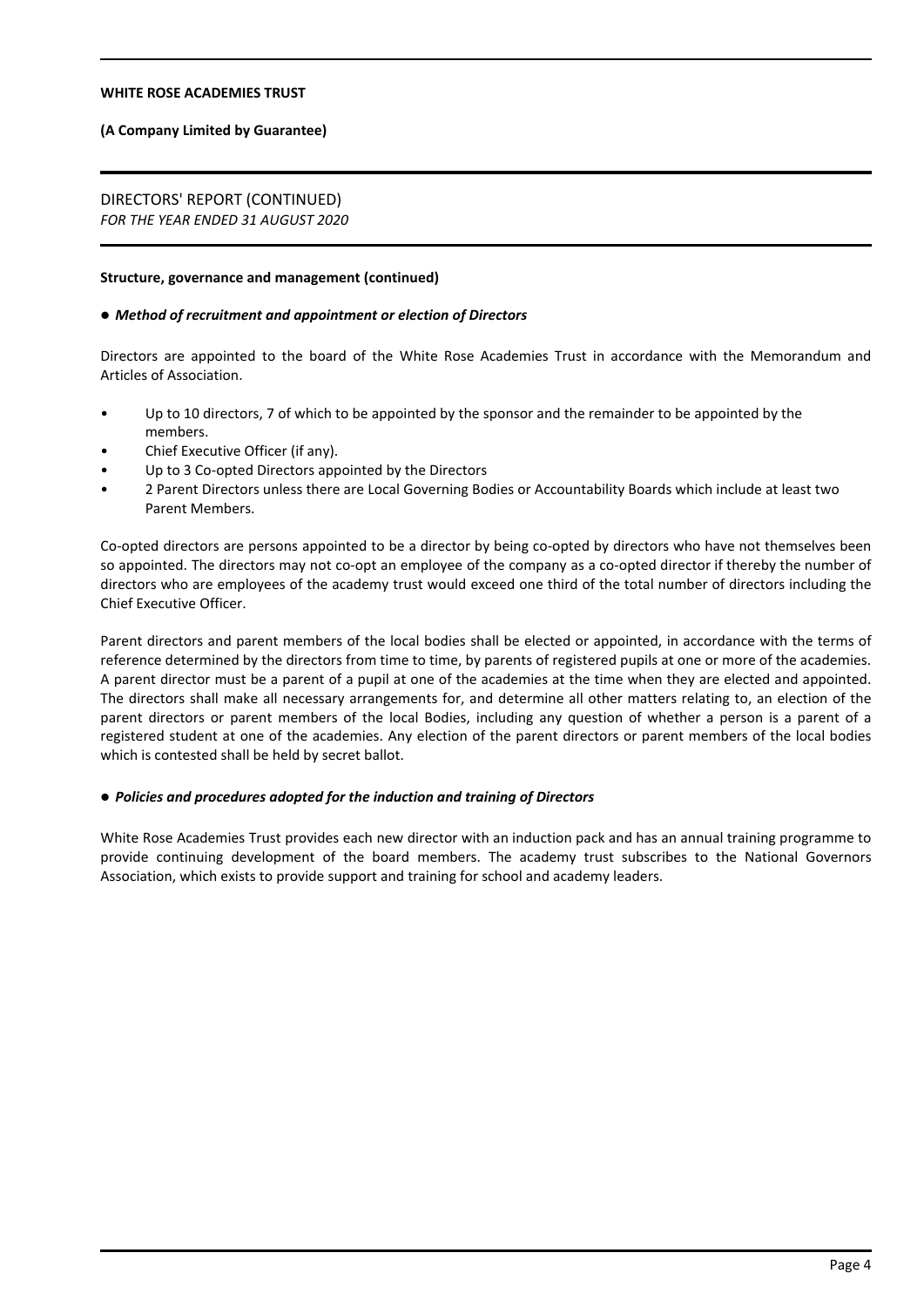**WHITE ROSE ACADEMIES TRUST**

**(A Company Limited by Guarantee)**

DIRECTORS' REPORT (CONTINUED)
*FOR THE YEAR ENDED 31 AUGUST 2020*

**Structure, governance and management (continued)**

● ***Method of recruitment and appointment or election of Directors***

Directors are appointed to the board of the White Rose Academies Trust in accordance with the Memorandum and Articles of Association.

- Up to 10 directors, 7 of which to be appointed by the sponsor and the remainder to be appointed by the members.
- Chief Executive Officer (if any).
- Up to 3 Co-opted Directors appointed by the Directors
- 2 Parent Directors unless there are Local Governing Bodies or Accountability Boards which include at least two Parent Members.

Co-opted directors are persons appointed to be a director by being co-opted by directors who have not themselves been so appointed. The directors may not co-opt an employee of the company as a co-opted director if thereby the number of directors who are employees of the academy trust would exceed one third of the total number of directors including the Chief Executive Officer.

Parent directors and parent members of the local bodies shall be elected or appointed, in accordance with the terms of reference determined by the directors from time to time, by parents of registered pupils at one or more of the academies. A parent director must be a parent of a pupil at one of the academies at the time when they are elected and appointed. The directors shall make all necessary arrangements for, and determine all other matters relating to, an election of the parent directors or parent members of the local Bodies, including any question of whether a person is a parent of a registered student at one of the academies. Any election of the parent directors or parent members of the local bodies which is contested shall be held by secret ballot.

● ***Policies and procedures adopted for the induction and training of Directors***

White Rose Academies Trust provides each new director with an induction pack and has an annual training programme to provide continuing development of the board members. The academy trust subscribes to the National Governors Association, which exists to provide support and training for school and academy leaders.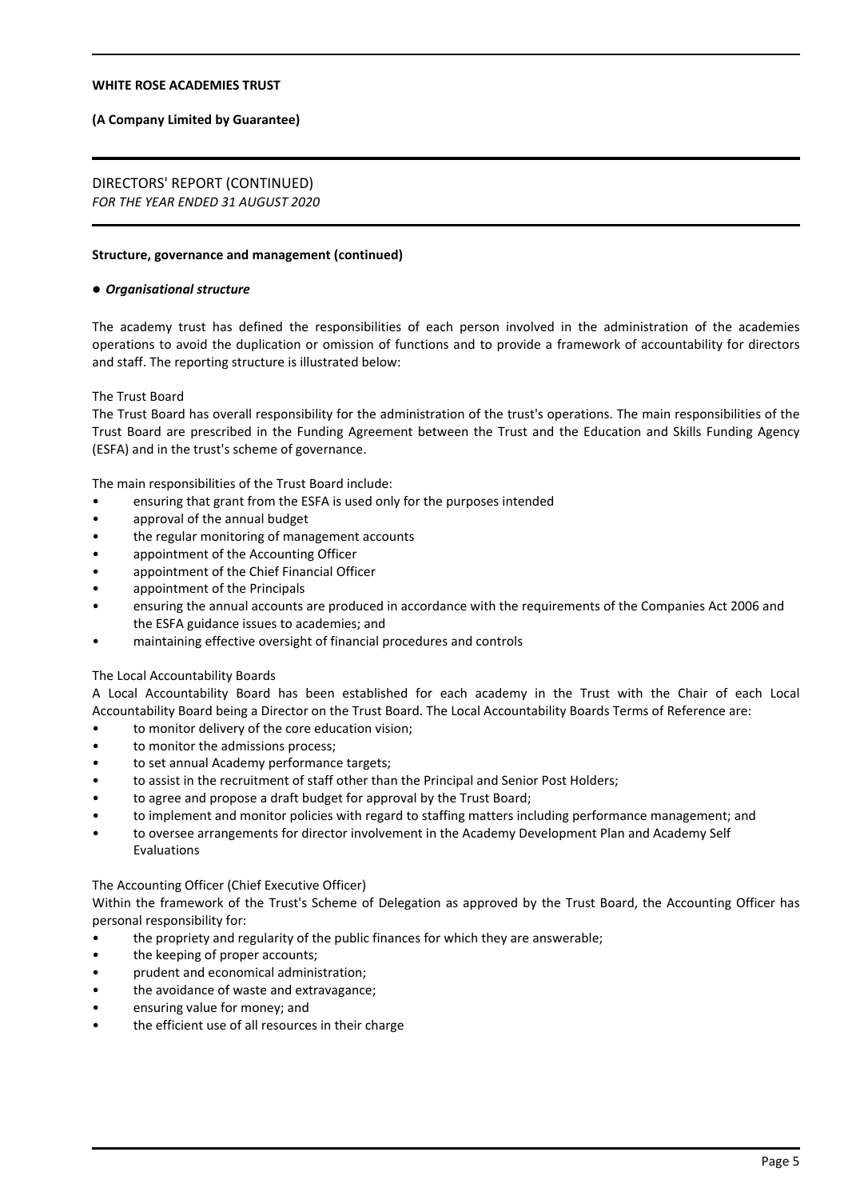## DIRECTORS' REPORT (CONTINUED)
*FOR THE YEAR ENDED 31 AUGUST 2020*

**Structure, governance and management (continued)**

● ***Organisational structure***

The academy trust has defined the responsibilities of each person involved in the administration of the academies operations to avoid the duplication or omission of functions and to provide a framework of accountability for directors and staff. The reporting structure is illustrated below:

The Trust Board

The Trust Board has overall responsibility for the administration of the trust's operations. The main responsibilities of the Trust Board are prescribed in the Funding Agreement between the Trust and the Education and Skills Funding Agency (ESFA) and in the trust's scheme of governance.

The main responsibilities of the Trust Board include:

- ensuring that grant from the ESFA is used only for the purposes intended
- approval of the annual budget
- the regular monitoring of management accounts
- appointment of the Accounting Officer
- appointment of the Chief Financial Officer
- appointment of the Principals
- ensuring the annual accounts are produced in accordance with the requirements of the Companies Act 2006 and the ESFA guidance issues to academies; and
- maintaining effective oversight of financial procedures and controls

The Local Accountability Boards

A Local Accountability Board has been established for each academy in the Trust with the Chair of each Local Accountability Board being a Director on the Trust Board. The Local Accountability Boards Terms of Reference are:

- to monitor delivery of the core education vision;
- to monitor the admissions process;
- to set annual Academy performance targets;
- to assist in the recruitment of staff other than the Principal and Senior Post Holders;
- to agree and propose a draft budget for approval by the Trust Board;
- to implement and monitor policies with regard to staffing matters including performance management; and
- to oversee arrangements for director involvement in the Academy Development Plan and Academy Self Evaluations

The Accounting Officer (Chief Executive Officer)

Within the framework of the Trust's Scheme of Delegation as approved by the Trust Board, the Accounting Officer has personal responsibility for:

- the propriety and regularity of the public finances for which they are answerable;
- the keeping of proper accounts;
- prudent and economical administration;
- the avoidance of waste and extravagance;
- ensuring value for money; and
- the efficient use of all resources in their charge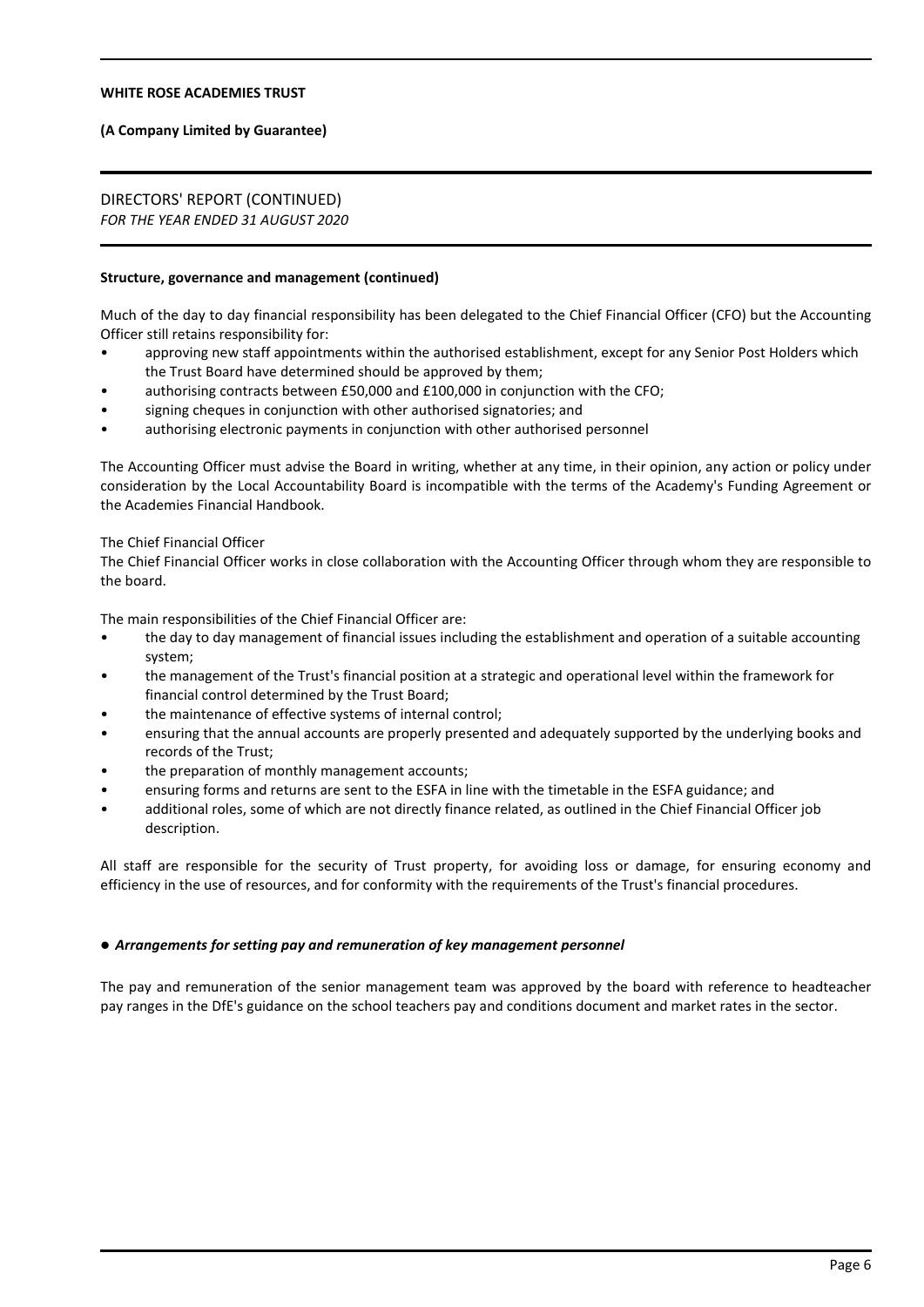**Structure, governance and management (continued)**

Much of the day to day financial responsibility has been delegated to the Chief Financial Officer (CFO) but the Accounting Officer still retains responsibility for:

- approving new staff appointments within the authorised establishment, except for any Senior Post Holders which the Trust Board have determined should be approved by them;
- authorising contracts between £50,000 and £100,000 in conjunction with the CFO;
- signing cheques in conjunction with other authorised signatories; and
- authorising electronic payments in conjunction with other authorised personnel

The Accounting Officer must advise the Board in writing, whether at any time, in their opinion, any action or policy under consideration by the Local Accountability Board is incompatible with the terms of the Academy's Funding Agreement or the Academies Financial Handbook.

The Chief Financial Officer

The Chief Financial Officer works in close collaboration with the Accounting Officer through whom they are responsible to the board.

The main responsibilities of the Chief Financial Officer are:

- the day to day management of financial issues including the establishment and operation of a suitable accounting system;
- the management of the Trust's financial position at a strategic and operational level within the framework for financial control determined by the Trust Board;
- the maintenance of effective systems of internal control;
- ensuring that the annual accounts are properly presented and adequately supported by the underlying books and records of the Trust;
- the preparation of monthly management accounts;
- ensuring forms and returns are sent to the ESFA in line with the timetable in the ESFA guidance; and
- additional roles, some of which are not directly finance related, as outlined in the Chief Financial Officer job description.

All staff are responsible for the security of Trust property, for avoiding loss or damage, for ensuring economy and efficiency in the use of resources, and for conformity with the requirements of the Trust's financial procedures.

● ***Arrangements for setting pay and remuneration of key management personnel***

The pay and remuneration of the senior management team was approved by the board with reference to headteacher pay ranges in the DfE's guidance on the school teachers pay and conditions document and market rates in the sector.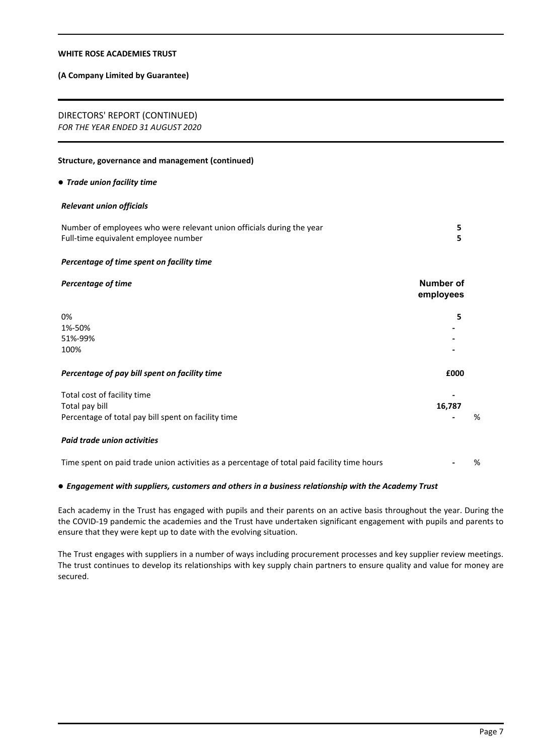**Structure, governance and management (continued)**

● ***Trade union facility time***

***Relevant union officials***

| | |
|---|---|
| Number of employees who were relevant union officials during the year | **5** |
| Full-time equivalent employee number | **5** |

***Percentage of time spent on facility time***

| *Percentage of time* | **Number of employees** |
|---|---|
| 0% | **5** |
| 1%-50% | **-** |
| 51%-99% | **-** |
| 100% | **-** |

***Percentage of pay bill spent on facility time***

| | **£000** | |
|---|---|---|
| Total cost of facility time | **-** | |
| Total pay bill | **16,787** | |
| Percentage of total pay bill spent on facility time | **-** | % |

***Paid trade union activities***

| | | |
|---|---|---|
| Time spent on paid trade union activities as a percentage of total paid facility time hours | **-** | % |

● ***Engagement with suppliers, customers and others in a business relationship with the Academy Trust***

Each academy in the Trust has engaged with pupils and their parents on an active basis throughout the year. During the the COVID-19 pandemic the academies and the Trust have undertaken significant engagement with pupils and parents to ensure that they were kept up to date with the evolving situation.

The Trust engages with suppliers in a number of ways including procurement processes and key supplier review meetings. The trust continues to develop its relationships with key supply chain partners to ensure quality and value for money are secured.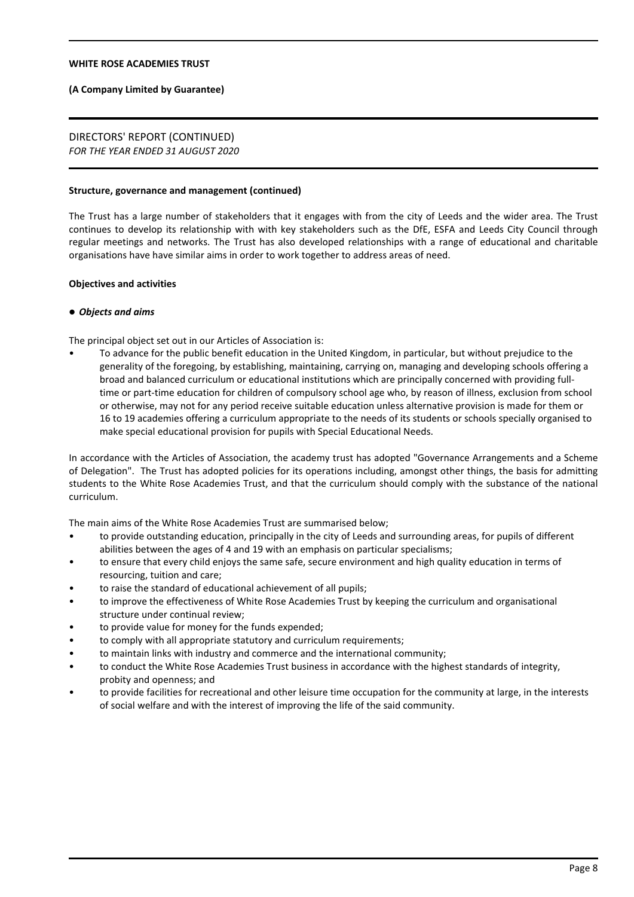**Structure, governance and management (continued)**

The Trust has a large number of stakeholders that it engages with from the city of Leeds and the wider area. The Trust continues to develop its relationship with with key stakeholders such as the DfE, ESFA and Leeds City Council through regular meetings and networks. The Trust has also developed relationships with a range of educational and charitable organisations have have similar aims in order to work together to address areas of need.

**Objectives and activities**

● ***Objects and aims***

The principal object set out in our Articles of Association is:

- To advance for the public benefit education in the United Kingdom, in particular, but without prejudice to the generality of the foregoing, by establishing, maintaining, carrying on, managing and developing schools offering a broad and balanced curriculum or educational institutions which are principally concerned with providing full-time or part-time education for children of compulsory school age who, by reason of illness, exclusion from school or otherwise, may not for any period receive suitable education unless alternative provision is made for them or 16 to 19 academies offering a curriculum appropriate to the needs of its students or schools specially organised to make special educational provision for pupils with Special Educational Needs.

In accordance with the Articles of Association, the academy trust has adopted "Governance Arrangements and a Scheme of Delegation". The Trust has adopted policies for its operations including, amongst other things, the basis for admitting students to the White Rose Academies Trust, and that the curriculum should comply with the substance of the national curriculum.

The main aims of the White Rose Academies Trust are summarised below;

- to provide outstanding education, principally in the city of Leeds and surrounding areas, for pupils of different abilities between the ages of 4 and 19 with an emphasis on particular specialisms;
- to ensure that every child enjoys the same safe, secure environment and high quality education in terms of resourcing, tuition and care;
- to raise the standard of educational achievement of all pupils;
- to improve the effectiveness of White Rose Academies Trust by keeping the curriculum and organisational structure under continual review;
- to provide value for money for the funds expended;
- to comply with all appropriate statutory and curriculum requirements;
- to maintain links with industry and commerce and the international community;
- to conduct the White Rose Academies Trust business in accordance with the highest standards of integrity, probity and openness; and
- to provide facilities for recreational and other leisure time occupation for the community at large, in the interests of social welfare and with the interest of improving the life of the said community.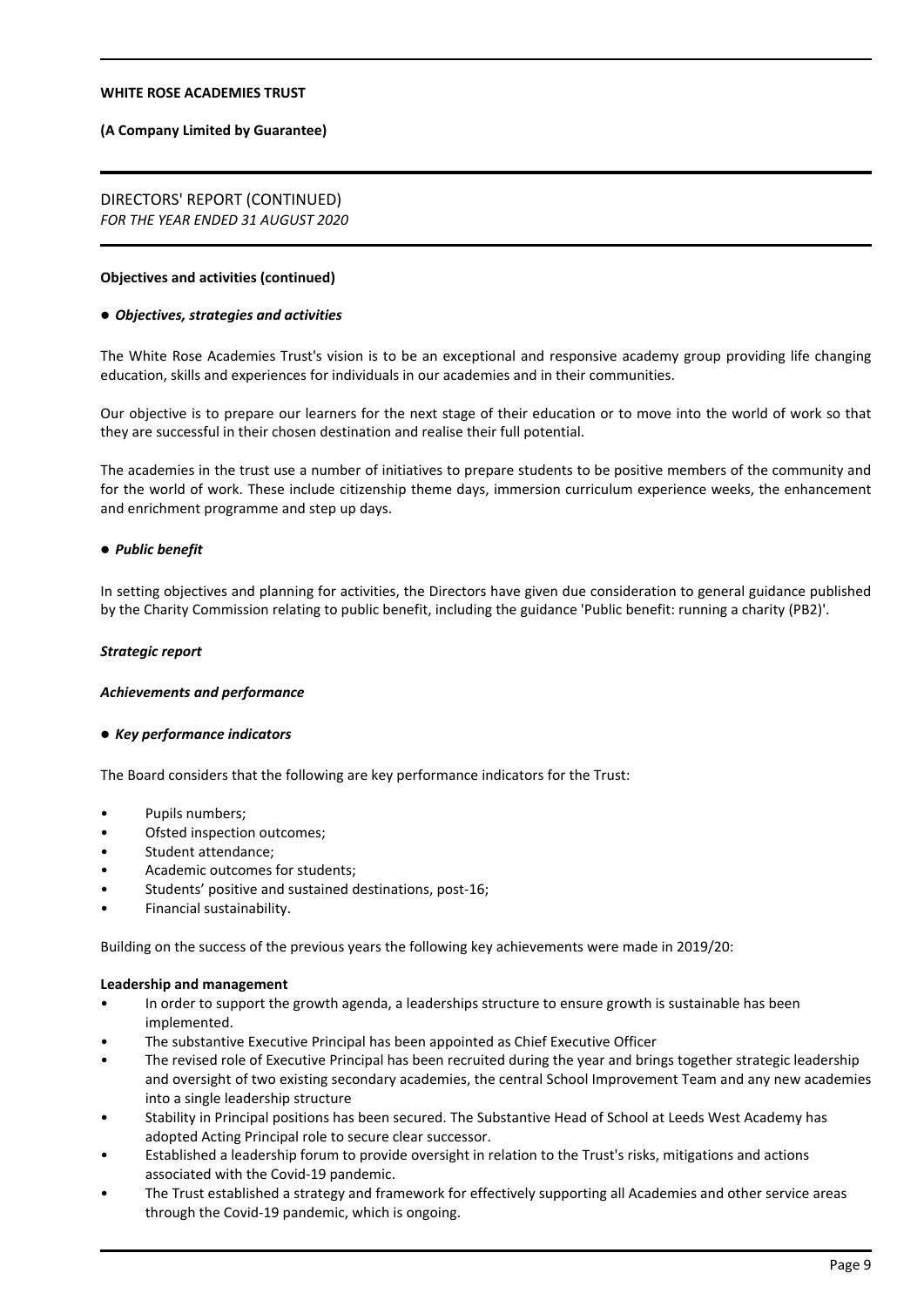### Objectives and activities (continued)

#### ● *Objectives, strategies and activities*

The White Rose Academies Trust's vision is to be an exceptional and responsive academy group providing life changing education, skills and experiences for individuals in our academies and in their communities.

Our objective is to prepare our learners for the next stage of their education or to move into the world of work so that they are successful in their chosen destination and realise their full potential.

The academies in the trust use a number of initiatives to prepare students to be positive members of the community and for the world of work. These include citizenship theme days, immersion curriculum experience weeks, the enhancement and enrichment programme and step up days.

#### ● *Public benefit*

In setting objectives and planning for activities, the Directors have given due consideration to general guidance published by the Charity Commission relating to public benefit, including the guidance 'Public benefit: running a charity (PB2)'.

### *Strategic report*

### *Achievements and performance*

#### ● *Key performance indicators*

The Board considers that the following are key performance indicators for the Trust:

- Pupils numbers;
- Ofsted inspection outcomes;
- Student attendance;
- Academic outcomes for students;
- Students' positive and sustained destinations, post-16;
- Financial sustainability.

Building on the success of the previous years the following key achievements were made in 2019/20:

**Leadership and management**

- In order to support the growth agenda, a leaderships structure to ensure growth is sustainable has been implemented.
- The substantive Executive Principal has been appointed as Chief Executive Officer
- The revised role of Executive Principal has been recruited during the year and brings together strategic leadership and oversight of two existing secondary academies, the central School Improvement Team and any new academies into a single leadership structure
- Stability in Principal positions has been secured. The Substantive Head of School at Leeds West Academy has adopted Acting Principal role to secure clear successor.
- Established a leadership forum to provide oversight in relation to the Trust's risks, mitigations and actions associated with the Covid-19 pandemic.
- The Trust established a strategy and framework for effectively supporting all Academies and other service areas through the Covid-19 pandemic, which is ongoing.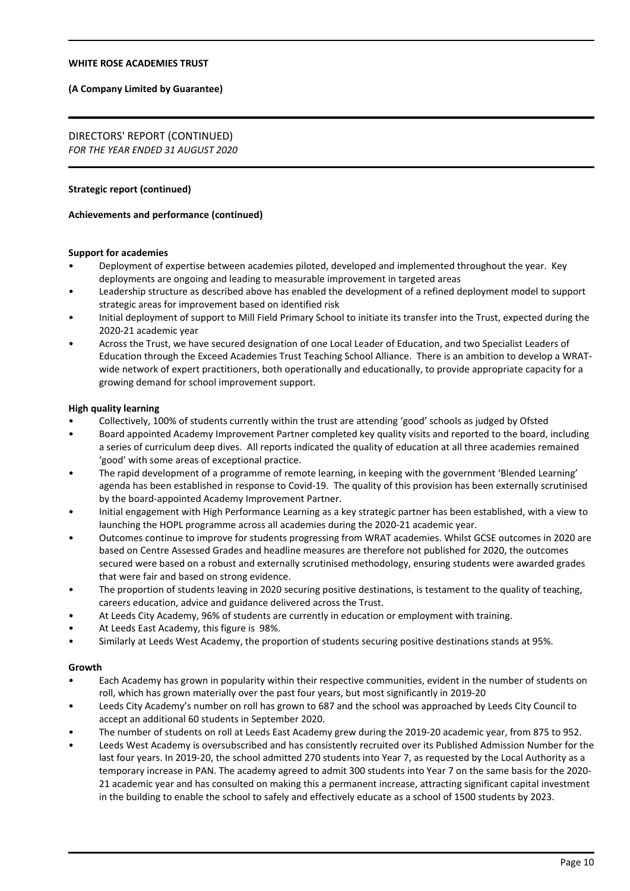# WHITE ROSE ACADEMIES TRUST

**(A Company Limited by Guarantee)**

DIRECTORS' REPORT (CONTINUED)
*FOR THE YEAR ENDED 31 AUGUST 2020*

**Strategic report (continued)**

**Achievements and performance (continued)**

**Support for academies**

- Deployment of expertise between academies piloted, developed and implemented throughout the year. Key deployments are ongoing and leading to measurable improvement in targeted areas
- Leadership structure as described above has enabled the development of a refined deployment model to support strategic areas for improvement based on identified risk
- Initial deployment of support to Mill Field Primary School to initiate its transfer into the Trust, expected during the 2020-21 academic year
- Across the Trust, we have secured designation of one Local Leader of Education, and two Specialist Leaders of Education through the Exceed Academies Trust Teaching School Alliance. There is an ambition to develop a WRAT-wide network of expert practitioners, both operationally and educationally, to provide appropriate capacity for a growing demand for school improvement support.

**High quality learning**

- Collectively, 100% of students currently within the trust are attending 'good' schools as judged by Ofsted
- Board appointed Academy Improvement Partner completed key quality visits and reported to the board, including a series of curriculum deep dives. All reports indicated the quality of education at all three academies remained 'good' with some areas of exceptional practice.
- The rapid development of a programme of remote learning, in keeping with the government 'Blended Learning' agenda has been established in response to Covid-19. The quality of this provision has been externally scrutinised by the board-appointed Academy Improvement Partner.
- Initial engagement with High Performance Learning as a key strategic partner has been established, with a view to launching the HOPL programme across all academies during the 2020-21 academic year.
- Outcomes continue to improve for students progressing from WRAT academies. Whilst GCSE outcomes in 2020 are based on Centre Assessed Grades and headline measures are therefore not published for 2020, the outcomes secured were based on a robust and externally scrutinised methodology, ensuring students were awarded grades that were fair and based on strong evidence.
- The proportion of students leaving in 2020 securing positive destinations, is testament to the quality of teaching, careers education, advice and guidance delivered across the Trust.
- At Leeds City Academy, 96% of students are currently in education or employment with training.
- At Leeds East Academy, this figure is 98%.
- Similarly at Leeds West Academy, the proportion of students securing positive destinations stands at 95%.

**Growth**

- Each Academy has grown in popularity within their respective communities, evident in the number of students on roll, which has grown materially over the past four years, but most significantly in 2019-20
- Leeds City Academy's number on roll has grown to 687 and the school was approached by Leeds City Council to accept an additional 60 students in September 2020.
- The number of students on roll at Leeds East Academy grew during the 2019-20 academic year, from 875 to 952.
- Leeds West Academy is oversubscribed and has consistently recruited over its Published Admission Number for the last four years. In 2019-20, the school admitted 270 students into Year 7, as requested by the Local Authority as a temporary increase in PAN. The academy agreed to admit 300 students into Year 7 on the same basis for the 2020-21 academic year and has consulted on making this a permanent increase, attracting significant capital investment in the building to enable the school to safely and effectively educate as a school of 1500 students by 2023.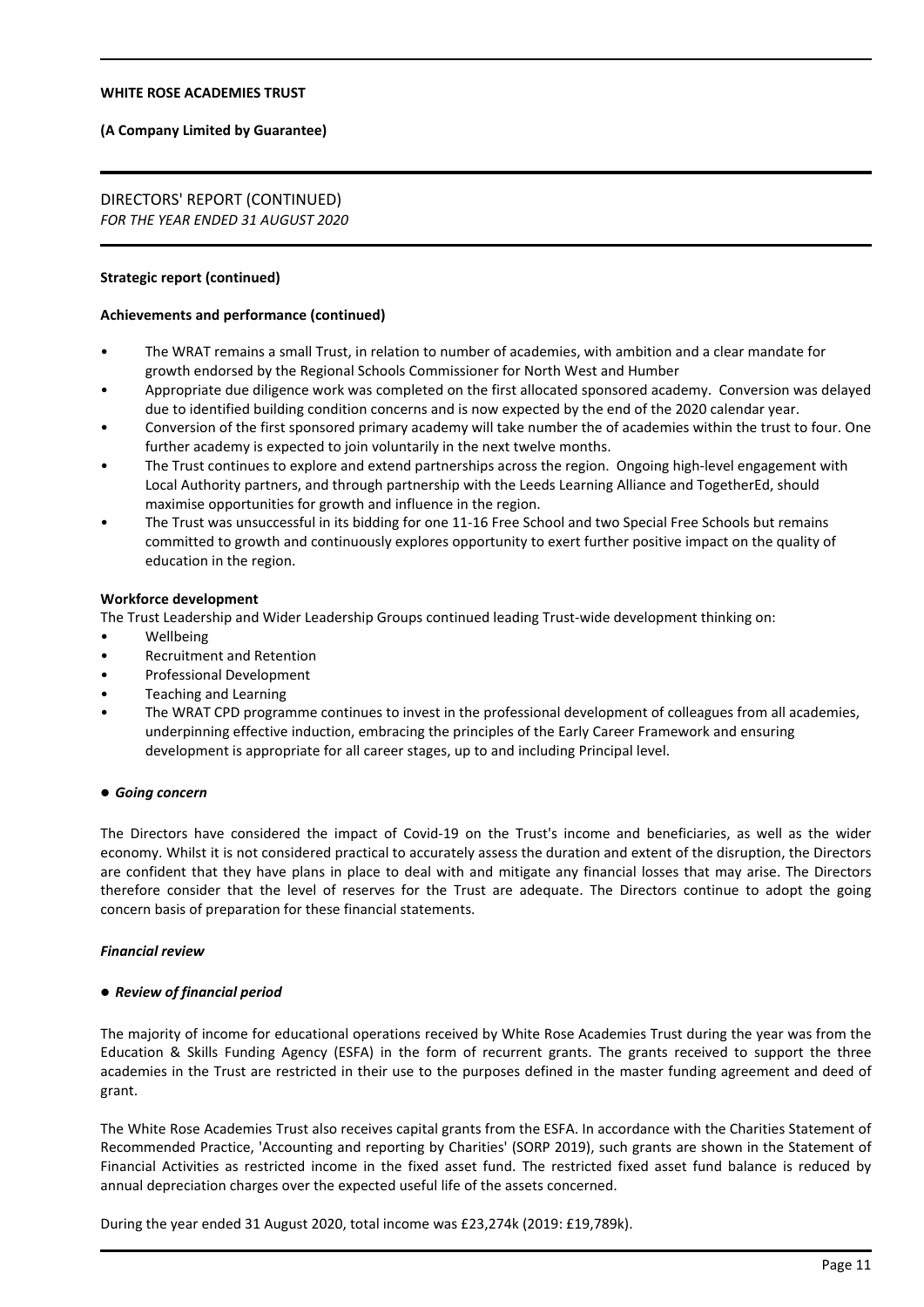DIRECTORS' REPORT (CONTINUED)
*FOR THE YEAR ENDED 31 AUGUST 2020*

**Strategic report (continued)**

**Achievements and performance (continued)**

- The WRAT remains a small Trust, in relation to number of academies, with ambition and a clear mandate for growth endorsed by the Regional Schools Commissioner for North West and Humber
- Appropriate due diligence work was completed on the first allocated sponsored academy. Conversion was delayed due to identified building condition concerns and is now expected by the end of the 2020 calendar year.
- Conversion of the first sponsored primary academy will take number the of academies within the trust to four. One further academy is expected to join voluntarily in the next twelve months.
- The Trust continues to explore and extend partnerships across the region. Ongoing high-level engagement with Local Authority partners, and through partnership with the Leeds Learning Alliance and TogetherEd, should maximise opportunities for growth and influence in the region.
- The Trust was unsuccessful in its bidding for one 11-16 Free School and two Special Free Schools but remains committed to growth and continuously explores opportunity to exert further positive impact on the quality of education in the region.

**Workforce development**

The Trust Leadership and Wider Leadership Groups continued leading Trust-wide development thinking on:

- Wellbeing
- Recruitment and Retention
- Professional Development
- Teaching and Learning
- The WRAT CPD programme continues to invest in the professional development of colleagues from all academies, underpinning effective induction, embracing the principles of the Early Career Framework and ensuring development is appropriate for all career stages, up to and including Principal level.

● ***Going concern***

The Directors have considered the impact of Covid-19 on the Trust's income and beneficiaries, as well as the wider economy. Whilst it is not considered practical to accurately assess the duration and extent of the disruption, the Directors are confident that they have plans in place to deal with and mitigate any financial losses that may arise. The Directors therefore consider that the level of reserves for the Trust are adequate. The Directors continue to adopt the going concern basis of preparation for these financial statements.

***Financial review***

● ***Review of financial period***

The majority of income for educational operations received by White Rose Academies Trust during the year was from the Education & Skills Funding Agency (ESFA) in the form of recurrent grants. The grants received to support the three academies in the Trust are restricted in their use to the purposes defined in the master funding agreement and deed of grant.

The White Rose Academies Trust also receives capital grants from the ESFA. In accordance with the Charities Statement of Recommended Practice, 'Accounting and reporting by Charities' (SORP 2019), such grants are shown in the Statement of Financial Activities as restricted income in the fixed asset fund. The restricted fixed asset fund balance is reduced by annual depreciation charges over the expected useful life of the assets concerned.

During the year ended 31 August 2020, total income was £23,274k (2019: £19,789k).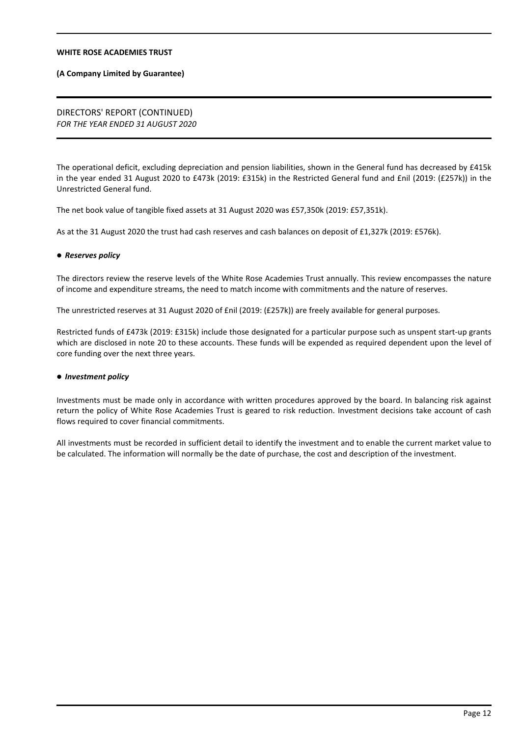DIRECTORS' REPORT (CONTINUED)
*FOR THE YEAR ENDED 31 AUGUST 2020*

The operational deficit, excluding depreciation and pension liabilities, shown in the General fund has decreased by £415k in the year ended 31 August 2020 to £473k (2019: £315k) in the Restricted General fund and £nil (2019: (£257k)) in the Unrestricted General fund.

The net book value of tangible fixed assets at 31 August 2020 was £57,350k (2019: £57,351k).

As at the 31 August 2020 the trust had cash reserves and cash balances on deposit of £1,327k (2019: £576k).

- ***Reserves policy***

The directors review the reserve levels of the White Rose Academies Trust annually. This review encompasses the nature of income and expenditure streams, the need to match income with commitments and the nature of reserves.

The unrestricted reserves at 31 August 2020 of £nil (2019: (£257k)) are freely available for general purposes.

Restricted funds of £473k (2019: £315k) include those designated for a particular purpose such as unspent start-up grants which are disclosed in note 20 to these accounts. These funds will be expended as required dependent upon the level of core funding over the next three years.

- ***Investment policy***

Investments must be made only in accordance with written procedures approved by the board. In balancing risk against return the policy of White Rose Academies Trust is geared to risk reduction. Investment decisions take account of cash flows required to cover financial commitments.

All investments must be recorded in sufficient detail to identify the investment and to enable the current market value to be calculated. The information will normally be the date of purchase, the cost and description of the investment.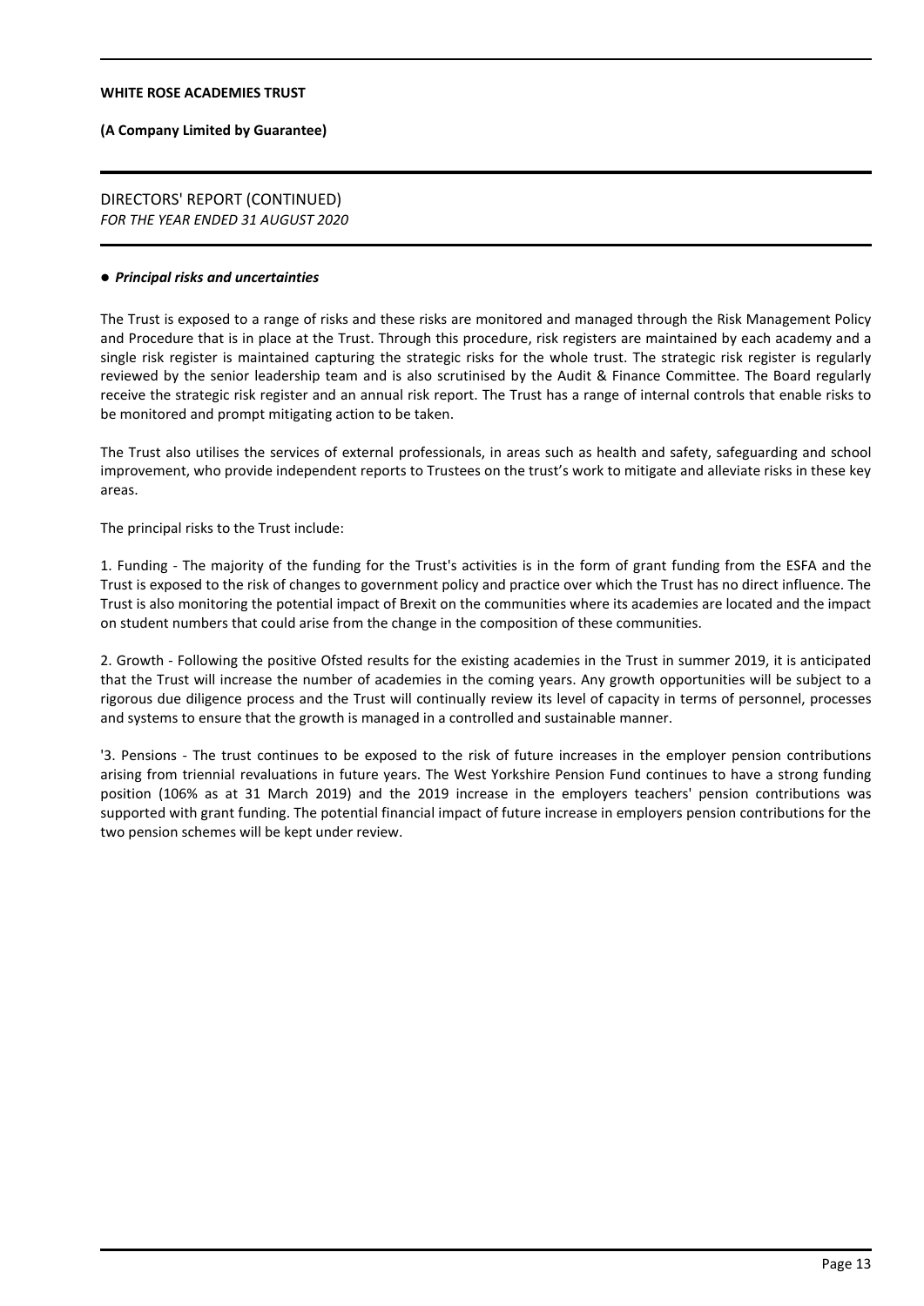**WHITE ROSE ACADEMIES TRUST**

**(A Company Limited by Guarantee)**

DIRECTORS' REPORT (CONTINUED)
*FOR THE YEAR ENDED 31 AUGUST 2020*

● ***Principal risks and uncertainties***

The Trust is exposed to a range of risks and these risks are monitored and managed through the Risk Management Policy and Procedure that is in place at the Trust. Through this procedure, risk registers are maintained by each academy and a single risk register is maintained capturing the strategic risks for the whole trust. The strategic risk register is regularly reviewed by the senior leadership team and is also scrutinised by the Audit & Finance Committee. The Board regularly receive the strategic risk register and an annual risk report. The Trust has a range of internal controls that enable risks to be monitored and prompt mitigating action to be taken.

The Trust also utilises the services of external professionals, in areas such as health and safety, safeguarding and school improvement, who provide independent reports to Trustees on the trust's work to mitigate and alleviate risks in these key areas.

The principal risks to the Trust include:

1. Funding - The majority of the funding for the Trust's activities is in the form of grant funding from the ESFA and the Trust is exposed to the risk of changes to government policy and practice over which the Trust has no direct influence. The Trust is also monitoring the potential impact of Brexit on the communities where its academies are located and the impact on student numbers that could arise from the change in the composition of these communities.

2. Growth - Following the positive Ofsted results for the existing academies in the Trust in summer 2019, it is anticipated that the Trust will increase the number of academies in the coming years. Any growth opportunities will be subject to a rigorous due diligence process and the Trust will continually review its level of capacity in terms of personnel, processes and systems to ensure that the growth is managed in a controlled and sustainable manner.

'3. Pensions - The trust continues to be exposed to the risk of future increases in the employer pension contributions arising from triennial revaluations in future years. The West Yorkshire Pension Fund continues to have a strong funding position (106% as at 31 March 2019) and the 2019 increase in the employers teachers' pension contributions was supported with grant funding. The potential financial impact of future increase in employers pension contributions for the two pension schemes will be kept under review.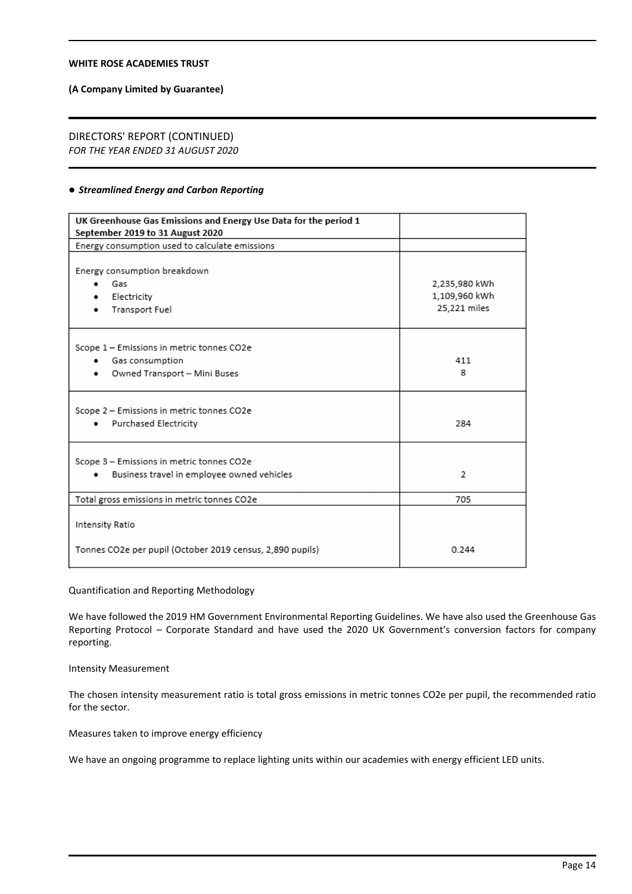**WHITE ROSE ACADEMIES TRUST**

**(A Company Limited by Guarantee)**

DIRECTORS' REPORT (CONTINUED)
*FOR THE YEAR ENDED 31 AUGUST 2020*

● ***Streamlined Energy and Carbon Reporting***

| UK Greenhouse Gas Emissions and Energy Use Data for the period 1 September 2019 to 31 August 2020 | |
|---|---|
| Energy consumption used to calculate emissions | |
| Energy consumption breakdown<br>• Gas<br>• Electricity<br>• Transport Fuel | <br>2,235,980 kWh<br>1,109,960 kWh<br>25,221 miles |
| Scope 1 – Emissions in metric tonnes CO2e<br>• Gas consumption<br>• Owned Transport – Mini Buses | <br>411<br>8 |
| Scope 2 – Emissions in metric tonnes CO2e<br>• Purchased Electricity | <br>284 |
| Scope 3 – Emissions in metric tonnes CO2e<br>• Business travel in employee owned vehicles | <br>2 |
| Total gross emissions in metric tonnes CO2e | 705 |
| Intensity Ratio<br><br>Tonnes CO2e per pupil (October 2019 census, 2,890 pupils) | <br><br>0.244 |

Quantification and Reporting Methodology

We have followed the 2019 HM Government Environmental Reporting Guidelines. We have also used the Greenhouse Gas Reporting Protocol – Corporate Standard and have used the 2020 UK Government's conversion factors for company reporting.

Intensity Measurement

The chosen intensity measurement ratio is total gross emissions in metric tonnes CO2e per pupil, the recommended ratio for the sector.

Measures taken to improve energy efficiency

We have an ongoing programme to replace lighting units within our academies with energy efficient LED units.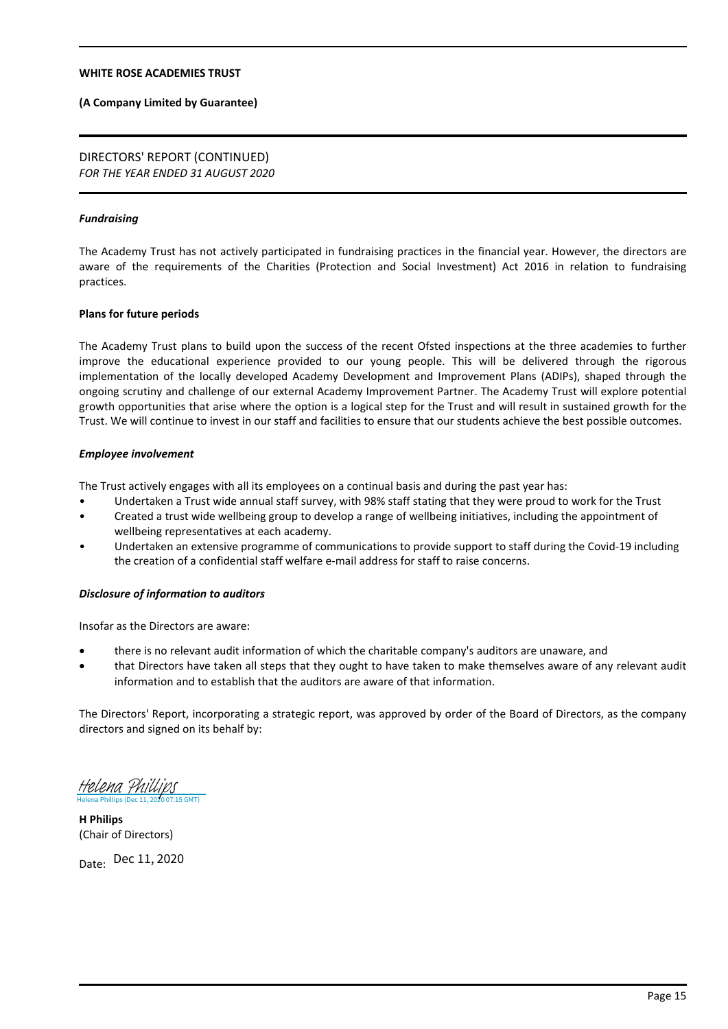**WHITE ROSE ACADEMIES TRUST**

**(A Company Limited by Guarantee)**

DIRECTORS' REPORT (CONTINUED)
*FOR THE YEAR ENDED 31 AUGUST 2020*

***Fundraising***

The Academy Trust has not actively participated in fundraising practices in the financial year. However, the directors are aware of the requirements of the Charities (Protection and Social Investment) Act 2016 in relation to fundraising practices.

**Plans for future periods**

The Academy Trust plans to build upon the success of the recent Ofsted inspections at the three academies to further improve the educational experience provided to our young people. This will be delivered through the rigorous implementation of the locally developed Academy Development and Improvement Plans (ADIPs), shaped through the ongoing scrutiny and challenge of our external Academy Improvement Partner. The Academy Trust will explore potential growth opportunities that arise where the option is a logical step for the Trust and will result in sustained growth for the Trust. We will continue to invest in our staff and facilities to ensure that our students achieve the best possible outcomes.

***Employee involvement***

The Trust actively engages with all its employees on a continual basis and during the past year has:

- Undertaken a Trust wide annual staff survey, with 98% staff stating that they were proud to work for the Trust
- Created a trust wide wellbeing group to develop a range of wellbeing initiatives, including the appointment of wellbeing representatives at each academy.
- Undertaken an extensive programme of communications to provide support to staff during the Covid-19 including the creation of a confidential staff welfare e-mail address for staff to raise concerns.

***Disclosure of information to auditors***

Insofar as the Directors are aware:

- there is no relevant audit information of which the charitable company's auditors are unaware, and
- that Directors have taken all steps that they ought to have taken to make themselves aware of any relevant audit information and to establish that the auditors are aware of that information.

The Directors' Report, incorporating a strategic report, was approved by order of the Board of Directors, as the company directors and signed on its behalf by:

Helena Phillips
Helena Phillips (Dec 11, 2020 07:15 GMT)

**H Philips**
(Chair of Directors)

Date: Dec 11, 2020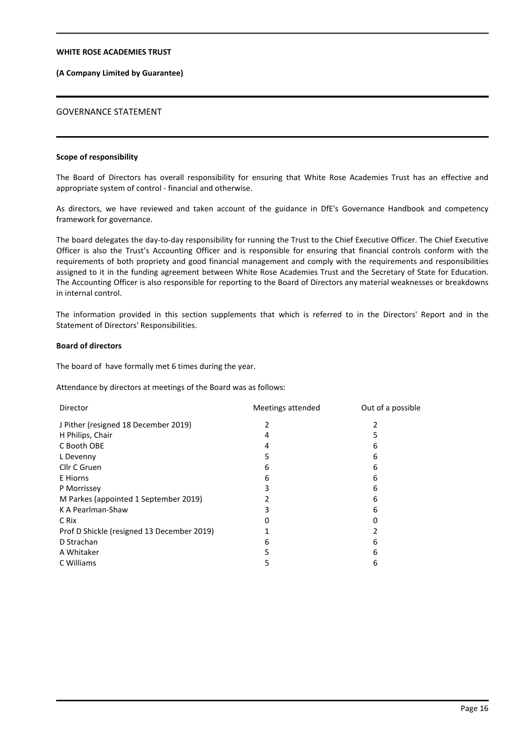**WHITE ROSE ACADEMIES TRUST**

**(A Company Limited by Guarantee)**

## GOVERNANCE STATEMENT

**Scope of responsibility**

The Board of Directors has overall responsibility for ensuring that White Rose Academies Trust has an effective and appropriate system of control - financial and otherwise.

As directors, we have reviewed and taken account of the guidance in DfE's Governance Handbook and competency framework for governance.

The board delegates the day-to-day responsibility for running the Trust to the Chief Executive Officer. The Chief Executive Officer is also the Trust's Accounting Officer and is responsible for ensuring that financial controls conform with the requirements of both propriety and good financial management and comply with the requirements and responsibilities assigned to it in the funding agreement between White Rose Academies Trust and the Secretary of State for Education. The Accounting Officer is also responsible for reporting to the Board of Directors any material weaknesses or breakdowns in internal control.

The information provided in this section supplements that which is referred to in the Directors' Report and in the Statement of Directors' Responsibilities.

**Board of directors**

The board of  have formally met 6 times during the year.

Attendance by directors at meetings of the Board was as follows:

| Director | Meetings attended | Out of a possible |
|---|---|---|
| J Pither (resigned 18 December 2019) | 2 | 2 |
| H Philips, Chair | 4 | 5 |
| C Booth OBE | 4 | 6 |
| L Devenny | 5 | 6 |
| Cllr C Gruen | 6 | 6 |
| E Hiorns | 6 | 6 |
| P Morrissey | 3 | 6 |
| M Parkes (appointed 1 September 2019) | 2 | 6 |
| K A Pearlman-Shaw | 3 | 6 |
| C Rix | 0 | 0 |
| Prof D Shickle (resigned 13 December 2019) | 1 | 2 |
| D Strachan | 6 | 6 |
| A Whitaker | 5 | 6 |
| C Williams | 5 | 6 |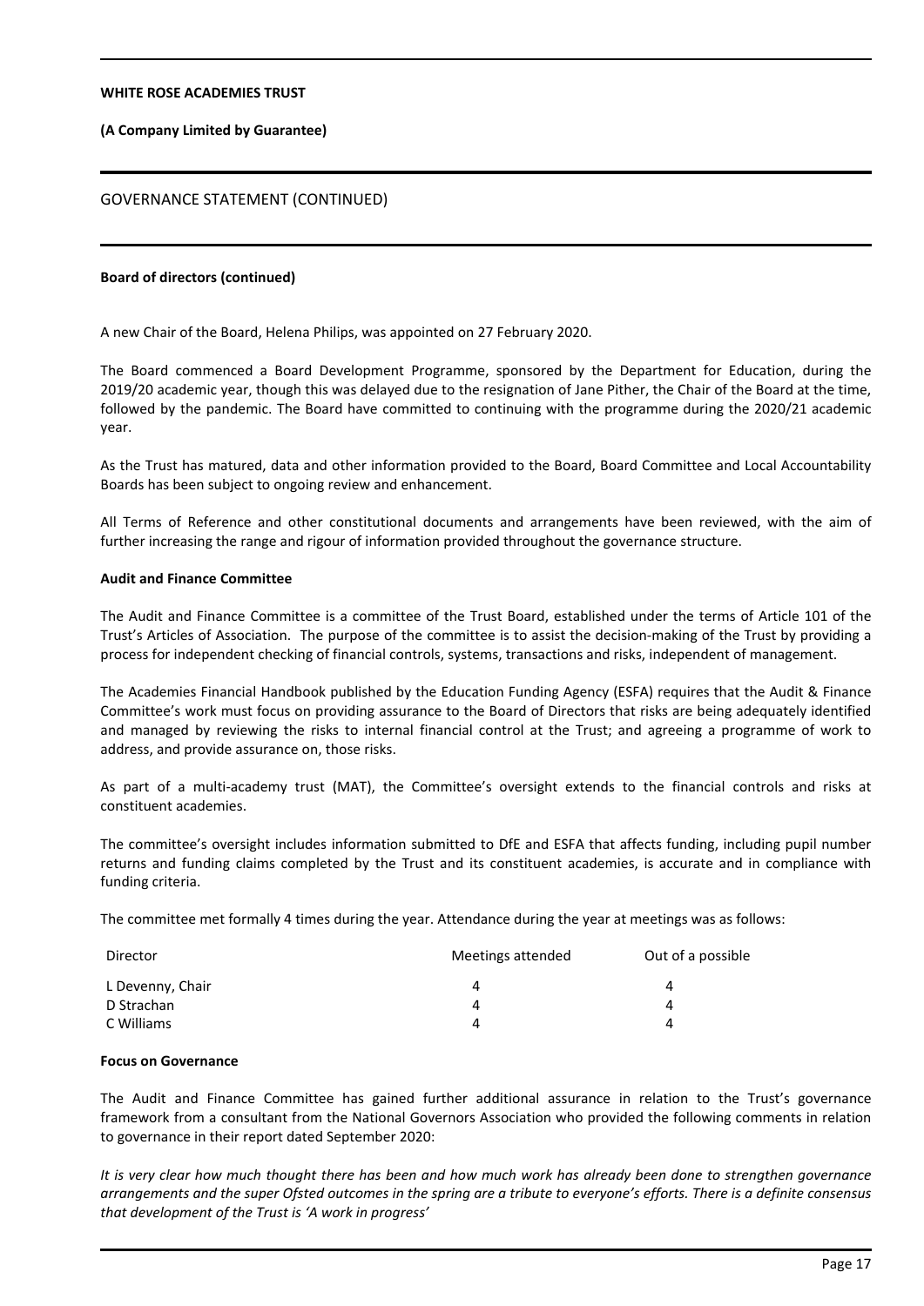**Board of directors (continued)**

A new Chair of the Board, Helena Philips, was appointed on 27 February 2020.

The Board commenced a Board Development Programme, sponsored by the Department for Education, during the 2019/20 academic year, though this was delayed due to the resignation of Jane Pither, the Chair of the Board at the time, followed by the pandemic. The Board have committed to continuing with the programme during the 2020/21 academic year.

As the Trust has matured, data and other information provided to the Board, Board Committee and Local Accountability Boards has been subject to ongoing review and enhancement.

All Terms of Reference and other constitutional documents and arrangements have been reviewed, with the aim of further increasing the range and rigour of information provided throughout the governance structure.

**Audit and Finance Committee**

The Audit and Finance Committee is a committee of the Trust Board, established under the terms of Article 101 of the Trust's Articles of Association. The purpose of the committee is to assist the decision-making of the Trust by providing a process for independent checking of financial controls, systems, transactions and risks, independent of management.

The Academies Financial Handbook published by the Education Funding Agency (ESFA) requires that the Audit & Finance Committee's work must focus on providing assurance to the Board of Directors that risks are being adequately identified and managed by reviewing the risks to internal financial control at the Trust; and agreeing a programme of work to address, and provide assurance on, those risks.

As part of a multi-academy trust (MAT), the Committee's oversight extends to the financial controls and risks at constituent academies.

The committee's oversight includes information submitted to DfE and ESFA that affects funding, including pupil number returns and funding claims completed by the Trust and its constituent academies, is accurate and in compliance with funding criteria.

The committee met formally 4 times during the year. Attendance during the year at meetings was as follows:

| Director | Meetings attended | Out of a possible |
|---|---|---|
| L Devenny, Chair | 4 | 4 |
| D Strachan | 4 | 4 |
| C Williams | 4 | 4 |

**Focus on Governance**

The Audit and Finance Committee has gained further additional assurance in relation to the Trust's governance framework from a consultant from the National Governors Association who provided the following comments in relation to governance in their report dated September 2020:

*It is very clear how much thought there has been and how much work has already been done to strengthen governance arrangements and the super Ofsted outcomes in the spring are a tribute to everyone's efforts. There is a definite consensus that development of the Trust is 'A work in progress'*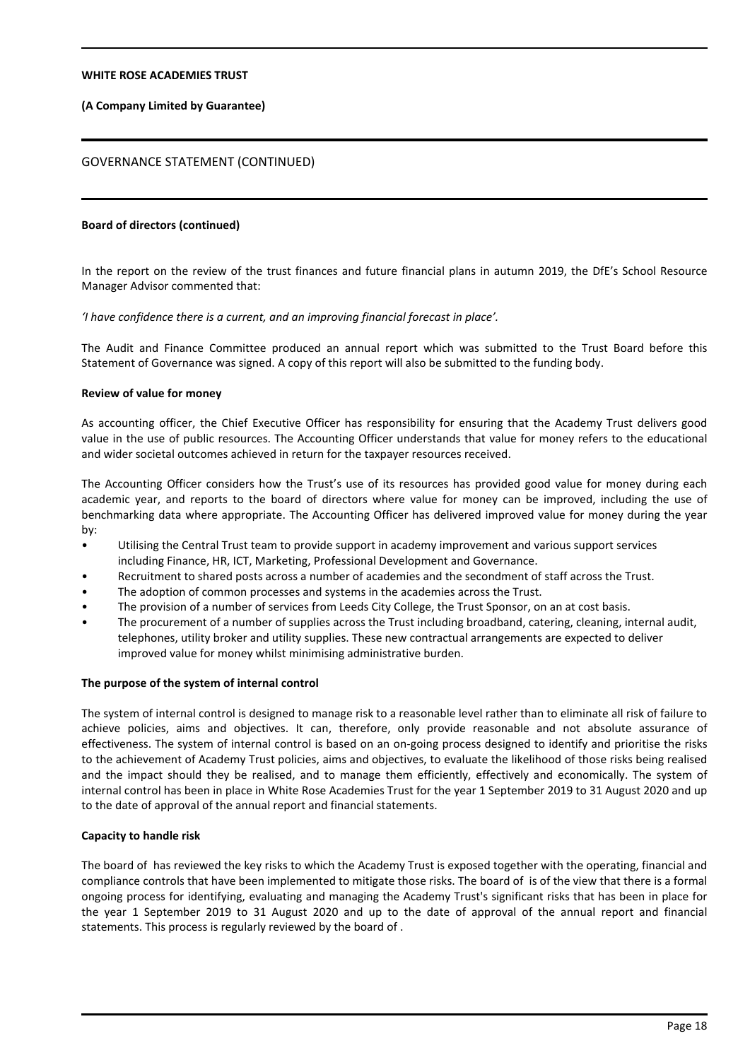**Board of directors (continued)**

In the report on the review of the trust finances and future financial plans in autumn 2019, the DfE's School Resource Manager Advisor commented that:

*'I have confidence there is a current, and an improving financial forecast in place'.*

The Audit and Finance Committee produced an annual report which was submitted to the Trust Board before this Statement of Governance was signed. A copy of this report will also be submitted to the funding body.

**Review of value for money**

As accounting officer, the Chief Executive Officer has responsibility for ensuring that the Academy Trust delivers good value in the use of public resources. The Accounting Officer understands that value for money refers to the educational and wider societal outcomes achieved in return for the taxpayer resources received.

The Accounting Officer considers how the Trust's use of its resources has provided good value for money during each academic year, and reports to the board of directors where value for money can be improved, including the use of benchmarking data where appropriate. The Accounting Officer has delivered improved value for money during the year by:

- Utilising the Central Trust team to provide support in academy improvement and various support services including Finance, HR, ICT, Marketing, Professional Development and Governance.
- Recruitment to shared posts across a number of academies and the secondment of staff across the Trust.
- The adoption of common processes and systems in the academies across the Trust.
- The provision of a number of services from Leeds City College, the Trust Sponsor, on an at cost basis.
- The procurement of a number of supplies across the Trust including broadband, catering, cleaning, internal audit, telephones, utility broker and utility supplies. These new contractual arrangements are expected to deliver improved value for money whilst minimising administrative burden.

**The purpose of the system of internal control**

The system of internal control is designed to manage risk to a reasonable level rather than to eliminate all risk of failure to achieve policies, aims and objectives. It can, therefore, only provide reasonable and not absolute assurance of effectiveness. The system of internal control is based on an on-going process designed to identify and prioritise the risks to the achievement of Academy Trust policies, aims and objectives, to evaluate the likelihood of those risks being realised and the impact should they be realised, and to manage them efficiently, effectively and economically. The system of internal control has been in place in White Rose Academies Trust for the year 1 September 2019 to 31 August 2020 and up to the date of approval of the annual report and financial statements.

**Capacity to handle risk**

The board of has reviewed the key risks to which the Academy Trust is exposed together with the operating, financial and compliance controls that have been implemented to mitigate those risks. The board of is of the view that there is a formal ongoing process for identifying, evaluating and managing the Academy Trust's significant risks that has been in place for the year 1 September 2019 to 31 August 2020 and up to the date of approval of the annual report and financial statements. This process is regularly reviewed by the board of .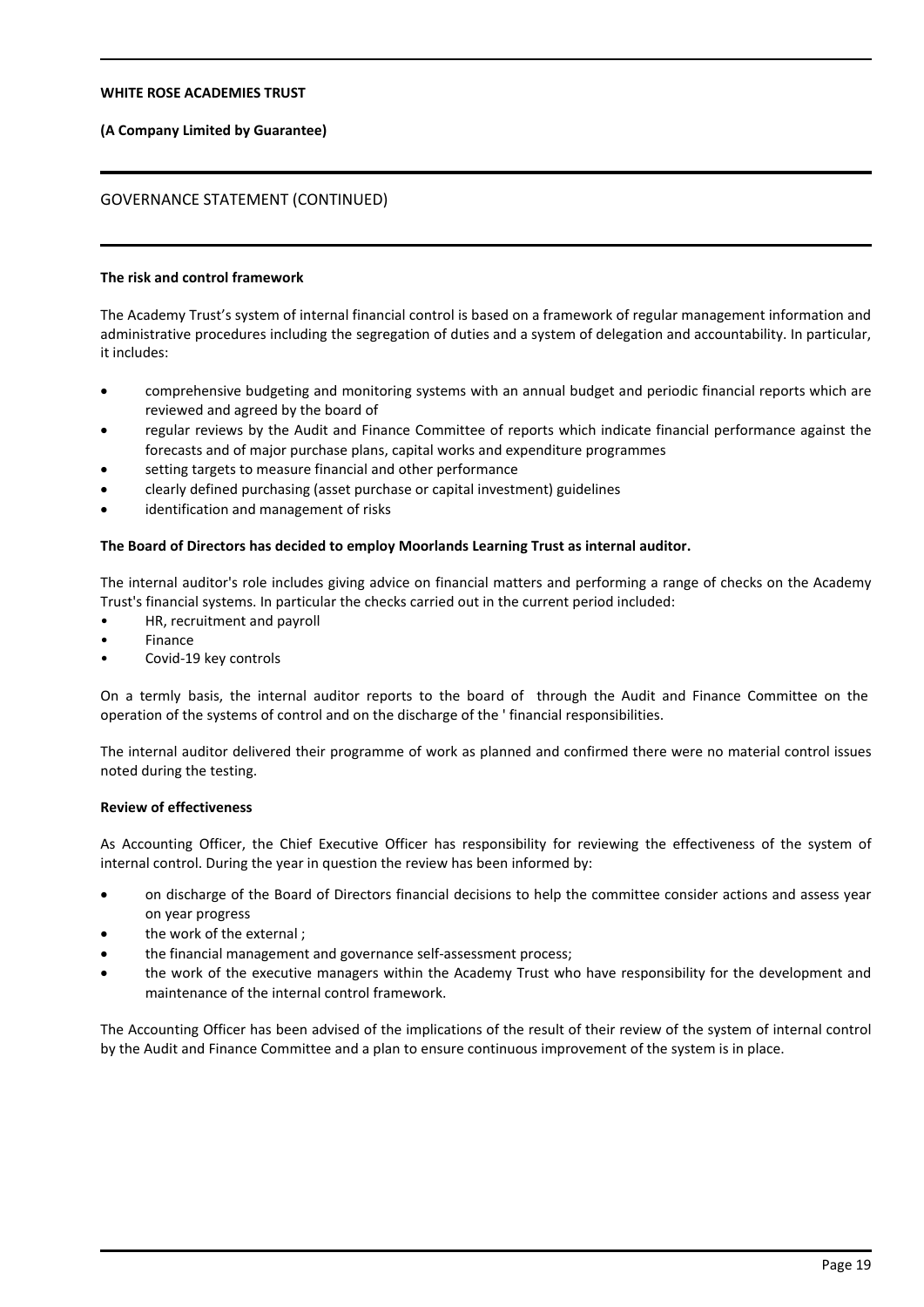## GOVERNANCE STATEMENT (CONTINUED)

### The risk and control framework

The Academy Trust's system of internal financial control is based on a framework of regular management information and administrative procedures including the segregation of duties and a system of delegation and accountability. In particular, it includes:

- comprehensive budgeting and monitoring systems with an annual budget and periodic financial reports which are reviewed and agreed by the board of
- regular reviews by the Audit and Finance Committee of reports which indicate financial performance against the forecasts and of major purchase plans, capital works and expenditure programmes
- setting targets to measure financial and other performance
- clearly defined purchasing (asset purchase or capital investment) guidelines
- identification and management of risks

**The Board of Directors has decided to employ Moorlands Learning Trust as internal auditor.**

The internal auditor's role includes giving advice on financial matters and performing a range of checks on the Academy Trust's financial systems. In particular the checks carried out in the current period included:

- HR, recruitment and payroll
- Finance
- Covid-19 key controls

On a termly basis, the internal auditor reports to the board of through the Audit and Finance Committee on the operation of the systems of control and on the discharge of the ' financial responsibilities.

The internal auditor delivered their programme of work as planned and confirmed there were no material control issues noted during the testing.

### Review of effectiveness

As Accounting Officer, the Chief Executive Officer has responsibility for reviewing the effectiveness of the system of internal control. During the year in question the review has been informed by:

- on discharge of the Board of Directors financial decisions to help the committee consider actions and assess year on year progress
- the work of the external ;
- the financial management and governance self-assessment process;
- the work of the executive managers within the Academy Trust who have responsibility for the development and maintenance of the internal control framework.

The Accounting Officer has been advised of the implications of the result of their review of the system of internal control by the Audit and Finance Committee and a plan to ensure continuous improvement of the system is in place.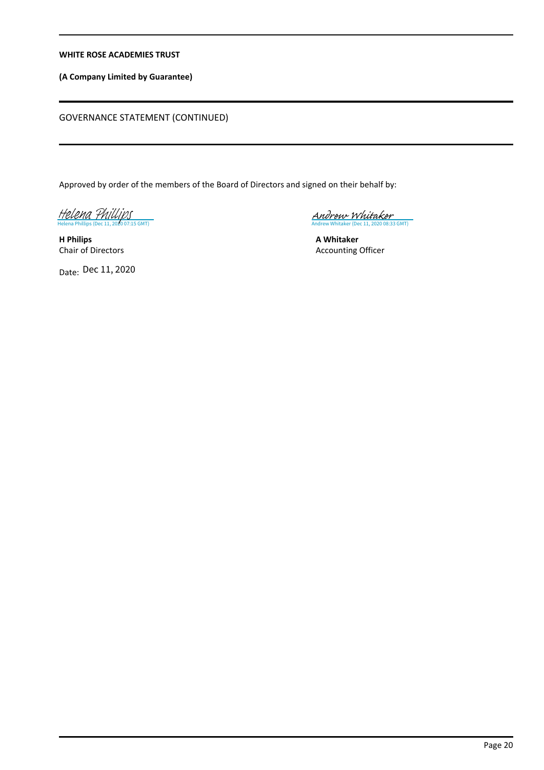## GOVERNANCE STATEMENT (CONTINUED)

Approved by order of the members of the Board of Directors and signed on their behalf by:

Helena Phillips
Helena Phillips (Dec 11, 2020 07:15 GMT)

**H Philips**
Chair of Directors

Date: Dec 11, 2020

Andrew Whitaker
Andrew Whitaker (Dec 11, 2020 08:33 GMT)

**A Whitaker**
Accounting Officer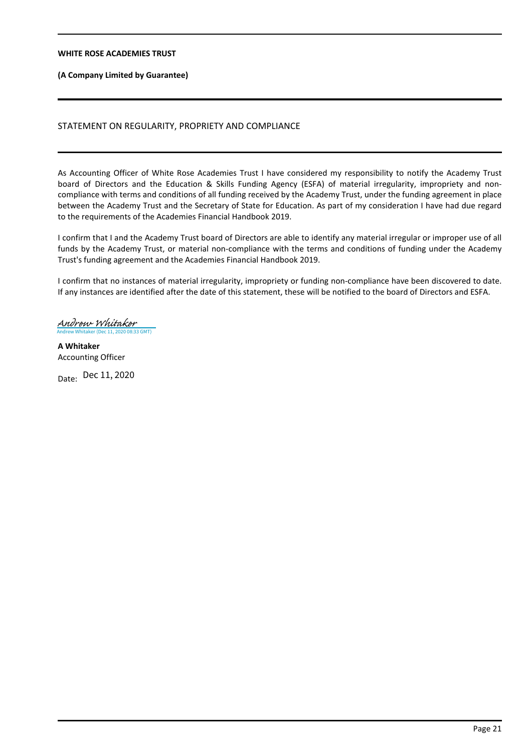**WHITE ROSE ACADEMIES TRUST**

**(A Company Limited by Guarantee)**

# STATEMENT ON REGULARITY, PROPRIETY AND COMPLIANCE

As Accounting Officer of White Rose Academies Trust I have considered my responsibility to notify the Academy Trust board of Directors and the Education & Skills Funding Agency (ESFA) of material irregularity, impropriety and non-compliance with terms and conditions of all funding received by the Academy Trust, under the funding agreement in place between the Academy Trust and the Secretary of State for Education. As part of my consideration I have had due regard to the requirements of the Academies Financial Handbook 2019.

I confirm that I and the Academy Trust board of Directors are able to identify any material irregular or improper use of all funds by the Academy Trust, or material non-compliance with the terms and conditions of funding under the Academy Trust's funding agreement and the Academies Financial Handbook 2019.

I confirm that no instances of material irregularity, impropriety or funding non-compliance have been discovered to date. If any instances are identified after the date of this statement, these will be notified to the board of Directors and ESFA.

*Andrew Whitaker*
Andrew Whitaker (Dec 11, 2020 08:33 GMT)

**A Whitaker**
Accounting Officer

Date: Dec 11, 2020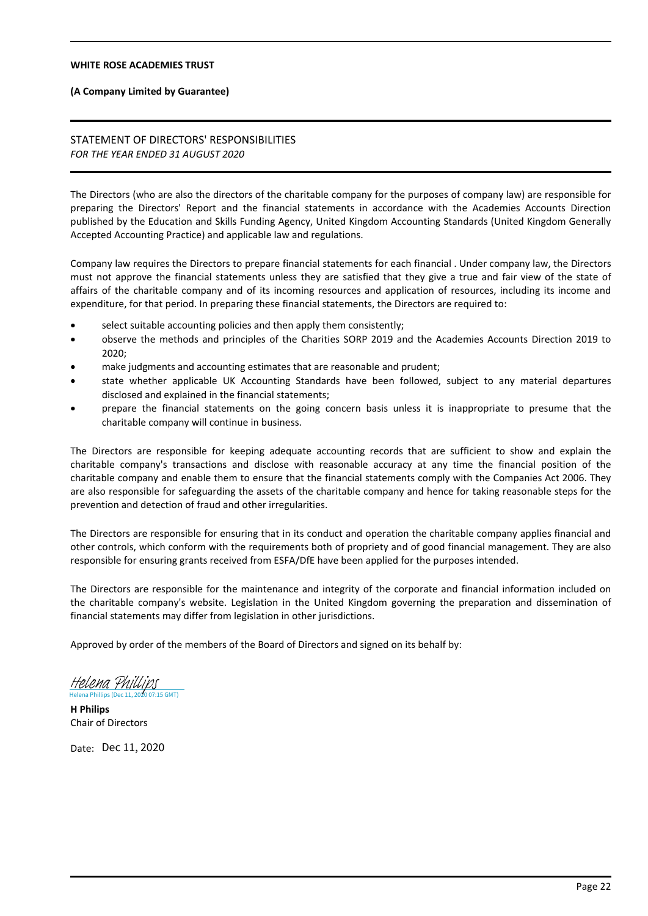**WHITE ROSE ACADEMIES TRUST**

**(A Company Limited by Guarantee)**

# STATEMENT OF DIRECTORS' RESPONSIBILITIES

*FOR THE YEAR ENDED 31 AUGUST 2020*

The Directors (who are also the directors of the charitable company for the purposes of company law) are responsible for preparing the Directors' Report and the financial statements in accordance with the Academies Accounts Direction published by the Education and Skills Funding Agency, United Kingdom Accounting Standards (United Kingdom Generally Accepted Accounting Practice) and applicable law and regulations.

Company law requires the Directors to prepare financial statements for each financial . Under company law, the Directors must not approve the financial statements unless they are satisfied that they give a true and fair view of the state of affairs of the charitable company and of its incoming resources and application of resources, including its income and expenditure, for that period. In preparing these financial statements, the Directors are required to:

- select suitable accounting policies and then apply them consistently;
- observe the methods and principles of the Charities SORP 2019 and the Academies Accounts Direction 2019 to 2020;
- make judgments and accounting estimates that are reasonable and prudent;
- state whether applicable UK Accounting Standards have been followed, subject to any material departures disclosed and explained in the financial statements;
- prepare the financial statements on the going concern basis unless it is inappropriate to presume that the charitable company will continue in business.

The Directors are responsible for keeping adequate accounting records that are sufficient to show and explain the charitable company's transactions and disclose with reasonable accuracy at any time the financial position of the charitable company and enable them to ensure that the financial statements comply with the Companies Act 2006. They are also responsible for safeguarding the assets of the charitable company and hence for taking reasonable steps for the prevention and detection of fraud and other irregularities.

The Directors are responsible for ensuring that in its conduct and operation the charitable company applies financial and other controls, which conform with the requirements both of propriety and of good financial management. They are also responsible for ensuring grants received from ESFA/DfE have been applied for the purposes intended.

The Directors are responsible for the maintenance and integrity of the corporate and financial information included on the charitable company's website. Legislation in the United Kingdom governing the preparation and dissemination of financial statements may differ from legislation in other jurisdictions.

Approved by order of the members of the Board of Directors and signed on its behalf by:

Helena Phillips
Helena Phillips (Dec 11, 2020 07:15 GMT)

**H Philips**
Chair of Directors

Date: Dec 11, 2020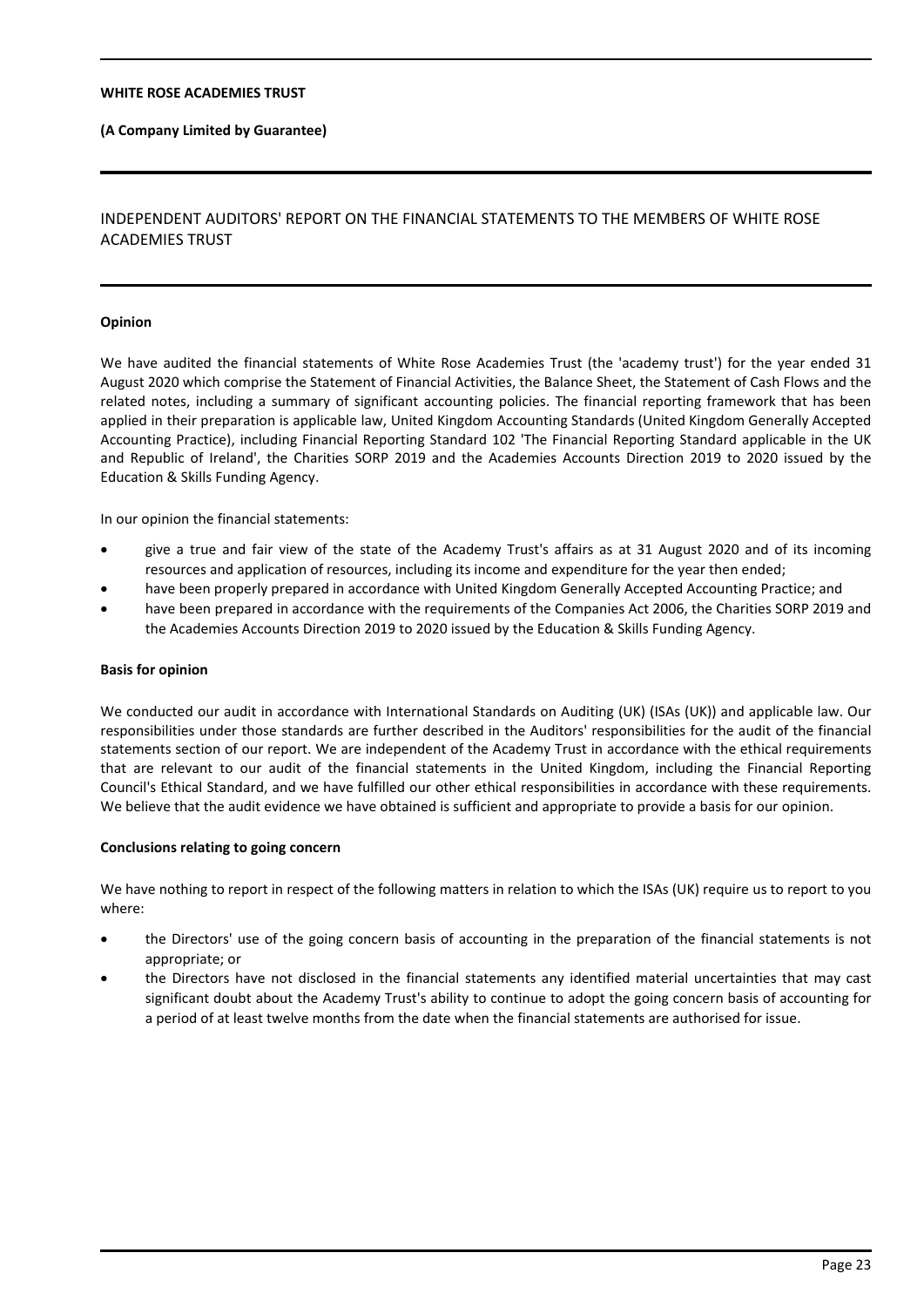# INDEPENDENT AUDITORS' REPORT ON THE FINANCIAL STATEMENTS TO THE MEMBERS OF WHITE ROSE ACADEMIES TRUST

## Opinion

We have audited the financial statements of White Rose Academies Trust (the 'academy trust') for the year ended 31 August 2020 which comprise the Statement of Financial Activities, the Balance Sheet, the Statement of Cash Flows and the related notes, including a summary of significant accounting policies. The financial reporting framework that has been applied in their preparation is applicable law, United Kingdom Accounting Standards (United Kingdom Generally Accepted Accounting Practice), including Financial Reporting Standard 102 'The Financial Reporting Standard applicable in the UK and Republic of Ireland', the Charities SORP 2019 and the Academies Accounts Direction 2019 to 2020 issued by the Education & Skills Funding Agency.

In our opinion the financial statements:

- give a true and fair view of the state of the Academy Trust's affairs as at 31 August 2020 and of its incoming resources and application of resources, including its income and expenditure for the year then ended;
- have been properly prepared in accordance with United Kingdom Generally Accepted Accounting Practice; and
- have been prepared in accordance with the requirements of the Companies Act 2006, the Charities SORP 2019 and the Academies Accounts Direction 2019 to 2020 issued by the Education & Skills Funding Agency.

## Basis for opinion

We conducted our audit in accordance with International Standards on Auditing (UK) (ISAs (UK)) and applicable law. Our responsibilities under those standards are further described in the Auditors' responsibilities for the audit of the financial statements section of our report. We are independent of the Academy Trust in accordance with the ethical requirements that are relevant to our audit of the financial statements in the United Kingdom, including the Financial Reporting Council's Ethical Standard, and we have fulfilled our other ethical responsibilities in accordance with these requirements. We believe that the audit evidence we have obtained is sufficient and appropriate to provide a basis for our opinion.

## Conclusions relating to going concern

We have nothing to report in respect of the following matters in relation to which the ISAs (UK) require us to report to you where:

- the Directors' use of the going concern basis of accounting in the preparation of the financial statements is not appropriate; or
- the Directors have not disclosed in the financial statements any identified material uncertainties that may cast significant doubt about the Academy Trust's ability to continue to adopt the going concern basis of accounting for a period of at least twelve months from the date when the financial statements are authorised for issue.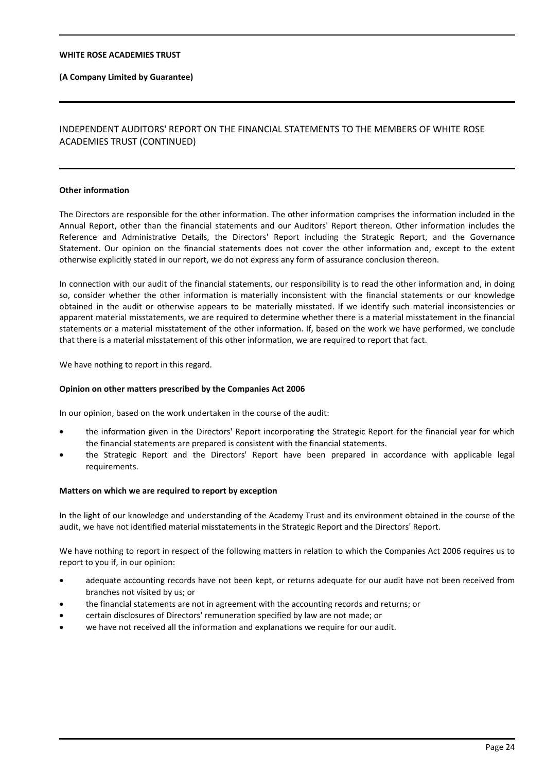## INDEPENDENT AUDITORS' REPORT ON THE FINANCIAL STATEMENTS TO THE MEMBERS OF WHITE ROSE ACADEMIES TRUST (CONTINUED)

**Other information**

The Directors are responsible for the other information. The other information comprises the information included in the Annual Report, other than the financial statements and our Auditors' Report thereon. Other information includes the Reference and Administrative Details, the Directors' Report including the Strategic Report, and the Governance Statement. Our opinion on the financial statements does not cover the other information and, except to the extent otherwise explicitly stated in our report, we do not express any form of assurance conclusion thereon.

In connection with our audit of the financial statements, our responsibility is to read the other information and, in doing so, consider whether the other information is materially inconsistent with the financial statements or our knowledge obtained in the audit or otherwise appears to be materially misstated. If we identify such material inconsistencies or apparent material misstatements, we are required to determine whether there is a material misstatement in the financial statements or a material misstatement of the other information. If, based on the work we have performed, we conclude that there is a material misstatement of this other information, we are required to report that fact.

We have nothing to report in this regard.

**Opinion on other matters prescribed by the Companies Act 2006**

In our opinion, based on the work undertaken in the course of the audit:

- the information given in the Directors' Report incorporating the Strategic Report for the financial year for which the financial statements are prepared is consistent with the financial statements.
- the Strategic Report and the Directors' Report have been prepared in accordance with applicable legal requirements.

**Matters on which we are required to report by exception**

In the light of our knowledge and understanding of the Academy Trust and its environment obtained in the course of the audit, we have not identified material misstatements in the Strategic Report and the Directors' Report.

We have nothing to report in respect of the following matters in relation to which the Companies Act 2006 requires us to report to you if, in our opinion:

- adequate accounting records have not been kept, or returns adequate for our audit have not been received from branches not visited by us; or
- the financial statements are not in agreement with the accounting records and returns; or
- certain disclosures of Directors' remuneration specified by law are not made; or
- we have not received all the information and explanations we require for our audit.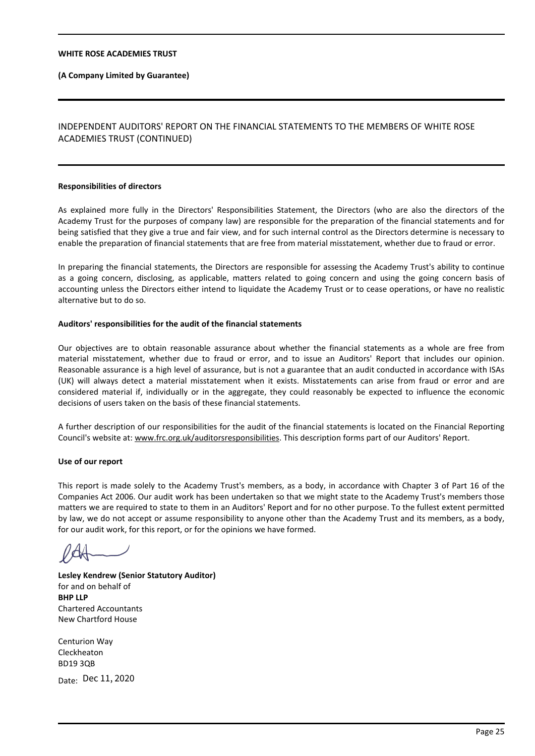**WHITE ROSE ACADEMIES TRUST**

**(A Company Limited by Guarantee)**

# INDEPENDENT AUDITORS' REPORT ON THE FINANCIAL STATEMENTS TO THE MEMBERS OF WHITE ROSE ACADEMIES TRUST (CONTINUED)

**Responsibilities of directors**

As explained more fully in the Directors' Responsibilities Statement, the Directors (who are also the directors of the Academy Trust for the purposes of company law) are responsible for the preparation of the financial statements and for being satisfied that they give a true and fair view, and for such internal control as the Directors determine is necessary to enable the preparation of financial statements that are free from material misstatement, whether due to fraud or error.

In preparing the financial statements, the Directors are responsible for assessing the Academy Trust's ability to continue as a going concern, disclosing, as applicable, matters related to going concern and using the going concern basis of accounting unless the Directors either intend to liquidate the Academy Trust or to cease operations, or have no realistic alternative but to do so.

**Auditors' responsibilities for the audit of the financial statements**

Our objectives are to obtain reasonable assurance about whether the financial statements as a whole are free from material misstatement, whether due to fraud or error, and to issue an Auditors' Report that includes our opinion. Reasonable assurance is a high level of assurance, but is not a guarantee that an audit conducted in accordance with ISAs (UK) will always detect a material misstatement when it exists. Misstatements can arise from fraud or error and are considered material if, individually or in the aggregate, they could reasonably be expected to influence the economic decisions of users taken on the basis of these financial statements.

A further description of our responsibilities for the audit of the financial statements is located on the Financial Reporting Council's website at: www.frc.org.uk/auditorsresponsibilities. This description forms part of our Auditors' Report.

**Use of our report**

This report is made solely to the Academy Trust's members, as a body, in accordance with Chapter 3 of Part 16 of the Companies Act 2006. Our audit work has been undertaken so that we might state to the Academy Trust's members those matters we are required to state to them in an Auditors' Report and for no other purpose. To the fullest extent permitted by law, we do not accept or assume responsibility to anyone other than the Academy Trust and its members, as a body, for our audit work, for this report, or for the opinions we have formed.

**Lesley Kendrew (Senior Statutory Auditor)**
for and on behalf of
**BHP LLP**
Chartered Accountants
New Chartford House

Centurion Way
Cleckheaton
BD19 3QB

Date: Dec 11, 2020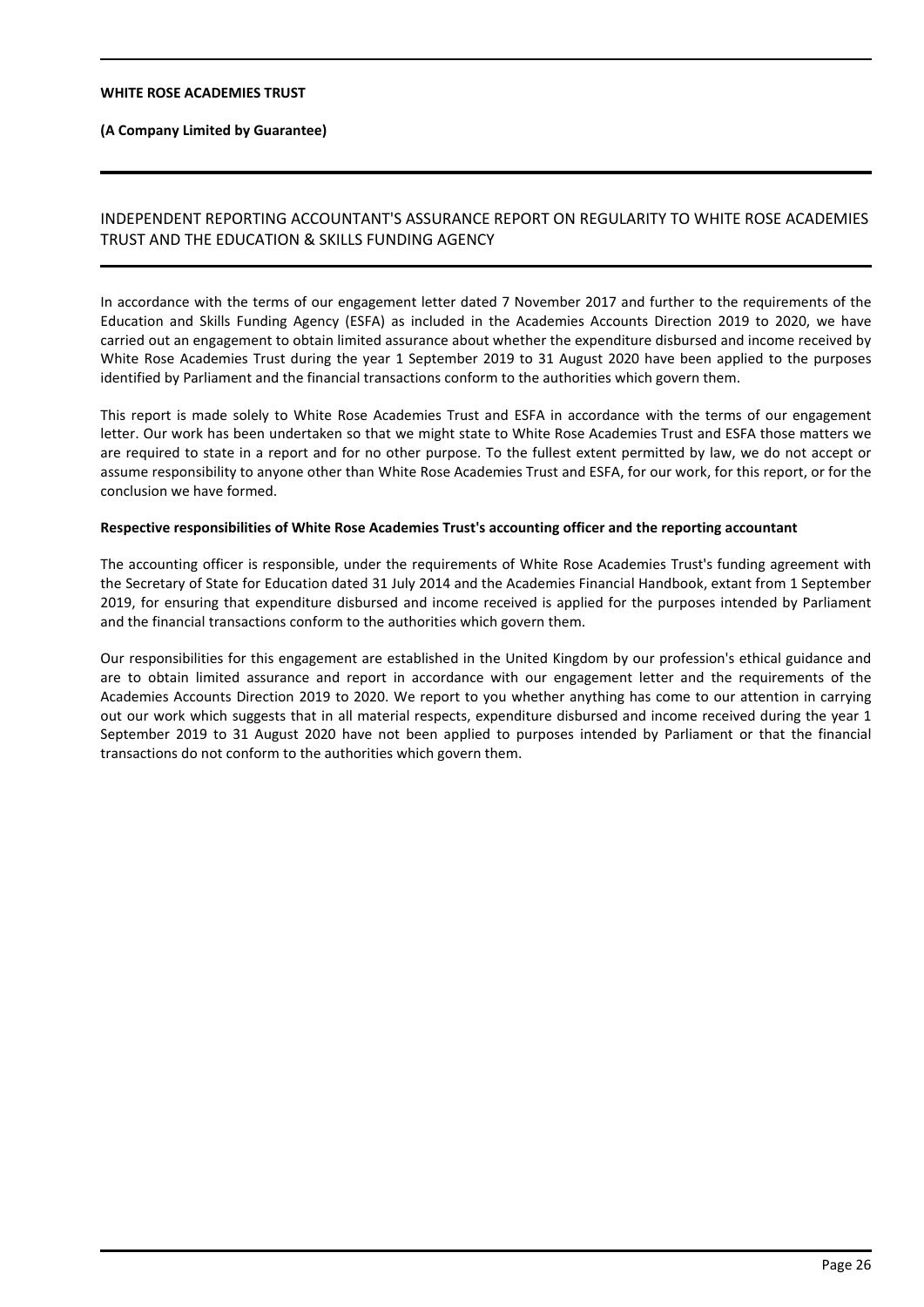# INDEPENDENT REPORTING ACCOUNTANT'S ASSURANCE REPORT ON REGULARITY TO WHITE ROSE ACADEMIES TRUST AND THE EDUCATION & SKILLS FUNDING AGENCY

In accordance with the terms of our engagement letter dated 7 November 2017 and further to the requirements of the Education and Skills Funding Agency (ESFA) as included in the Academies Accounts Direction 2019 to 2020, we have carried out an engagement to obtain limited assurance about whether the expenditure disbursed and income received by White Rose Academies Trust during the year 1 September 2019 to 31 August 2020 have been applied to the purposes identified by Parliament and the financial transactions conform to the authorities which govern them.

This report is made solely to White Rose Academies Trust and ESFA in accordance with the terms of our engagement letter. Our work has been undertaken so that we might state to White Rose Academies Trust and ESFA those matters we are required to state in a report and for no other purpose. To the fullest extent permitted by law, we do not accept or assume responsibility to anyone other than White Rose Academies Trust and ESFA, for our work, for this report, or for the conclusion we have formed.

**Respective responsibilities of White Rose Academies Trust's accounting officer and the reporting accountant**

The accounting officer is responsible, under the requirements of White Rose Academies Trust's funding agreement with the Secretary of State for Education dated 31 July 2014 and the Academies Financial Handbook, extant from 1 September 2019, for ensuring that expenditure disbursed and income received is applied for the purposes intended by Parliament and the financial transactions conform to the authorities which govern them.

Our responsibilities for this engagement are established in the United Kingdom by our profession's ethical guidance and are to obtain limited assurance and report in accordance with our engagement letter and the requirements of the Academies Accounts Direction 2019 to 2020. We report to you whether anything has come to our attention in carrying out our work which suggests that in all material respects, expenditure disbursed and income received during the year 1 September 2019 to 31 August 2020 have not been applied to purposes intended by Parliament or that the financial transactions do not conform to the authorities which govern them.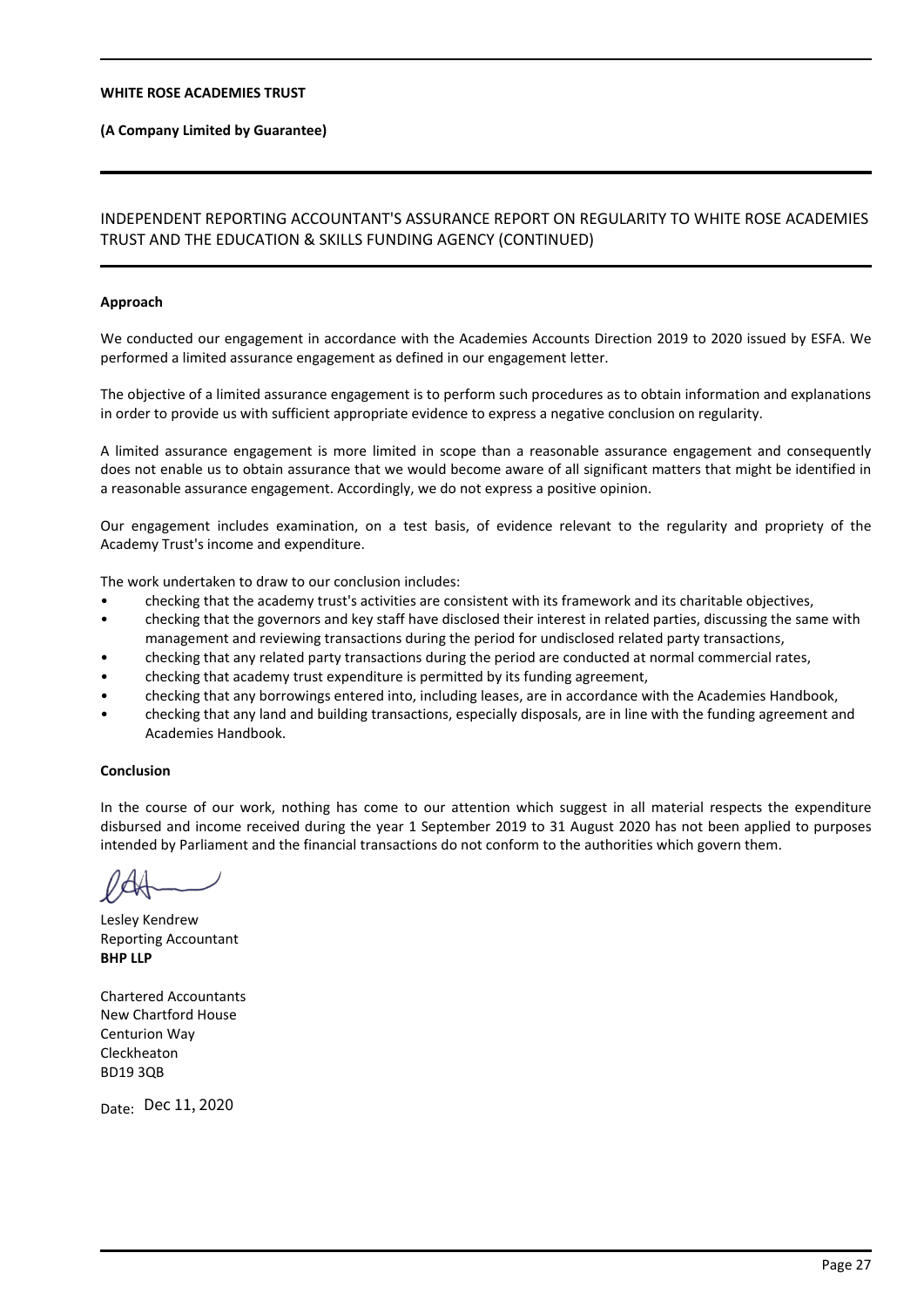**WHITE ROSE ACADEMIES TRUST**

**(A Company Limited by Guarantee)**

# INDEPENDENT REPORTING ACCOUNTANT'S ASSURANCE REPORT ON REGULARITY TO WHITE ROSE ACADEMIES TRUST AND THE EDUCATION & SKILLS FUNDING AGENCY (CONTINUED)

**Approach**

We conducted our engagement in accordance with the Academies Accounts Direction 2019 to 2020 issued by ESFA. We performed a limited assurance engagement as defined in our engagement letter.

The objective of a limited assurance engagement is to perform such procedures as to obtain information and explanations in order to provide us with sufficient appropriate evidence to express a negative conclusion on regularity.

A limited assurance engagement is more limited in scope than a reasonable assurance engagement and consequently does not enable us to obtain assurance that we would become aware of all significant matters that might be identified in a reasonable assurance engagement. Accordingly, we do not express a positive opinion.

Our engagement includes examination, on a test basis, of evidence relevant to the regularity and propriety of the Academy Trust's income and expenditure.

The work undertaken to draw to our conclusion includes:

- checking that the academy trust's activities are consistent with its framework and its charitable objectives,
- checking that the governors and key staff have disclosed their interest in related parties, discussing the same with management and reviewing transactions during the period for undisclosed related party transactions,
- checking that any related party transactions during the period are conducted at normal commercial rates,
- checking that academy trust expenditure is permitted by its funding agreement,
- checking that any borrowings entered into, including leases, are in accordance with the Academies Handbook,
- checking that any land and building transactions, especially disposals, are in line with the funding agreement and Academies Handbook.

**Conclusion**

In the course of our work, nothing has come to our attention which suggest in all material respects the expenditure disbursed and income received during the year 1 September 2019 to 31 August 2020 has not been applied to purposes intended by Parliament and the financial transactions do not conform to the authorities which govern them.

Lesley Kendrew
Reporting Accountant
**BHP LLP**

Chartered Accountants
New Chartford House
Centurion Way
Cleckheaton
BD19 3QB

Date: Dec 11, 2020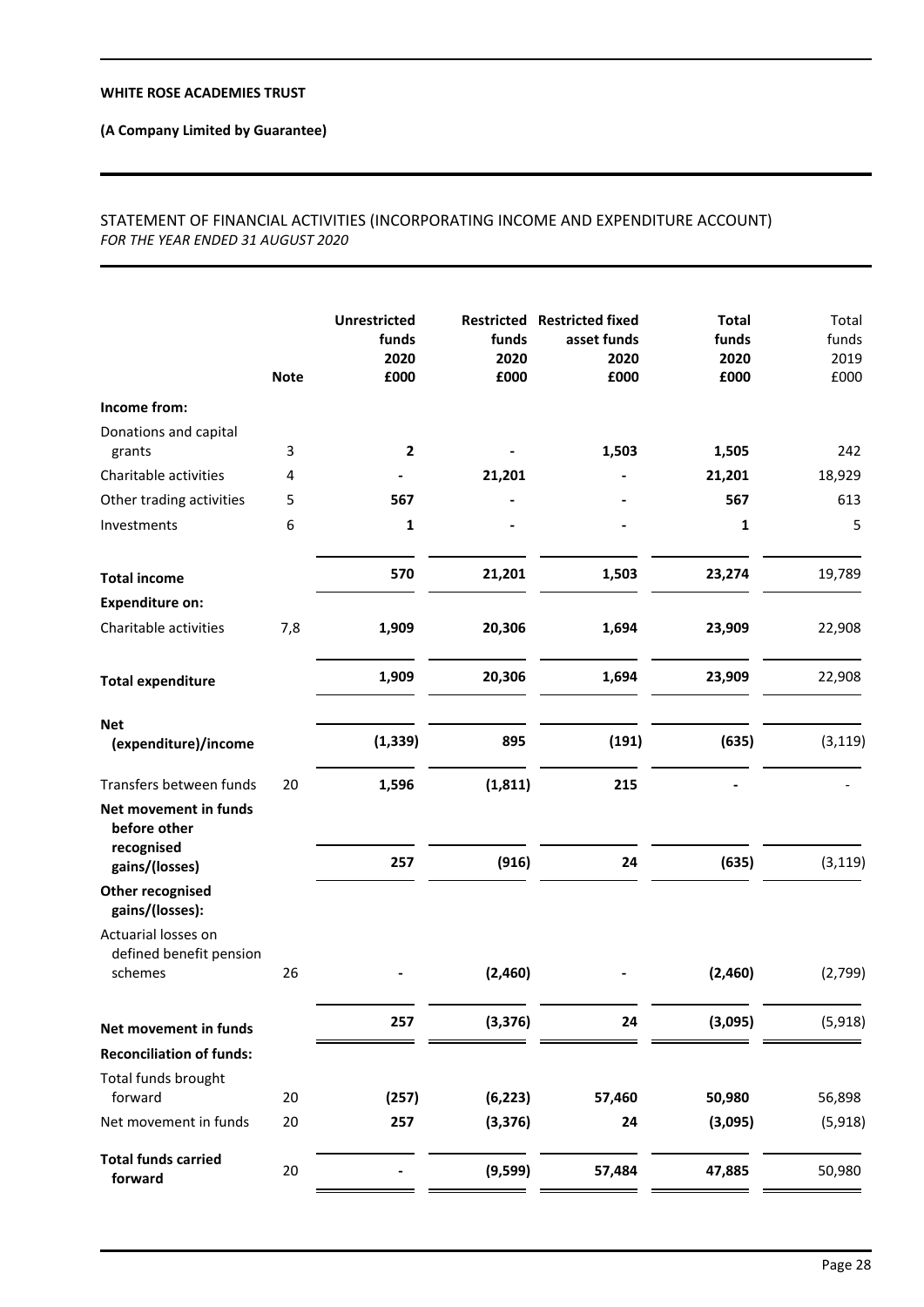**WHITE ROSE ACADEMIES TRUST**

**(A Company Limited by Guarantee)**

STATEMENT OF FINANCIAL ACTIVITIES (INCORPORATING INCOME AND EXPENDITURE ACCOUNT)
*FOR THE YEAR ENDED 31 AUGUST 2020*

| | Note | Unrestricted funds 2020 £000 | Restricted funds 2020 £000 | Restricted fixed asset funds 2020 £000 | Total funds 2020 £000 | Total funds 2019 £000 |
|---|---|---|---|---|---|---|
| **Income from:** | | | | | | |
| Donations and capital grants | 3 | **2** | **-** | **1,503** | **1,505** | 242 |
| Charitable activities | 4 | **-** | **21,201** | **-** | **21,201** | 18,929 |
| Other trading activities | 5 | **567** | **-** | **-** | **567** | 613 |
| Investments | 6 | **1** | **-** | **-** | **1** | 5 |
| **Total income** | | **570** | **21,201** | **1,503** | **23,274** | 19,789 |
| **Expenditure on:** | | | | | | |
| Charitable activities | 7,8 | **1,909** | **20,306** | **1,694** | **23,909** | 22,908 |
| **Total expenditure** | | **1,909** | **20,306** | **1,694** | **23,909** | 22,908 |
| **Net (expenditure)/income** | | **(1,339)** | **895** | **(191)** | **(635)** | (3,119) |
| Transfers between funds | 20 | **1,596** | **(1,811)** | **215** | **-** | - |
| **Net movement in funds before other recognised gains/(losses)** | | **257** | **(916)** | **24** | **(635)** | (3,119) |
| **Other recognised gains/(losses):** | | | | | | |
| Actuarial losses on defined benefit pension schemes | 26 | **-** | **(2,460)** | **-** | **(2,460)** | (2,799) |
| **Net movement in funds** | | **257** | **(3,376)** | **24** | **(3,095)** | (5,918) |
| **Reconciliation of funds:** | | | | | | |
| Total funds brought forward | 20 | **(257)** | **(6,223)** | **57,460** | **50,980** | 56,898 |
| Net movement in funds | 20 | **257** | **(3,376)** | **24** | **(3,095)** | (5,918) |
| **Total funds carried forward** | 20 | **-** | **(9,599)** | **57,484** | **47,885** | 50,980 |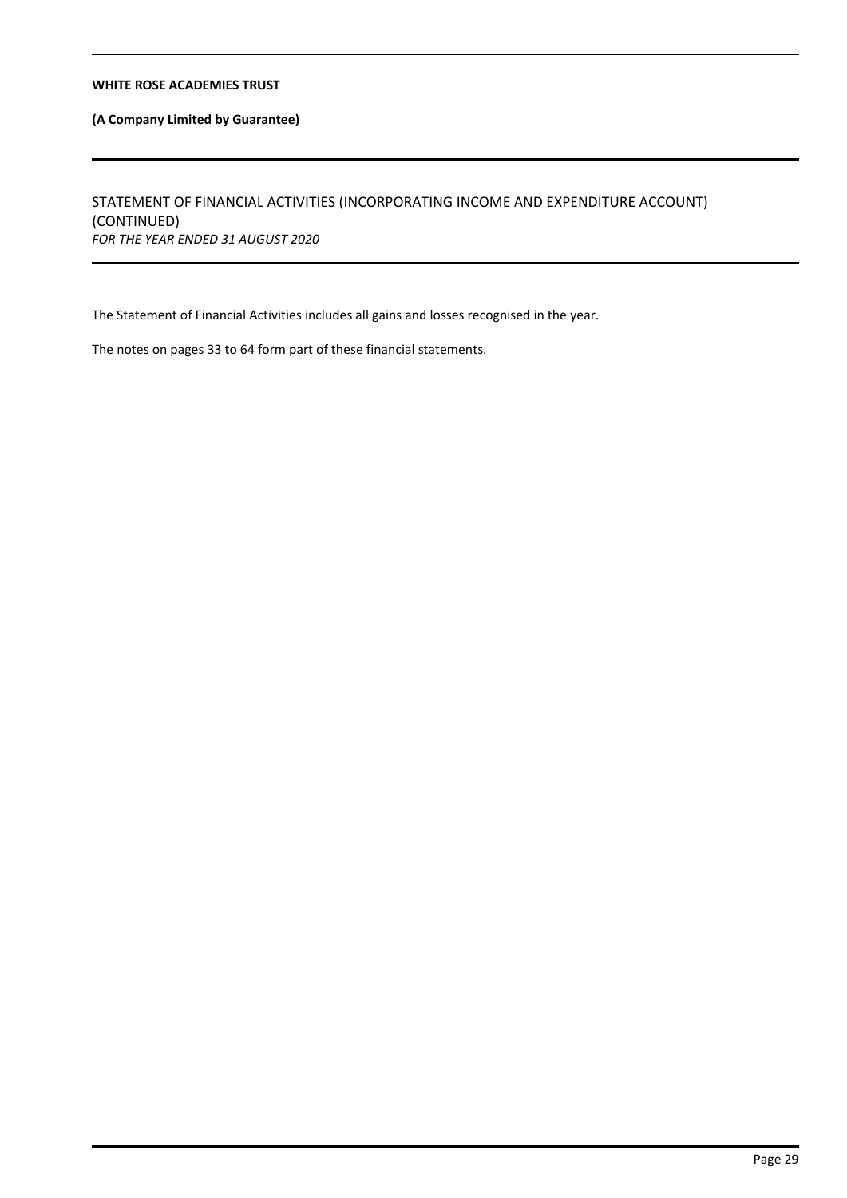## STATEMENT OF FINANCIAL ACTIVITIES (INCORPORATING INCOME AND EXPENDITURE ACCOUNT) (CONTINUED)
*FOR THE YEAR ENDED 31 AUGUST 2020*

The Statement of Financial Activities includes all gains and losses recognised in the year.

The notes on pages 33 to 64 form part of these financial statements.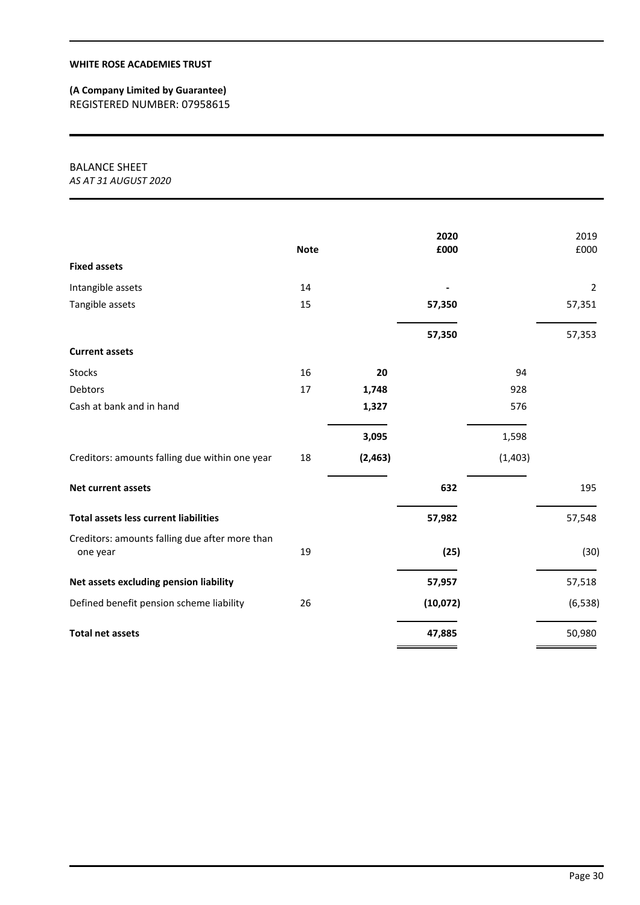**WHITE ROSE ACADEMIES TRUST**

**(A Company Limited by Guarantee)**
REGISTERED NUMBER: 07958615

# BALANCE SHEET
*AS AT 31 AUGUST 2020*

| | Note | | 2020 £000 | | 2019 £000 |
|---|---|---|---|---|---|
| **Fixed assets** | | | | | |
| Intangible assets | 14 | | - | | 2 |
| Tangible assets | 15 | | 57,350 | | 57,351 |
| | | | 57,350 | | 57,353 |
| **Current assets** | | | | | |
| Stocks | 16 | 20 | | 94 | |
| Debtors | 17 | 1,748 | | 928 | |
| Cash at bank and in hand | | 1,327 | | 576 | |
| | | 3,095 | | 1,598 | |
| Creditors: amounts falling due within one year | 18 | (2,463) | | (1,403) | |
| **Net current assets** | | | 632 | | 195 |
| **Total assets less current liabilities** | | | 57,982 | | 57,548 |
| Creditors: amounts falling due after more than one year | 19 | | (25) | | (30) |
| **Net assets excluding pension liability** | | | 57,957 | | 57,518 |
| Defined benefit pension scheme liability | 26 | | (10,072) | | (6,538) |
| **Total net assets** | | | 47,885 | | 50,980 |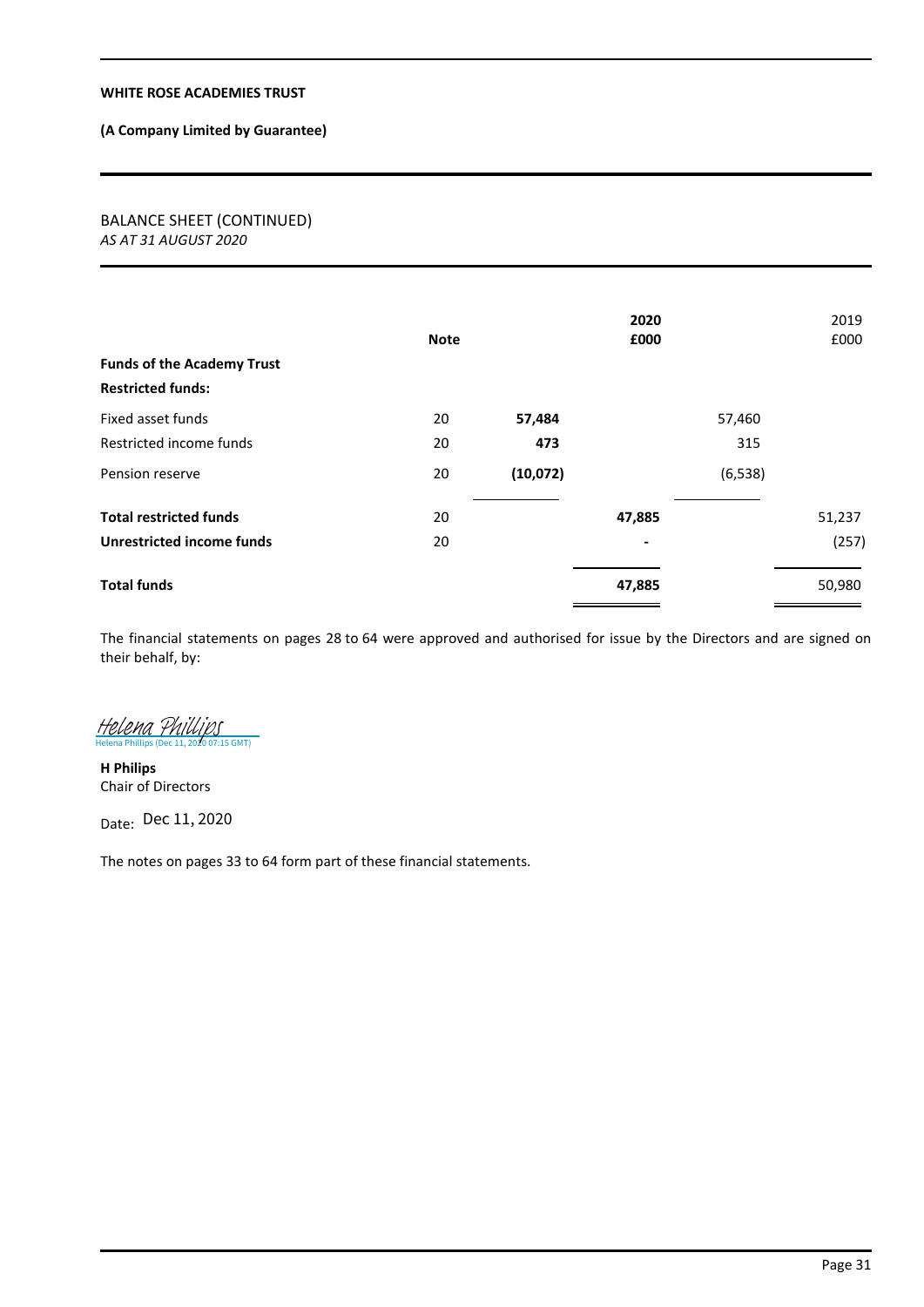**WHITE ROSE ACADEMIES TRUST**

**(A Company Limited by Guarantee)**

## BALANCE SHEET (CONTINUED)

*AS AT 31 AUGUST 2020*

| | Note | | 2020 £000 | | 2019 £000 |
|---|---|---|---|---|---|
| **Funds of the Academy Trust** | | | | | |
| **Restricted funds:** | | | | | |
| Fixed asset funds | 20 | **57,484** | | 57,460 | |
| Restricted income funds | 20 | **473** | | 315 | |
| Pension reserve | 20 | **(10,072)** | | (6,538) | |
| **Total restricted funds** | 20 | | **47,885** | | 51,237 |
| **Unrestricted income funds** | 20 | | **-** | | (257) |
| **Total funds** | | | **47,885** | | 50,980 |

The financial statements on pages 28 to 64 were approved and authorised for issue by the Directors and are signed on their behalf, by:

Helena Phillips
Helena Phillips (Dec 11, 2020 07:15 GMT)

**H Philips**
Chair of Directors

Date: Dec 11, 2020

The notes on pages 33 to 64 form part of these financial statements.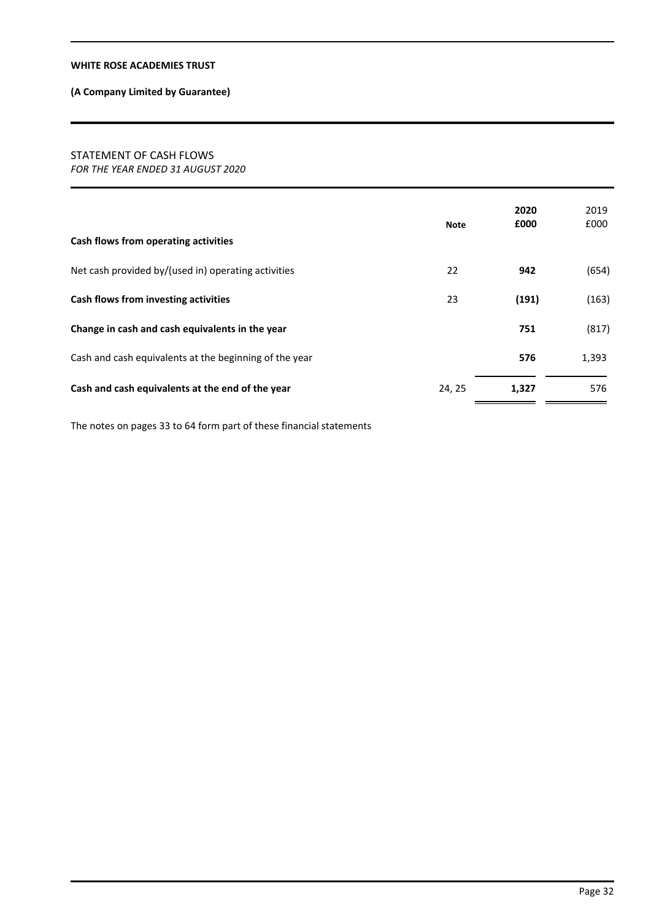**WHITE ROSE ACADEMIES TRUST**

**(A Company Limited by Guarantee)**

STATEMENT OF CASH FLOWS
*FOR THE YEAR ENDED 31 AUGUST 2020*

| | Note | 2020 £000 | 2019 £000 |
|---|---|---|---|
| **Cash flows from operating activities** | | | |
| Net cash provided by/(used in) operating activities | 22 | **942** | (654) |
| **Cash flows from investing activities** | 23 | **(191)** | (163) |
| **Change in cash and cash equivalents in the year** | | **751** | (817) |
| Cash and cash equivalents at the beginning of the year | | **576** | 1,393 |
| **Cash and cash equivalents at the end of the year** | 24, 25 | **1,327** | 576 |

The notes on pages 33 to 64 form part of these financial statements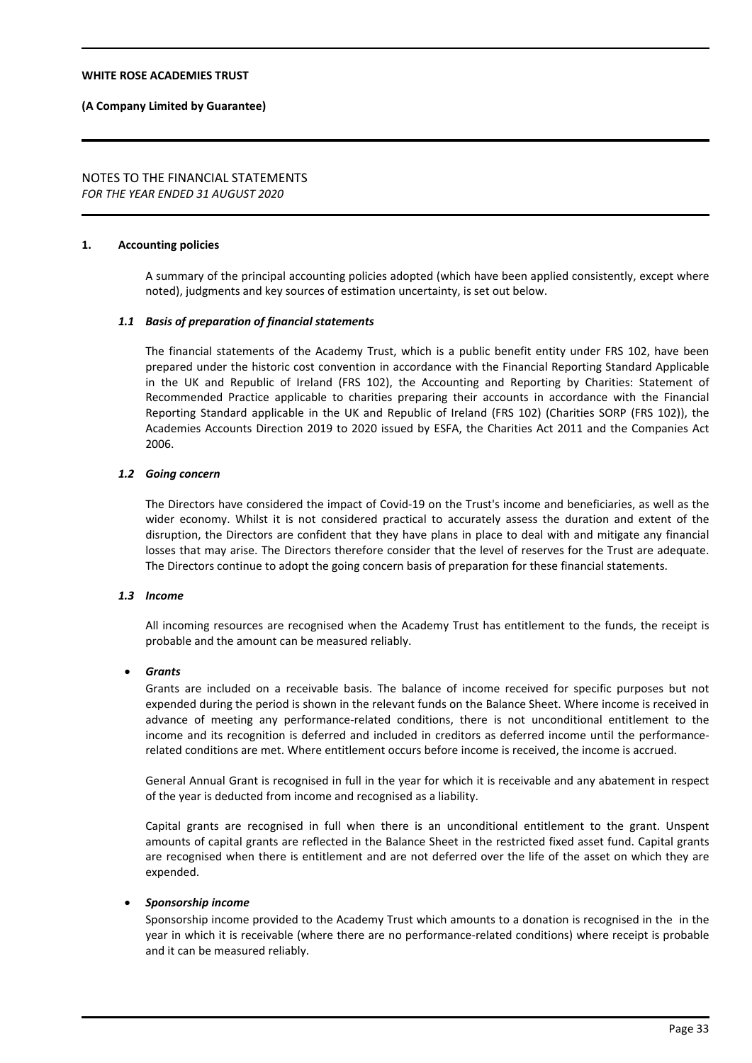WHITE ROSE ACADEMIES TRUST

**(A Company Limited by Guarantee)**

NOTES TO THE FINANCIAL STATEMENTS
*FOR THE YEAR ENDED 31 AUGUST 2020*

## 1. Accounting policies

A summary of the principal accounting policies adopted (which have been applied consistently, except where noted), judgments and key sources of estimation uncertainty, is set out below.

### *1.1 Basis of preparation of financial statements*

The financial statements of the Academy Trust, which is a public benefit entity under FRS 102, have been prepared under the historic cost convention in accordance with the Financial Reporting Standard Applicable in the UK and Republic of Ireland (FRS 102), the Accounting and Reporting by Charities: Statement of Recommended Practice applicable to charities preparing their accounts in accordance with the Financial Reporting Standard applicable in the UK and Republic of Ireland (FRS 102) (Charities SORP (FRS 102)), the Academies Accounts Direction 2019 to 2020 issued by ESFA, the Charities Act 2011 and the Companies Act 2006.

### *1.2 Going concern*

The Directors have considered the impact of Covid-19 on the Trust's income and beneficiaries, as well as the wider economy. Whilst it is not considered practical to accurately assess the duration and extent of the disruption, the Directors are confident that they have plans in place to deal with and mitigate any financial losses that may arise. The Directors therefore consider that the level of reserves for the Trust are adequate. The Directors continue to adopt the going concern basis of preparation for these financial statements.

### *1.3 Income*

All incoming resources are recognised when the Academy Trust has entitlement to the funds, the receipt is probable and the amount can be measured reliably.

- ***Grants***

Grants are included on a receivable basis. The balance of income received for specific purposes but not expended during the period is shown in the relevant funds on the Balance Sheet. Where income is received in advance of meeting any performance-related conditions, there is not unconditional entitlement to the income and its recognition is deferred and included in creditors as deferred income until the performance-related conditions are met. Where entitlement occurs before income is received, the income is accrued.

General Annual Grant is recognised in full in the year for which it is receivable and any abatement in respect of the year is deducted from income and recognised as a liability.

Capital grants are recognised in full when there is an unconditional entitlement to the grant. Unspent amounts of capital grants are reflected in the Balance Sheet in the restricted fixed asset fund. Capital grants are recognised when there is entitlement and are not deferred over the life of the asset on which they are expended.

- ***Sponsorship income***

Sponsorship income provided to the Academy Trust which amounts to a donation is recognised in the in the year in which it is receivable (where there are no performance-related conditions) where receipt is probable and it can be measured reliably.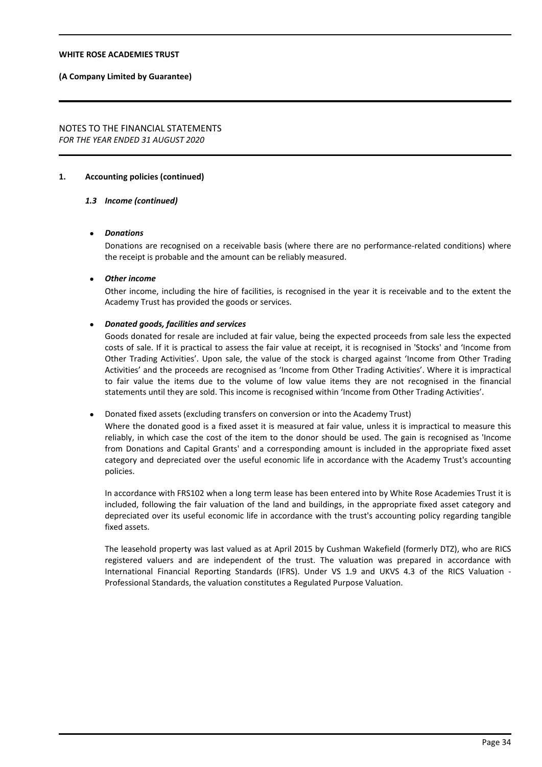## 1. Accounting policies (continued)

### *1.3 Income (continued)*

- ***Donations***

  Donations are recognised on a receivable basis (where there are no performance-related conditions) where the receipt is probable and the amount can be reliably measured.

- ***Other income***

  Other income, including the hire of facilities, is recognised in the year it is receivable and to the extent the Academy Trust has provided the goods or services.

- ***Donated goods, facilities and services***

  Goods donated for resale are included at fair value, being the expected proceeds from sale less the expected costs of sale. If it is practical to assess the fair value at receipt, it is recognised in 'Stocks' and 'Income from Other Trading Activities'. Upon sale, the value of the stock is charged against 'Income from Other Trading Activities' and the proceeds are recognised as 'Income from Other Trading Activities'. Where it is impractical to fair value the items due to the volume of low value items they are not recognised in the financial statements until they are sold. This income is recognised within 'Income from Other Trading Activities'.

- Donated fixed assets (excluding transfers on conversion or into the Academy Trust)

  Where the donated good is a fixed asset it is measured at fair value, unless it is impractical to measure this reliably, in which case the cost of the item to the donor should be used. The gain is recognised as 'Income from Donations and Capital Grants' and a corresponding amount is included in the appropriate fixed asset category and depreciated over the useful economic life in accordance with the Academy Trust's accounting policies.

  In accordance with FRS102 when a long term lease has been entered into by White Rose Academies Trust it is included, following the fair valuation of the land and buildings, in the appropriate fixed asset category and depreciated over its useful economic life in accordance with the trust's accounting policy regarding tangible fixed assets.

  The leasehold property was last valued as at April 2015 by Cushman Wakefield (formerly DTZ), who are RICS registered valuers and are independent of the trust. The valuation was prepared in accordance with International Financial Reporting Standards (IFRS). Under VS 1.9 and UKVS 4.3 of the RICS Valuation - Professional Standards, the valuation constitutes a Regulated Purpose Valuation.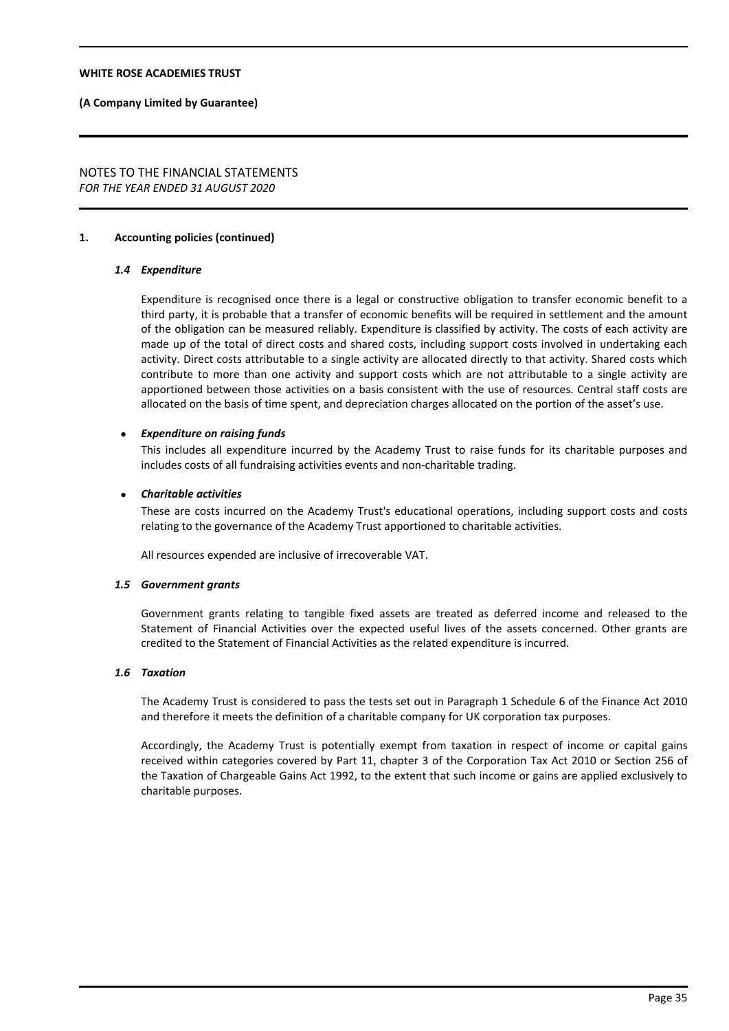## 1. Accounting policies (continued)

### *1.4 Expenditure*

Expenditure is recognised once there is a legal or constructive obligation to transfer economic benefit to a third party, it is probable that a transfer of economic benefits will be required in settlement and the amount of the obligation can be measured reliably. Expenditure is classified by activity. The costs of each activity are made up of the total of direct costs and shared costs, including support costs involved in undertaking each activity. Direct costs attributable to a single activity are allocated directly to that activity. Shared costs which contribute to more than one activity and support costs which are not attributable to a single activity are apportioned between those activities on a basis consistent with the use of resources. Central staff costs are allocated on the basis of time spent, and depreciation charges allocated on the portion of the asset's use.

- ***Expenditure on raising funds***

  This includes all expenditure incurred by the Academy Trust to raise funds for its charitable purposes and includes costs of all fundraising activities events and non-charitable trading.

- ***Charitable activities***

  These are costs incurred on the Academy Trust's educational operations, including support costs and costs relating to the governance of the Academy Trust apportioned to charitable activities.

All resources expended are inclusive of irrecoverable VAT.

### *1.5 Government grants*

Government grants relating to tangible fixed assets are treated as deferred income and released to the Statement of Financial Activities over the expected useful lives of the assets concerned. Other grants are credited to the Statement of Financial Activities as the related expenditure is incurred.

### *1.6 Taxation*

The Academy Trust is considered to pass the tests set out in Paragraph 1 Schedule 6 of the Finance Act 2010 and therefore it meets the definition of a charitable company for UK corporation tax purposes.

Accordingly, the Academy Trust is potentially exempt from taxation in respect of income or capital gains received within categories covered by Part 11, chapter 3 of the Corporation Tax Act 2010 or Section 256 of the Taxation of Chargeable Gains Act 1992, to the extent that such income or gains are applied exclusively to charitable purposes.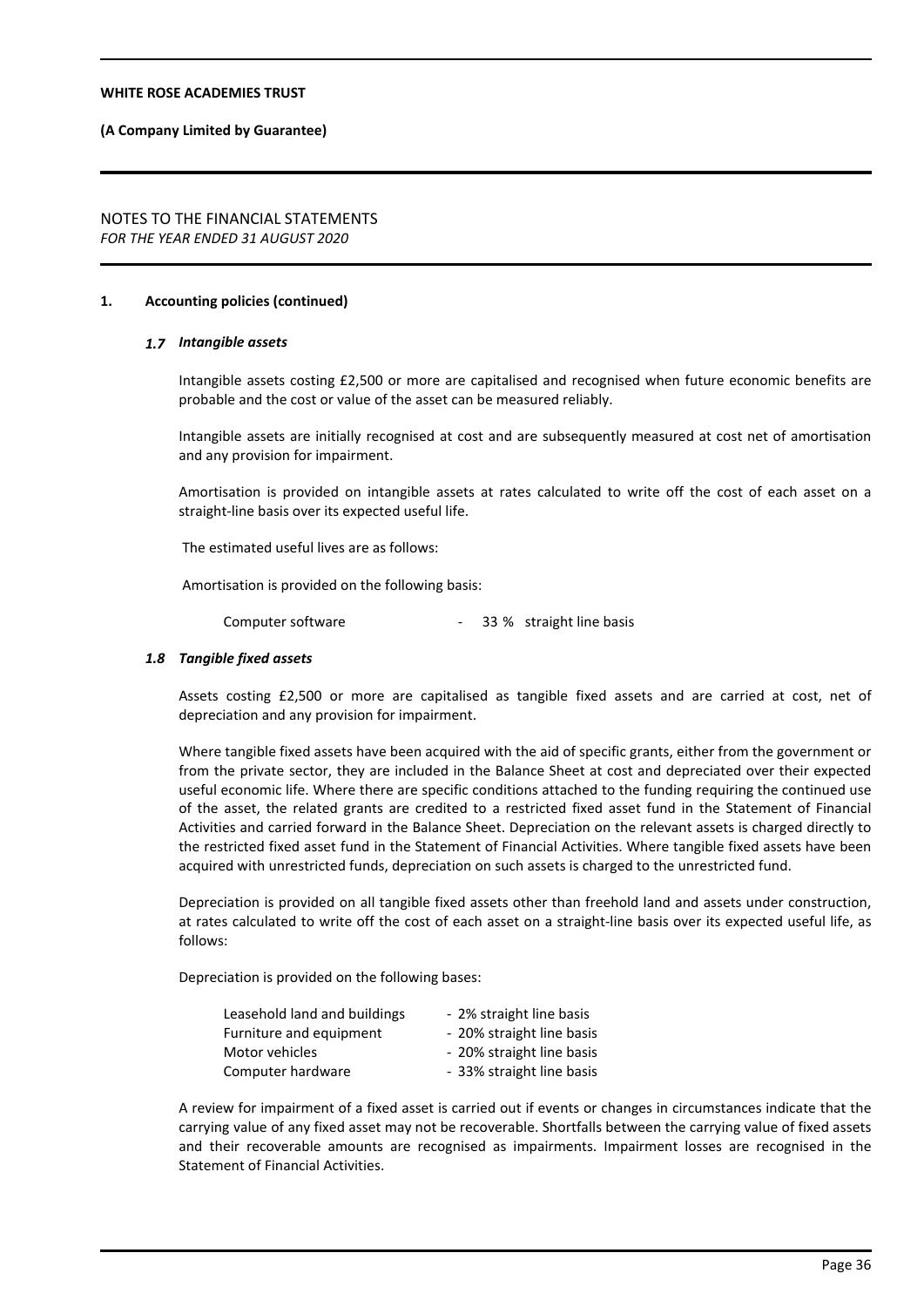## 1. Accounting policies (continued)

### *1.7 Intangible assets*

Intangible assets costing £2,500 or more are capitalised and recognised when future economic benefits are probable and the cost or value of the asset can be measured reliably.

Intangible assets are initially recognised at cost and are subsequently measured at cost net of amortisation and any provision for impairment.

Amortisation is provided on intangible assets at rates calculated to write off the cost of each asset on a straight-line basis over its expected useful life.

The estimated useful lives are as follows:

Amortisation is provided on the following basis:

| | |
|---|---|
| Computer software | - 33 % straight line basis |

### *1.8 Tangible fixed assets*

Assets costing £2,500 or more are capitalised as tangible fixed assets and are carried at cost, net of depreciation and any provision for impairment.

Where tangible fixed assets have been acquired with the aid of specific grants, either from the government or from the private sector, they are included in the Balance Sheet at cost and depreciated over their expected useful economic life. Where there are specific conditions attached to the funding requiring the continued use of the asset, the related grants are credited to a restricted fixed asset fund in the Statement of Financial Activities and carried forward in the Balance Sheet. Depreciation on the relevant assets is charged directly to the restricted fixed asset fund in the Statement of Financial Activities. Where tangible fixed assets have been acquired with unrestricted funds, depreciation on such assets is charged to the unrestricted fund.

Depreciation is provided on all tangible fixed assets other than freehold land and assets under construction, at rates calculated to write off the cost of each asset on a straight-line basis over its expected useful life, as follows:

Depreciation is provided on the following bases:

| | |
|---|---|
| Leasehold land and buildings | - 2% straight line basis |
| Furniture and equipment | - 20% straight line basis |
| Motor vehicles | - 20% straight line basis |
| Computer hardware | - 33% straight line basis |

A review for impairment of a fixed asset is carried out if events or changes in circumstances indicate that the carrying value of any fixed asset may not be recoverable. Shortfalls between the carrying value of fixed assets and their recoverable amounts are recognised as impairments. Impairment losses are recognised in the Statement of Financial Activities.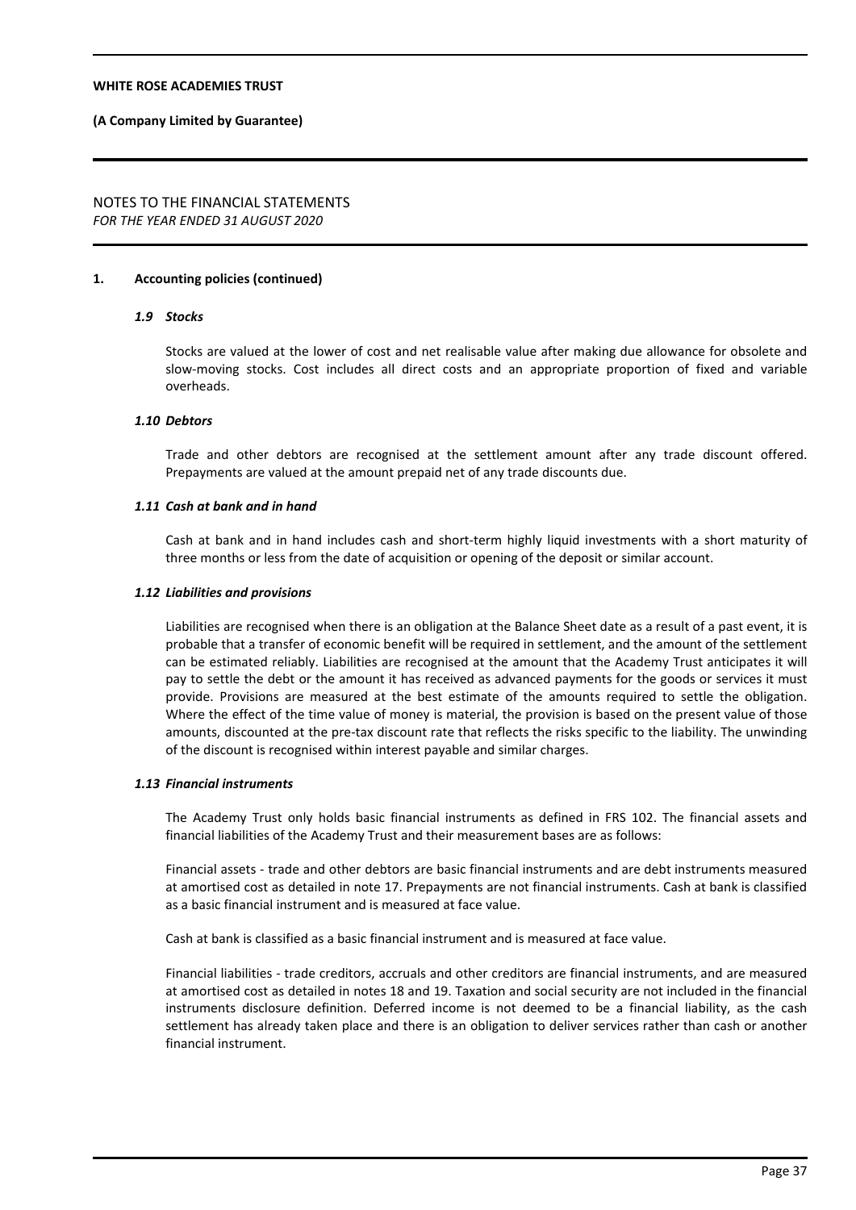## 1. Accounting policies (continued)

### *1.9 Stocks*

Stocks are valued at the lower of cost and net realisable value after making due allowance for obsolete and slow-moving stocks. Cost includes all direct costs and an appropriate proportion of fixed and variable overheads.

### *1.10 Debtors*

Trade and other debtors are recognised at the settlement amount after any trade discount offered. Prepayments are valued at the amount prepaid net of any trade discounts due.

### *1.11 Cash at bank and in hand*

Cash at bank and in hand includes cash and short-term highly liquid investments with a short maturity of three months or less from the date of acquisition or opening of the deposit or similar account.

### *1.12 Liabilities and provisions*

Liabilities are recognised when there is an obligation at the Balance Sheet date as a result of a past event, it is probable that a transfer of economic benefit will be required in settlement, and the amount of the settlement can be estimated reliably. Liabilities are recognised at the amount that the Academy Trust anticipates it will pay to settle the debt or the amount it has received as advanced payments for the goods or services it must provide. Provisions are measured at the best estimate of the amounts required to settle the obligation. Where the effect of the time value of money is material, the provision is based on the present value of those amounts, discounted at the pre-tax discount rate that reflects the risks specific to the liability. The unwinding of the discount is recognised within interest payable and similar charges.

### *1.13 Financial instruments*

The Academy Trust only holds basic financial instruments as defined in FRS 102. The financial assets and financial liabilities of the Academy Trust and their measurement bases are as follows:

Financial assets - trade and other debtors are basic financial instruments and are debt instruments measured at amortised cost as detailed in note 17. Prepayments are not financial instruments. Cash at bank is classified as a basic financial instrument and is measured at face value.

Cash at bank is classified as a basic financial instrument and is measured at face value.

Financial liabilities - trade creditors, accruals and other creditors are financial instruments, and are measured at amortised cost as detailed in notes 18 and 19. Taxation and social security are not included in the financial instruments disclosure definition. Deferred income is not deemed to be a financial liability, as the cash settlement has already taken place and there is an obligation to deliver services rather than cash or another financial instrument.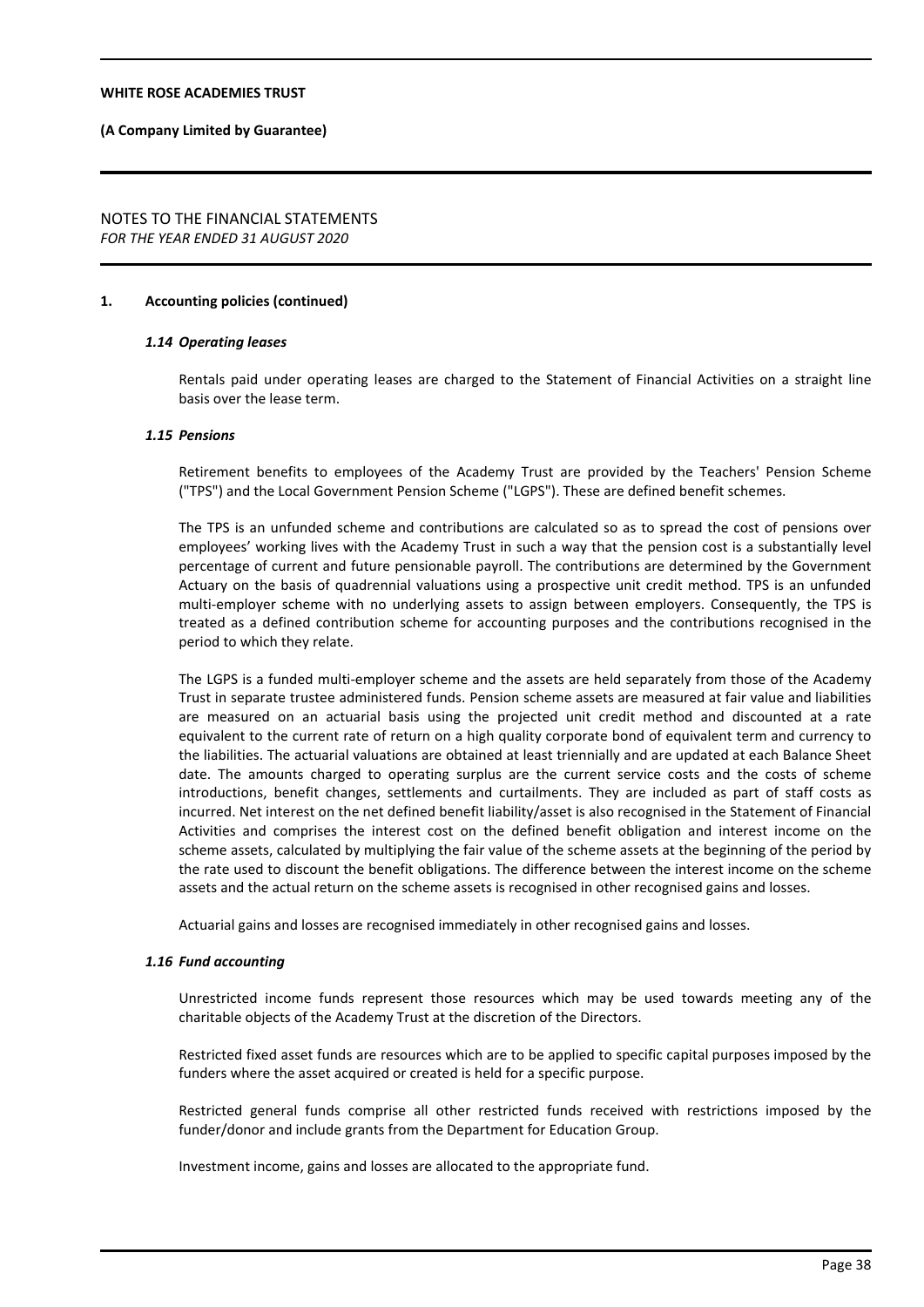## 1. Accounting policies (continued)

### *1.14 Operating leases*

Rentals paid under operating leases are charged to the Statement of Financial Activities on a straight line basis over the lease term.

### *1.15 Pensions*

Retirement benefits to employees of the Academy Trust are provided by the Teachers' Pension Scheme ("TPS") and the Local Government Pension Scheme ("LGPS"). These are defined benefit schemes.

The TPS is an unfunded scheme and contributions are calculated so as to spread the cost of pensions over employees' working lives with the Academy Trust in such a way that the pension cost is a substantially level percentage of current and future pensionable payroll. The contributions are determined by the Government Actuary on the basis of quadrennial valuations using a prospective unit credit method. TPS is an unfunded multi-employer scheme with no underlying assets to assign between employers. Consequently, the TPS is treated as a defined contribution scheme for accounting purposes and the contributions recognised in the period to which they relate.

The LGPS is a funded multi-employer scheme and the assets are held separately from those of the Academy Trust in separate trustee administered funds. Pension scheme assets are measured at fair value and liabilities are measured on an actuarial basis using the projected unit credit method and discounted at a rate equivalent to the current rate of return on a high quality corporate bond of equivalent term and currency to the liabilities. The actuarial valuations are obtained at least triennially and are updated at each Balance Sheet date. The amounts charged to operating surplus are the current service costs and the costs of scheme introductions, benefit changes, settlements and curtailments. They are included as part of staff costs as incurred. Net interest on the net defined benefit liability/asset is also recognised in the Statement of Financial Activities and comprises the interest cost on the defined benefit obligation and interest income on the scheme assets, calculated by multiplying the fair value of the scheme assets at the beginning of the period by the rate used to discount the benefit obligations. The difference between the interest income on the scheme assets and the actual return on the scheme assets is recognised in other recognised gains and losses.

Actuarial gains and losses are recognised immediately in other recognised gains and losses.

### *1.16 Fund accounting*

Unrestricted income funds represent those resources which may be used towards meeting any of the charitable objects of the Academy Trust at the discretion of the Directors.

Restricted fixed asset funds are resources which are to be applied to specific capital purposes imposed by the funders where the asset acquired or created is held for a specific purpose.

Restricted general funds comprise all other restricted funds received with restrictions imposed by the funder/donor and include grants from the Department for Education Group.

Investment income, gains and losses are allocated to the appropriate fund.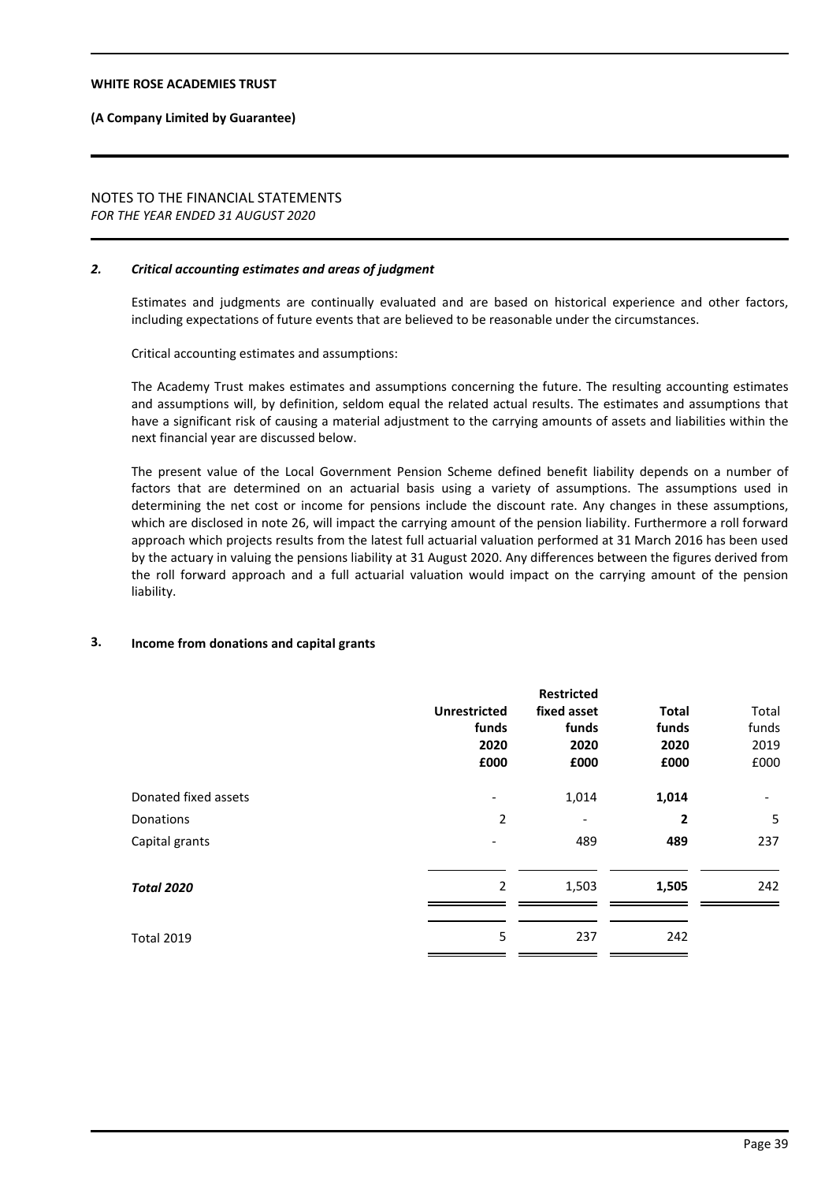**WHITE ROSE ACADEMIES TRUST**

**(A Company Limited by Guarantee)**

NOTES TO THE FINANCIAL STATEMENTS
*FOR THE YEAR ENDED 31 AUGUST 2020*

## *2. Critical accounting estimates and areas of judgment*

Estimates and judgments are continually evaluated and are based on historical experience and other factors, including expectations of future events that are believed to be reasonable under the circumstances.

Critical accounting estimates and assumptions:

The Academy Trust makes estimates and assumptions concerning the future. The resulting accounting estimates and assumptions will, by definition, seldom equal the related actual results. The estimates and assumptions that have a significant risk of causing a material adjustment to the carrying amounts of assets and liabilities within the next financial year are discussed below.

The present value of the Local Government Pension Scheme defined benefit liability depends on a number of factors that are determined on an actuarial basis using a variety of assumptions. The assumptions used in determining the net cost or income for pensions include the discount rate. Any changes in these assumptions, which are disclosed in note 26, will impact the carrying amount of the pension liability. Furthermore a roll forward approach which projects results from the latest full actuarial valuation performed at 31 March 2016 has been used by the actuary in valuing the pensions liability at 31 August 2020. Any differences between the figures derived from the roll forward approach and a full actuarial valuation would impact on the carrying amount of the pension liability.

## 3. Income from donations and capital grants

| | **Unrestricted funds 2020 £000** | **Restricted fixed asset funds 2020 £000** | **Total funds 2020 £000** | Total funds 2019 £000 |
|---|---|---|---|---|
| Donated fixed assets | - | 1,014 | **1,014** | - |
| Donations | 2 | - | **2** | 5 |
| Capital grants | - | 489 | **489** | 237 |
| ***Total 2020*** | 2 | 1,503 | **1,505** | 242 |
| Total 2019 | 5 | 237 | 242 | |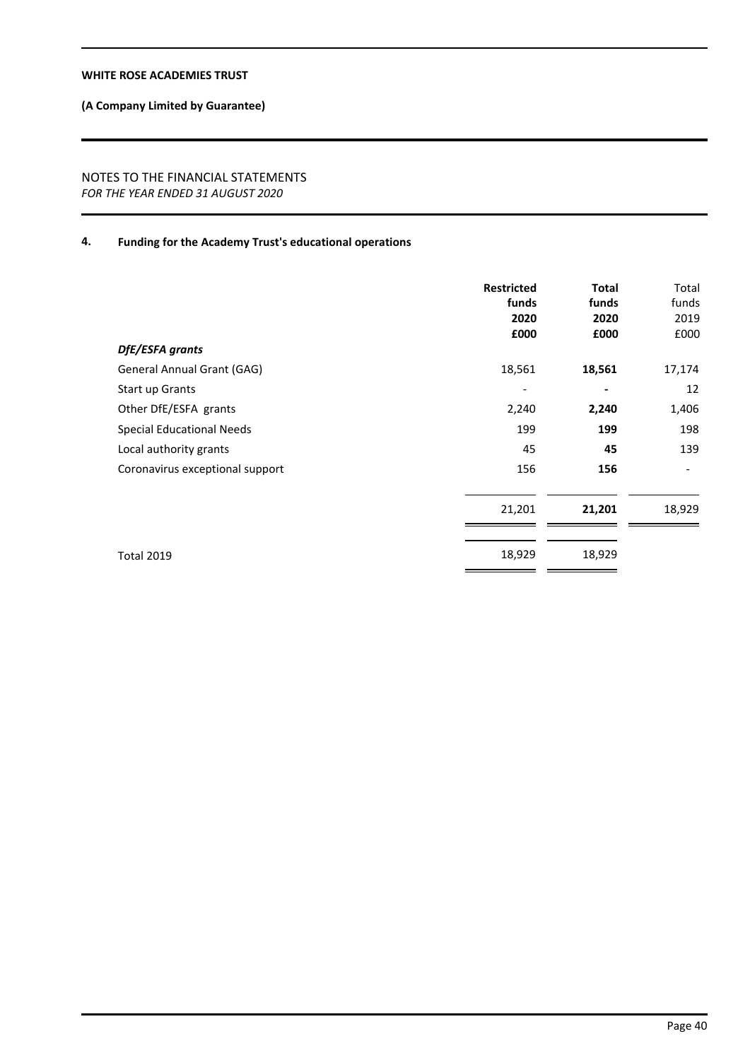NOTES TO THE FINANCIAL STATEMENTS
*FOR THE YEAR ENDED 31 AUGUST 2020*

## 4. Funding for the Academy Trust's educational operations

| | **Restricted funds 2020 £000** | **Total funds 2020 £000** | Total funds 2019 £000 |
|---|---|---|---|
| ***DfE/ESFA grants*** | | | |
| General Annual Grant (GAG) | 18,561 | **18,561** | 17,174 |
| Start up Grants | - | **-** | 12 |
| Other DfE/ESFA grants | 2,240 | **2,240** | 1,406 |
| Special Educational Needs | 199 | **199** | 198 |
| Local authority grants | 45 | **45** | 139 |
| Coronavirus exceptional support | 156 | **156** | - |
| | 21,201 | **21,201** | 18,929 |
| Total 2019 | 18,929 | 18,929 | |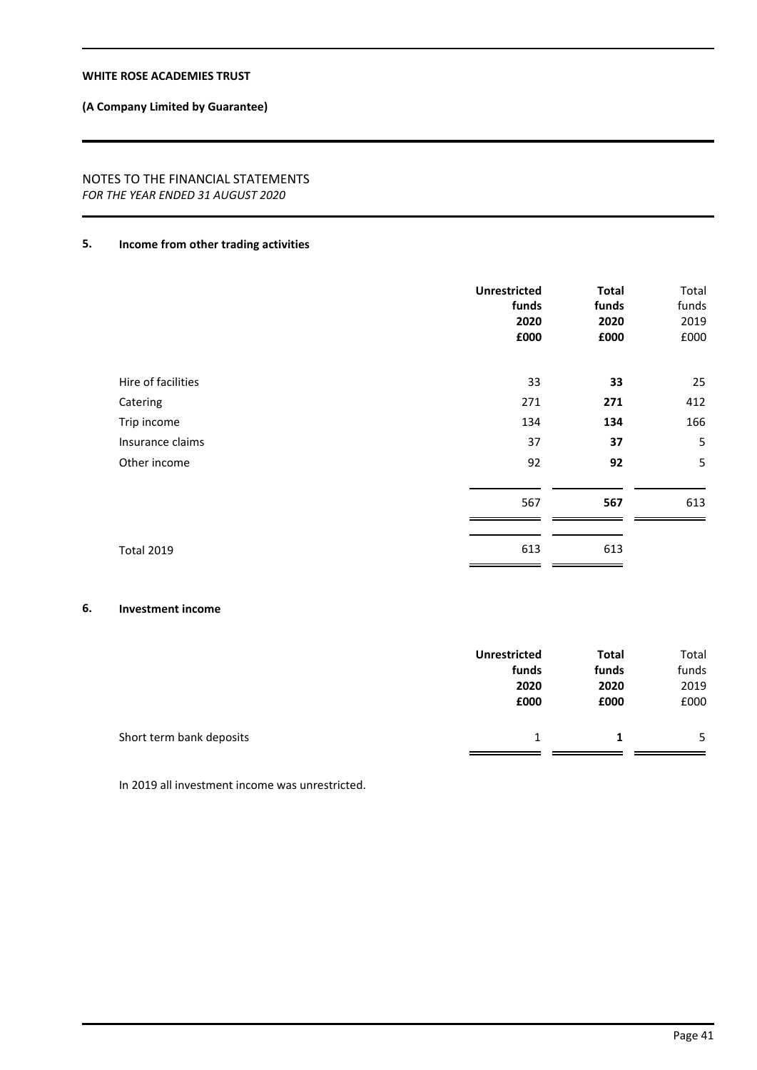**WHITE ROSE ACADEMIES TRUST**

**(A Company Limited by Guarantee)**

NOTES TO THE FINANCIAL STATEMENTS
*FOR THE YEAR ENDED 31 AUGUST 2020*

## 5. Income from other trading activities

| | **Unrestricted funds 2020 £000** | **Total funds 2020 £000** | Total funds 2019 £000 |
|---|---|---|---|
| Hire of facilities | 33 | **33** | 25 |
| Catering | 271 | **271** | 412 |
| Trip income | 134 | **134** | 166 |
| Insurance claims | 37 | **37** | 5 |
| Other income | 92 | **92** | 5 |
| | 567 | **567** | 613 |
| Total 2019 | 613 | 613 | |

## 6. Investment income

| | **Unrestricted funds 2020 £000** | **Total funds 2020 £000** | Total funds 2019 £000 |
|---|---|---|---|
| Short term bank deposits | 1 | **1** | 5 |

In 2019 all investment income was unrestricted.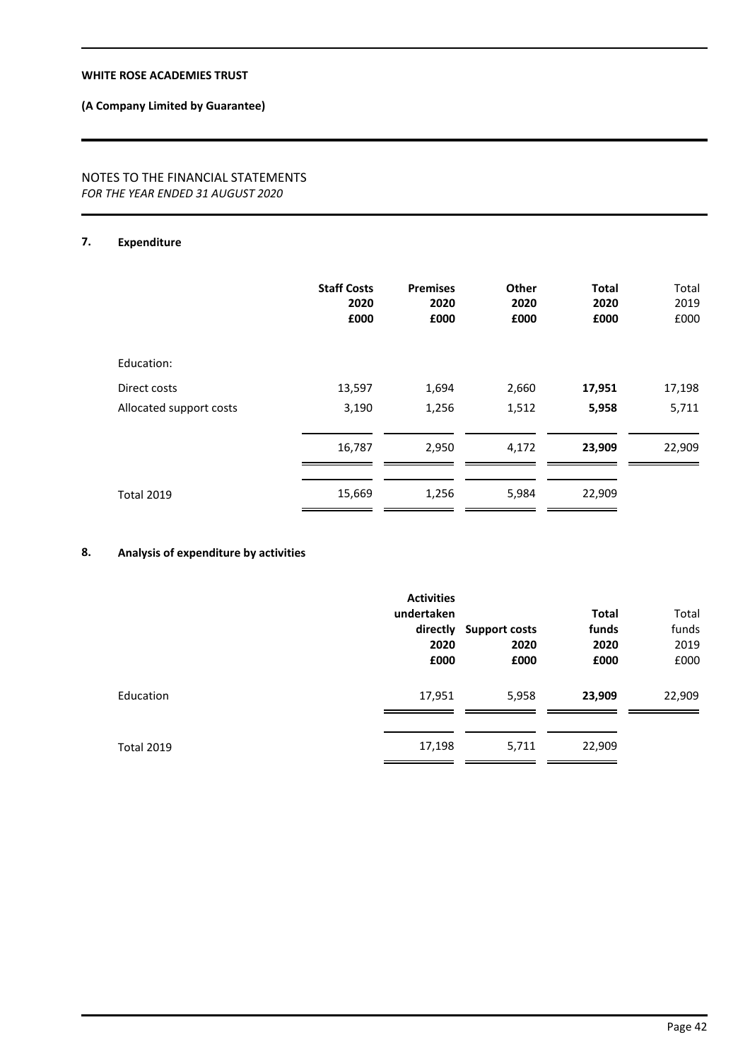**WHITE ROSE ACADEMIES TRUST**

**(A Company Limited by Guarantee)**

NOTES TO THE FINANCIAL STATEMENTS
*FOR THE YEAR ENDED 31 AUGUST 2020*

## 7. Expenditure

| | **Staff Costs 2020 £000** | **Premises 2020 £000** | **Other 2020 £000** | **Total 2020 £000** | Total 2019 £000 |
|---|---|---|---|---|---|
| Education: | | | | | |
| Direct costs | 13,597 | 1,694 | 2,660 | **17,951** | 17,198 |
| Allocated support costs | 3,190 | 1,256 | 1,512 | **5,958** | 5,711 |
| | 16,787 | 2,950 | 4,172 | **23,909** | 22,909 |
| Total 2019 | 15,669 | 1,256 | 5,984 | 22,909 | |

## 8. Analysis of expenditure by activities

| | **Activities undertaken directly 2020 £000** | **Support costs 2020 £000** | **Total funds 2020 £000** | Total funds 2019 £000 |
|---|---|---|---|---|
| Education | 17,951 | 5,958 | **23,909** | 22,909 |
| Total 2019 | 17,198 | 5,711 | 22,909 | |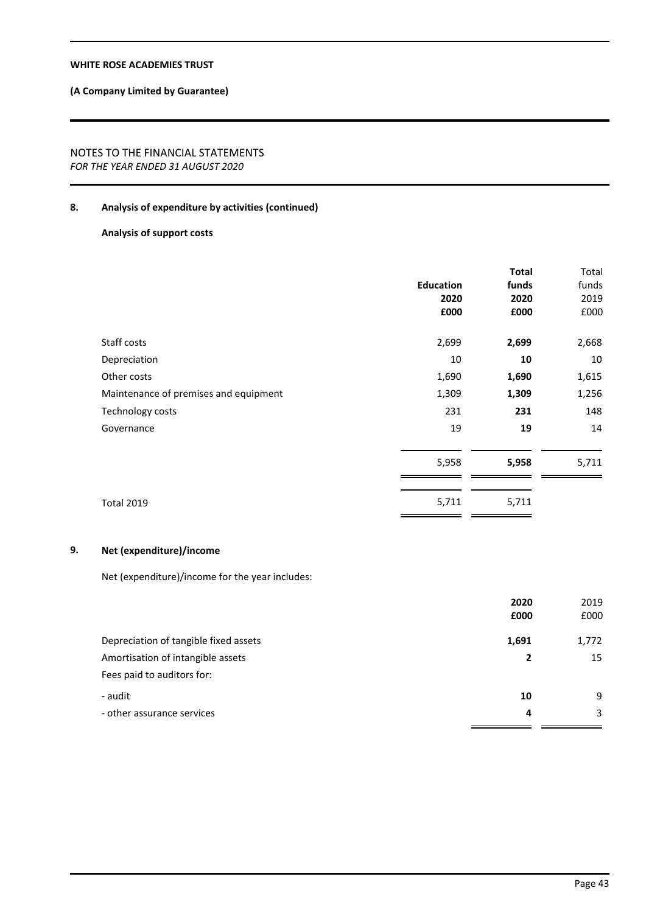## 8. Analysis of expenditure by activities (continued)

### Analysis of support costs

| | Education 2020 £000 | Total funds 2020 £000 | Total funds 2019 £000 |
|---|---|---|---|
| Staff costs | 2,699 | **2,699** | 2,668 |
| Depreciation | 10 | **10** | 10 |
| Other costs | 1,690 | **1,690** | 1,615 |
| Maintenance of premises and equipment | 1,309 | **1,309** | 1,256 |
| Technology costs | 231 | **231** | 148 |
| Governance | 19 | **19** | 14 |
| | 5,958 | **5,958** | 5,711 |
| Total 2019 | 5,711 | 5,711 | |

## 9. Net (expenditure)/income

Net (expenditure)/income for the year includes:

| | 2020 £000 | 2019 £000 |
|---|---|---|
| Depreciation of tangible fixed assets | **1,691** | 1,772 |
| Amortisation of intangible assets | **2** | 15 |
| Fees paid to auditors for: | | |
| - audit | **10** | 9 |
| - other assurance services | **4** | 3 |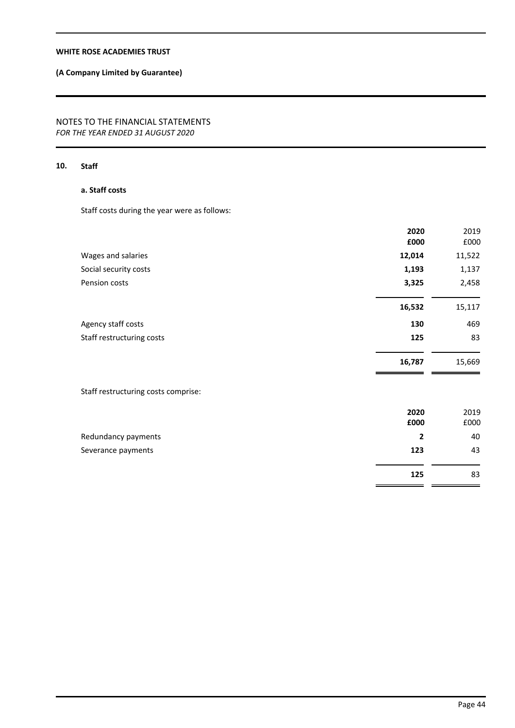WHITE ROSE ACADEMIES TRUST

**(A Company Limited by Guarantee)**

NOTES TO THE FINANCIAL STATEMENTS
*FOR THE YEAR ENDED 31 AUGUST 2020*

## 10. Staff

### a. Staff costs

Staff costs during the year were as follows:

| | 2020 £000 | 2019 £000 |
|---|---|---|
| Wages and salaries | **12,014** | 11,522 |
| Social security costs | **1,193** | 1,137 |
| Pension costs | **3,325** | 2,458 |
| | **16,532** | 15,117 |
| Agency staff costs | **130** | 469 |
| Staff restructuring costs | **125** | 83 |
| | **16,787** | 15,669 |

Staff restructuring costs comprise:

| | 2020 £000 | 2019 £000 |
|---|---|---|
| Redundancy payments | **2** | 40 |
| Severance payments | **123** | 43 |
| | **125** | 83 |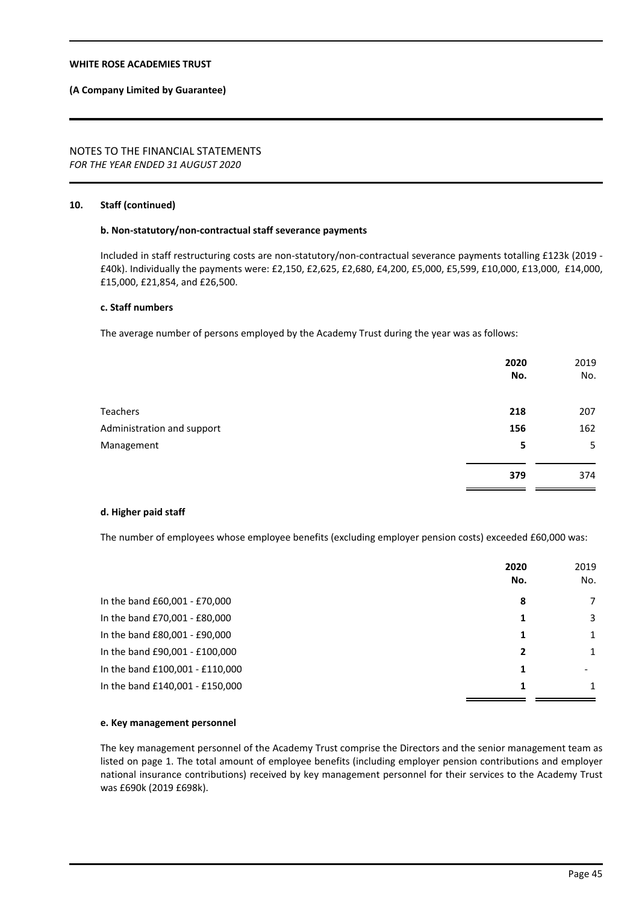**WHITE ROSE ACADEMIES TRUST**

**(A Company Limited by Guarantee)**

NOTES TO THE FINANCIAL STATEMENTS
*FOR THE YEAR ENDED 31 AUGUST 2020*

## 10. Staff (continued)

### b. Non-statutory/non-contractual staff severance payments

Included in staff restructuring costs are non-statutory/non-contractual severance payments totalling £123k (2019 - £40k). Individually the payments were: £2,150, £2,625, £2,680, £4,200, £5,000, £5,599, £10,000, £13,000, £14,000, £15,000, £21,854, and £26,500.

### c. Staff numbers

The average number of persons employed by the Academy Trust during the year was as follows:

| | 2020 No. | 2019 No. |
|---|---|---|
| Teachers | **218** | 207 |
| Administration and support | **156** | 162 |
| Management | **5** | 5 |
| | **379** | 374 |

### d. Higher paid staff

The number of employees whose employee benefits (excluding employer pension costs) exceeded £60,000 was:

| | 2020 No. | 2019 No. |
|---|---|---|
| In the band £60,001 - £70,000 | **8** | 7 |
| In the band £70,001 - £80,000 | **1** | 3 |
| In the band £80,001 - £90,000 | **1** | 1 |
| In the band £90,001 - £100,000 | **2** | 1 |
| In the band £100,001 - £110,000 | **1** | - |
| In the band £140,001 - £150,000 | **1** | 1 |

### e. Key management personnel

The key management personnel of the Academy Trust comprise the Directors and the senior management team as listed on page 1. The total amount of employee benefits (including employer pension contributions and employer national insurance contributions) received by key management personnel for their services to the Academy Trust was £690k (2019 £698k).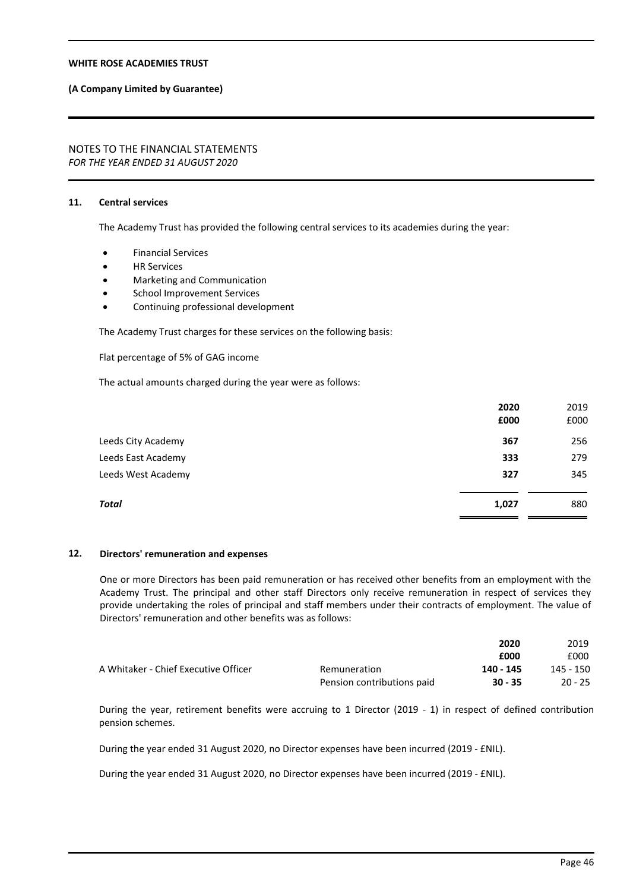**WHITE ROSE ACADEMIES TRUST**

**(A Company Limited by Guarantee)**

NOTES TO THE FINANCIAL STATEMENTS
*FOR THE YEAR ENDED 31 AUGUST 2020*

## 11. Central services

The Academy Trust has provided the following central services to its academies during the year:

- Financial Services
- HR Services
- Marketing and Communication
- School Improvement Services
- Continuing professional development

The Academy Trust charges for these services on the following basis:

Flat percentage of 5% of GAG income

The actual amounts charged during the year were as follows:

| | **2020** **£000** | 2019 £000 |
|---|---|---|
| Leeds City Academy | **367** | 256 |
| Leeds East Academy | **333** | 279 |
| Leeds West Academy | **327** | 345 |
| ***Total*** | **1,027** | 880 |

## 12. Directors' remuneration and expenses

One or more Directors has been paid remuneration or has received other benefits from an employment with the Academy Trust. The principal and other staff Directors only receive remuneration in respect of services they provide undertaking the roles of principal and staff members under their contracts of employment. The value of Directors' remuneration and other benefits was as follows:

| | | **2020** **£000** | 2019 £000 |
|---|---|---|---|
| A Whitaker - Chief Executive Officer | Remuneration | **140 - 145** | 145 - 150 |
| | Pension contributions paid | **30 - 35** | 20 - 25 |

During the year, retirement benefits were accruing to 1 Director (2019 - 1) in respect of defined contribution pension schemes.

During the year ended 31 August 2020, no Director expenses have been incurred (2019 - £NIL).

During the year ended 31 August 2020, no Director expenses have been incurred (2019 - £NIL).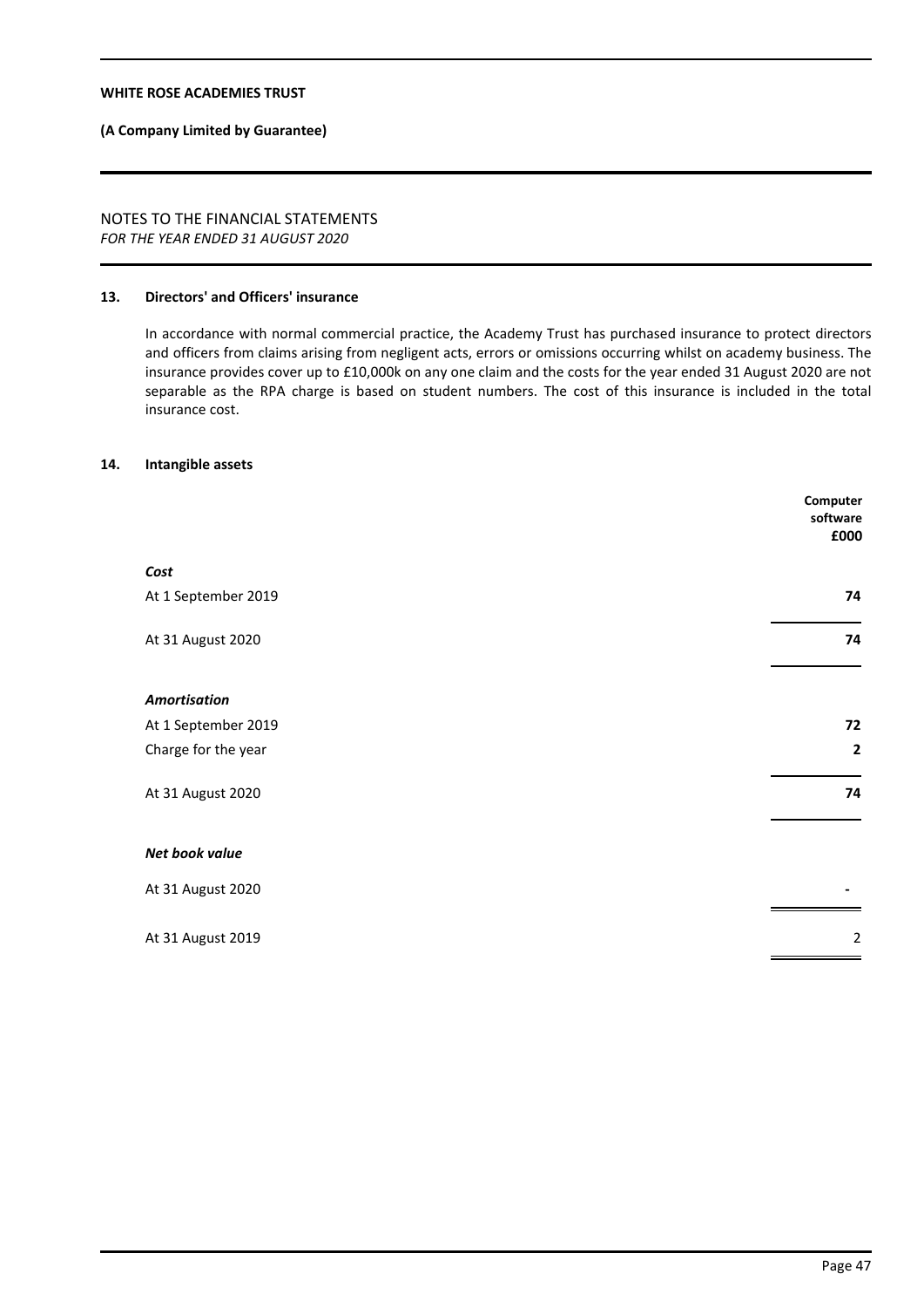## NOTES TO THE FINANCIAL STATEMENTS
*FOR THE YEAR ENDED 31 AUGUST 2020*

### 13. Directors' and Officers' insurance

In accordance with normal commercial practice, the Academy Trust has purchased insurance to protect directors and officers from claims arising from negligent acts, errors or omissions occurring whilst on academy business. The insurance provides cover up to £10,000k on any one claim and the costs for the year ended 31 August 2020 are not separable as the RPA charge is based on student numbers. The cost of this insurance is included in the total insurance cost.

### 14. Intangible assets

| | Computer software £000 |
|---|---|
| ***Cost*** | |
| At 1 September 2019 | **74** |
| At 31 August 2020 | **74** |
| ***Amortisation*** | |
| At 1 September 2019 | **72** |
| Charge for the year | **2** |
| At 31 August 2020 | **74** |
| ***Net book value*** | |
| At 31 August 2020 | **-** |
| At 31 August 2019 | 2 |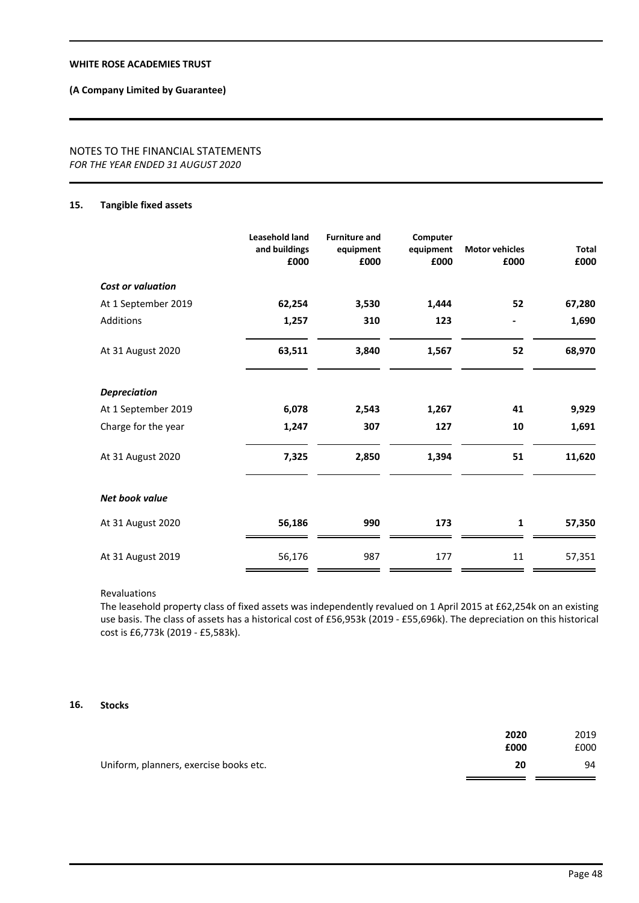## 15. Tangible fixed assets

| | Leasehold land and buildings £000 | Furniture and equipment £000 | Computer equipment £000 | Motor vehicles £000 | Total £000 |
|---|---|---|---|---|---|
| ***Cost or valuation*** | | | | | |
| At 1 September 2019 | **62,254** | **3,530** | **1,444** | **52** | **67,280** |
| Additions | **1,257** | **310** | **123** | **-** | **1,690** |
| At 31 August 2020 | **63,511** | **3,840** | **1,567** | **52** | **68,970** |
| ***Depreciation*** | | | | | |
| At 1 September 2019 | **6,078** | **2,543** | **1,267** | **41** | **9,929** |
| Charge for the year | **1,247** | **307** | **127** | **10** | **1,691** |
| At 31 August 2020 | **7,325** | **2,850** | **1,394** | **51** | **11,620** |
| ***Net book value*** | | | | | |
| At 31 August 2020 | **56,186** | **990** | **173** | **1** | **57,350** |
| At 31 August 2019 | 56,176 | 987 | 177 | 11 | 57,351 |

Revaluations

The leasehold property class of fixed assets was independently revalued on 1 April 2015 at £62,254k on an existing use basis. The class of assets has a historical cost of £56,953k (2019 - £55,696k). The depreciation on this historical cost is £6,773k (2019 - £5,583k).

## 16. Stocks

| | 2020 £000 | 2019 £000 |
|---|---|---|
| Uniform, planners, exercise books etc. | **20** | 94 |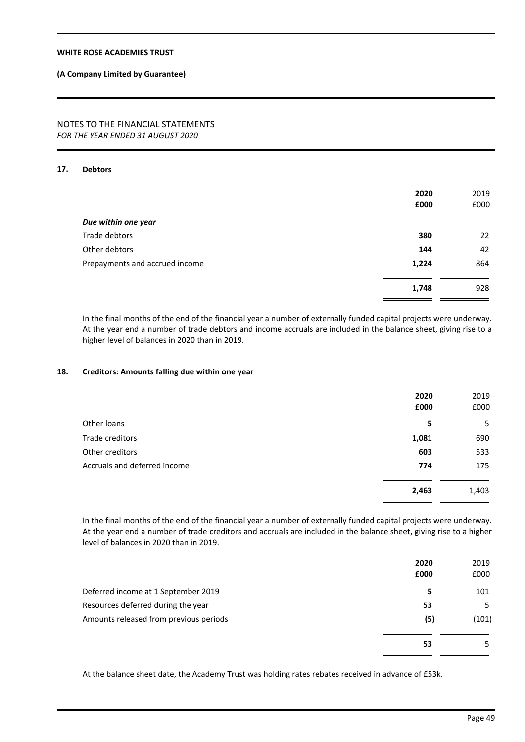## 17. Debtors

| | 2020 £000 | 2019 £000 |
|---|---|---|
| ***Due within one year*** | | |
| Trade debtors | **380** | 22 |
| Other debtors | **144** | 42 |
| Prepayments and accrued income | **1,224** | 864 |
| | **1,748** | 928 |

In the final months of the end of the financial year a number of externally funded capital projects were underway. At the year end a number of trade debtors and income accruals are included in the balance sheet, giving rise to a higher level of balances in 2020 than in 2019.

## 18. Creditors: Amounts falling due within one year

| | 2020 £000 | 2019 £000 |
|---|---|---|
| Other loans | **5** | 5 |
| Trade creditors | **1,081** | 690 |
| Other creditors | **603** | 533 |
| Accruals and deferred income | **774** | 175 |
| | **2,463** | 1,403 |

In the final months of the end of the financial year a number of externally funded capital projects were underway. At the year end a number of trade creditors and accruals are included in the balance sheet, giving rise to a higher level of balances in 2020 than in 2019.

| | 2020 £000 | 2019 £000 |
|---|---|---|
| Deferred income at 1 September 2019 | **5** | 101 |
| Resources deferred during the year | **53** | 5 |
| Amounts released from previous periods | **(5)** | (101) |
| | **53** | 5 |

At the balance sheet date, the Academy Trust was holding rates rebates received in advance of £53k.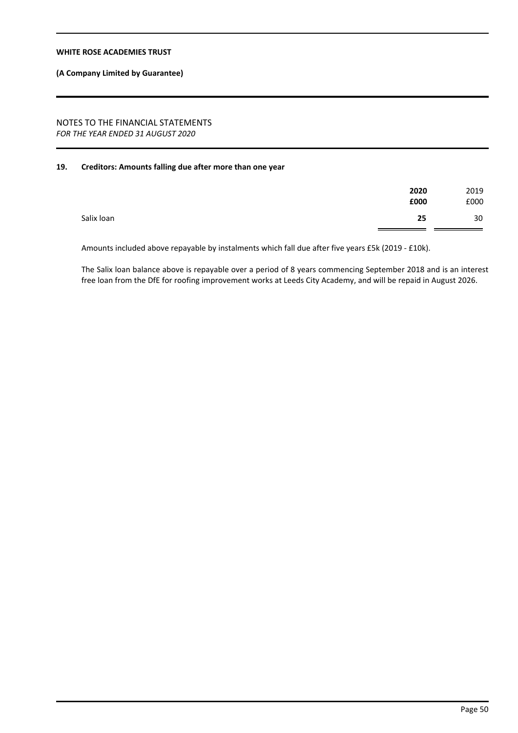**WHITE ROSE ACADEMIES TRUST**

**(A Company Limited by Guarantee)**

NOTES TO THE FINANCIAL STATEMENTS
*FOR THE YEAR ENDED 31 AUGUST 2020*

### 19. Creditors: Amounts falling due after more than one year

| | **2020** | 2019 |
|---|---|---|
| | **£000** | £000 |
| Salix loan | **25** | 30 |

Amounts included above repayable by instalments which fall due after five years £5k (2019 - £10k).

The Salix loan balance above is repayable over a period of 8 years commencing September 2018 and is an interest free loan from the DfE for roofing improvement works at Leeds City Academy, and will be repaid in August 2026.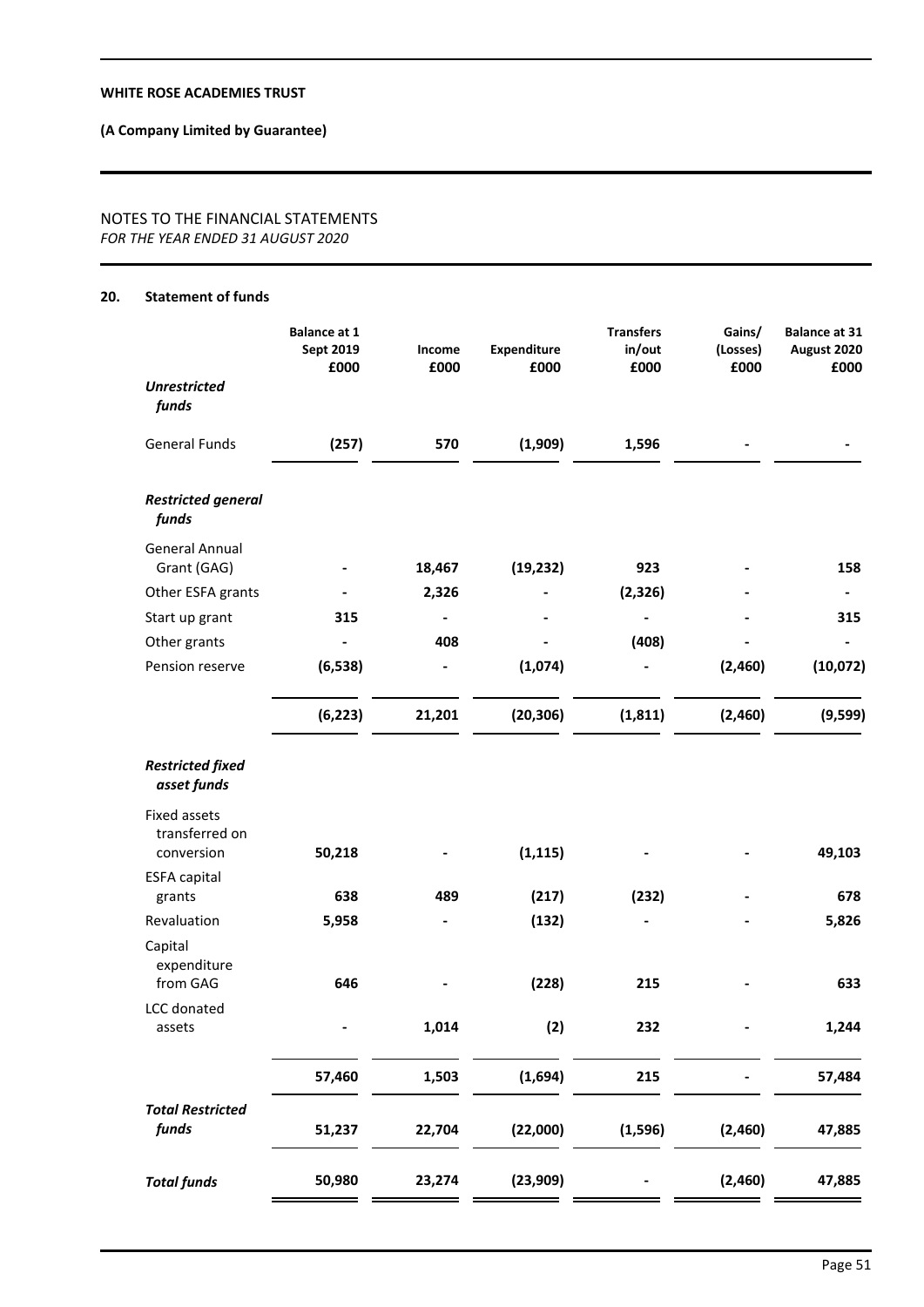## 20. Statement of funds

| | Balance at 1 Sept 2019 £000 | Income £000 | Expenditure £000 | Transfers in/out £000 | Gains/ (Losses) £000 | Balance at 31 August 2020 £000 |
|---|---|---|---|---|---|---|
| ***Unrestricted funds*** | | | | | | |
| General Funds | **(257)** | **570** | **(1,909)** | **1,596** | **-** | **-** |
| ***Restricted general funds*** | | | | | | |
| General Annual Grant (GAG) | **-** | **18,467** | **(19,232)** | **923** | **-** | **158** |
| Other ESFA grants | **-** | **2,326** | **-** | **(2,326)** | **-** | **-** |
| Start up grant | **315** | **-** | **-** | **-** | **-** | **315** |
| Other grants | **-** | **408** | **-** | **(408)** | **-** | **-** |
| Pension reserve | **(6,538)** | **-** | **(1,074)** | **-** | **(2,460)** | **(10,072)** |
| | **(6,223)** | **21,201** | **(20,306)** | **(1,811)** | **(2,460)** | **(9,599)** |
| ***Restricted fixed asset funds*** | | | | | | |
| Fixed assets transferred on conversion | **50,218** | **-** | **(1,115)** | **-** | **-** | **49,103** |
| ESFA capital grants | **638** | **489** | **(217)** | **(232)** | **-** | **678** |
| Revaluation | **5,958** | **-** | **(132)** | **-** | **-** | **5,826** |
| Capital expenditure from GAG | **646** | **-** | **(228)** | **215** | **-** | **633** |
| LCC donated assets | **-** | **1,014** | **(2)** | **232** | **-** | **1,244** |
| | **57,460** | **1,503** | **(1,694)** | **215** | **-** | **57,484** |
| ***Total Restricted funds*** | **51,237** | **22,704** | **(22,000)** | **(1,596)** | **(2,460)** | **47,885** |
| ***Total funds*** | **50,980** | **23,274** | **(23,909)** | **-** | **(2,460)** | **47,885** |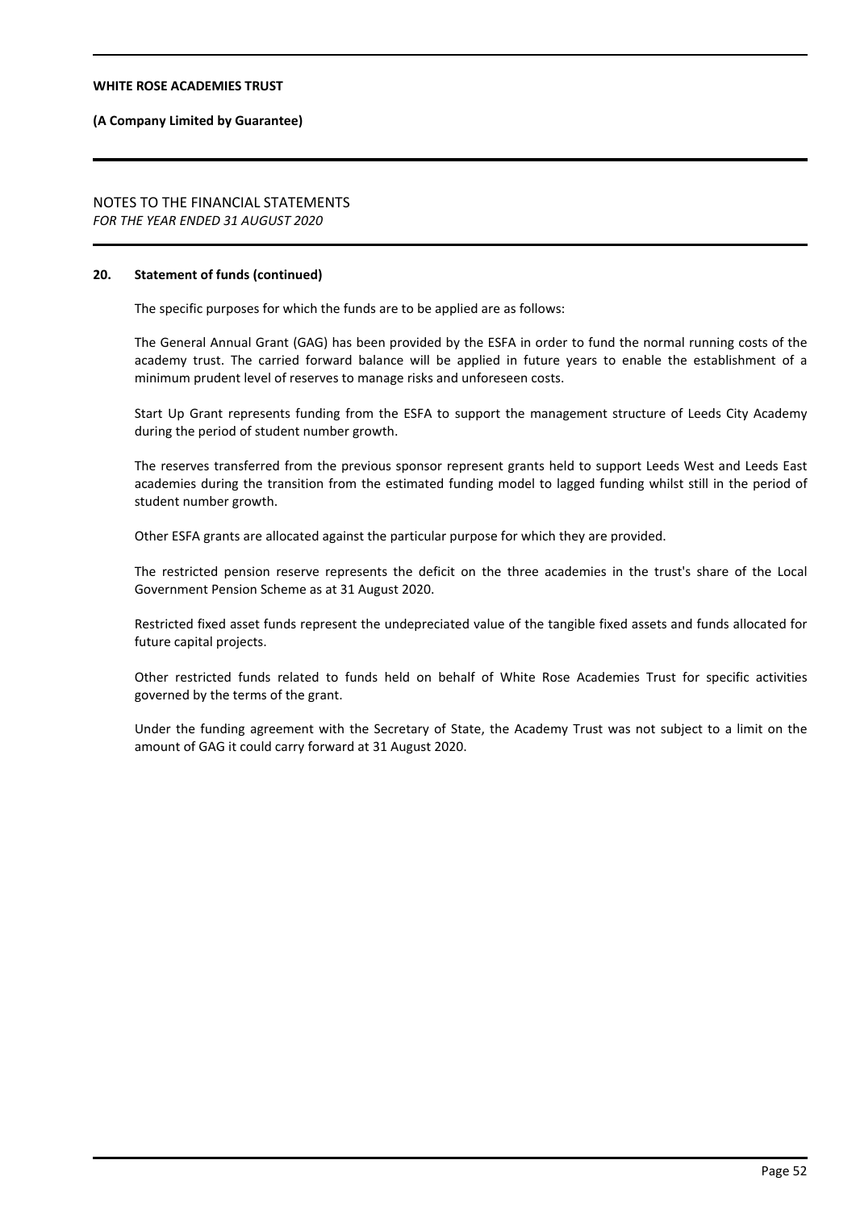## 20. Statement of funds (continued)

The specific purposes for which the funds are to be applied are as follows:

The General Annual Grant (GAG) has been provided by the ESFA in order to fund the normal running costs of the academy trust. The carried forward balance will be applied in future years to enable the establishment of a minimum prudent level of reserves to manage risks and unforeseen costs.

Start Up Grant represents funding from the ESFA to support the management structure of Leeds City Academy during the period of student number growth.

The reserves transferred from the previous sponsor represent grants held to support Leeds West and Leeds East academies during the transition from the estimated funding model to lagged funding whilst still in the period of student number growth.

Other ESFA grants are allocated against the particular purpose for which they are provided.

The restricted pension reserve represents the deficit on the three academies in the trust's share of the Local Government Pension Scheme as at 31 August 2020.

Restricted fixed asset funds represent the undepreciated value of the tangible fixed assets and funds allocated for future capital projects.

Other restricted funds related to funds held on behalf of White Rose Academies Trust for specific activities governed by the terms of the grant.

Under the funding agreement with the Secretary of State, the Academy Trust was not subject to a limit on the amount of GAG it could carry forward at 31 August 2020.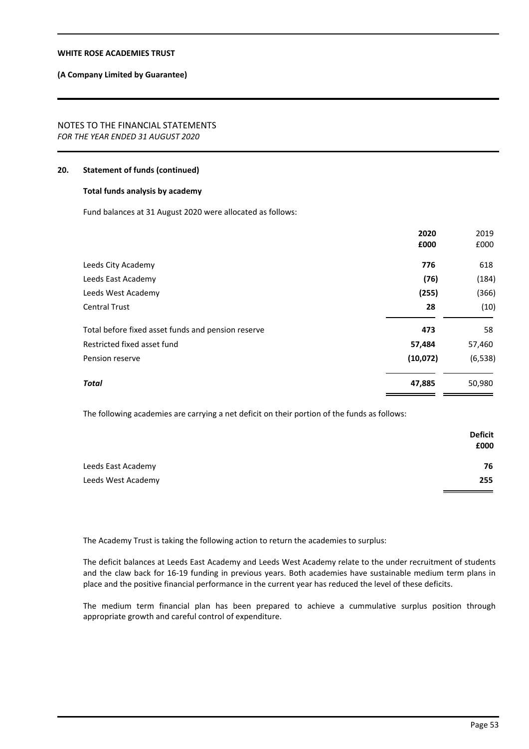## 20. Statement of funds (continued)

### Total funds analysis by academy

Fund balances at 31 August 2020 were allocated as follows:

| | **2020 £000** | 2019 £000 |
|---|---|---|
| Leeds City Academy | **776** | 618 |
| Leeds East Academy | **(76)** | (184) |
| Leeds West Academy | **(255)** | (366) |
| Central Trust | **28** | (10) |
| Total before fixed asset funds and pension reserve | **473** | 58 |
| Restricted fixed asset fund | **57,484** | 57,460 |
| Pension reserve | **(10,072)** | (6,538) |
| ***Total*** | **47,885** | 50,980 |

The following academies are carrying a net deficit on their portion of the funds as follows:

| | **Deficit £000** |
|---|---|
| Leeds East Academy | **76** |
| Leeds West Academy | **255** |

The Academy Trust is taking the following action to return the academies to surplus:

The deficit balances at Leeds East Academy and Leeds West Academy relate to the under recruitment of students and the claw back for 16-19 funding in previous years. Both academies have sustainable medium term plans in place and the positive financial performance in the current year has reduced the level of these deficits.

The medium term financial plan has been prepared to achieve a cummulative surplus position through appropriate growth and careful control of expenditure.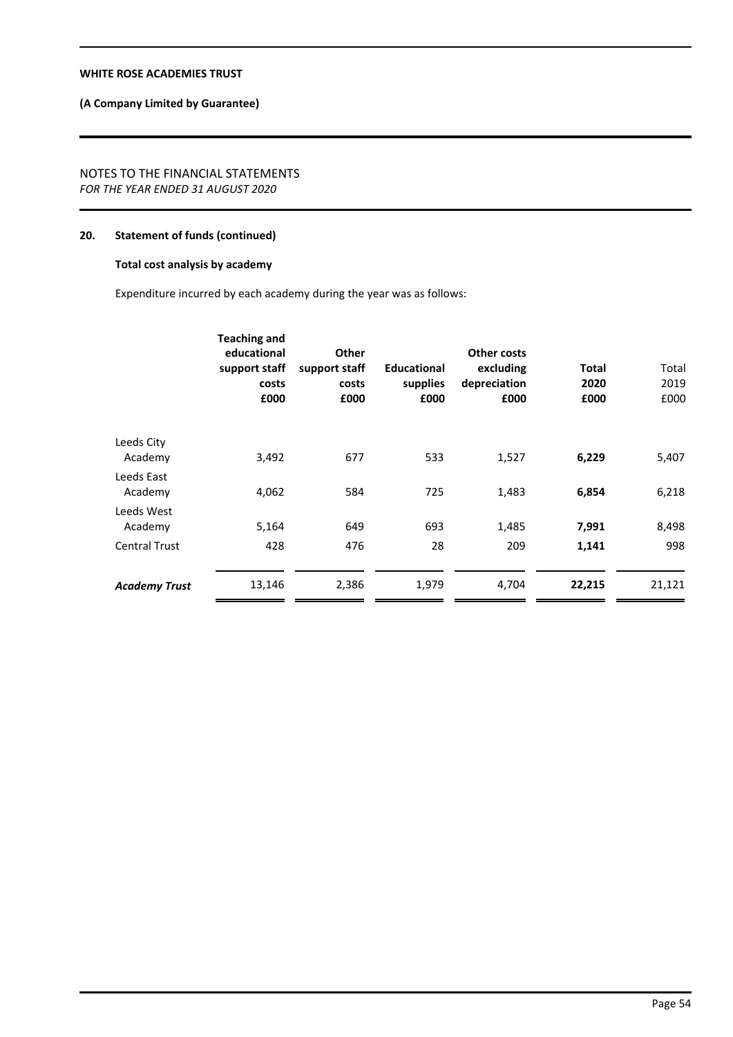**WHITE ROSE ACADEMIES TRUST**

**(A Company Limited by Guarantee)**

NOTES TO THE FINANCIAL STATEMENTS
*FOR THE YEAR ENDED 31 AUGUST 2020*

## 20. Statement of funds (continued)

### Total cost analysis by academy

Expenditure incurred by each academy during the year was as follows:

| | **Teaching and educational support staff costs £000** | **Other support staff costs £000** | **Educational supplies £000** | **Other costs excluding depreciation £000** | **Total 2020 £000** | Total 2019 £000 |
|---|---|---|---|---|---|---|
| Leeds City Academy | 3,492 | 677 | 533 | 1,527 | **6,229** | 5,407 |
| Leeds East Academy | 4,062 | 584 | 725 | 1,483 | **6,854** | 6,218 |
| Leeds West Academy | 5,164 | 649 | 693 | 1,485 | **7,991** | 8,498 |
| Central Trust | 428 | 476 | 28 | 209 | **1,141** | 998 |
| ***Academy Trust*** | 13,146 | 2,386 | 1,979 | 4,704 | **22,215** | 21,121 |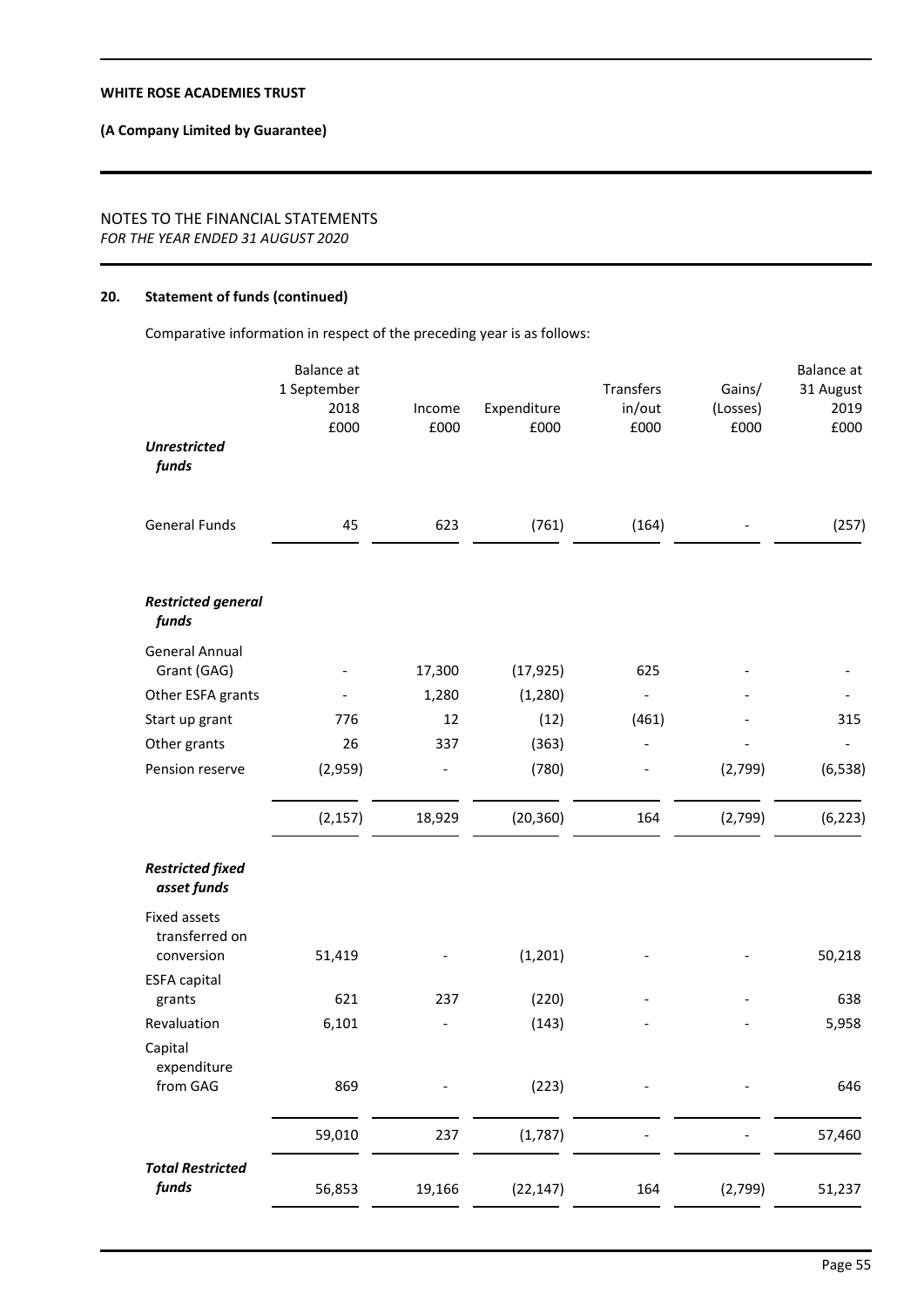**WHITE ROSE ACADEMIES TRUST**

**(A Company Limited by Guarantee)**

NOTES TO THE FINANCIAL STATEMENTS
*FOR THE YEAR ENDED 31 AUGUST 2020*

## 20. Statement of funds (continued)

Comparative information in respect of the preceding year is as follows:

| | Balance at 1 September 2018 £000 | Income £000 | Expenditure £000 | Transfers in/out £000 | Gains/ (Losses) £000 | Balance at 31 August 2019 £000 |
|---|---|---|---|---|---|---|
| ***Unrestricted funds*** | | | | | | |
| General Funds | 45 | 623 | (761) | (164) | - | (257) |
| ***Restricted general funds*** | | | | | | |
| General Annual Grant (GAG) | - | 17,300 | (17,925) | 625 | - | - |
| Other ESFA grants | - | 1,280 | (1,280) | - | - | - |
| Start up grant | 776 | 12 | (12) | (461) | - | 315 |
| Other grants | 26 | 337 | (363) | - | - | - |
| Pension reserve | (2,959) | - | (780) | - | (2,799) | (6,538) |
| | (2,157) | 18,929 | (20,360) | 164 | (2,799) | (6,223) |
| ***Restricted fixed asset funds*** | | | | | | |
| Fixed assets transferred on conversion | 51,419 | - | (1,201) | - | - | 50,218 |
| ESFA capital grants | 621 | 237 | (220) | - | - | 638 |
| Revaluation | 6,101 | - | (143) | - | - | 5,958 |
| Capital expenditure from GAG | 869 | - | (223) | - | - | 646 |
| | 59,010 | 237 | (1,787) | - | - | 57,460 |
| ***Total Restricted funds*** | 56,853 | 19,166 | (22,147) | 164 | (2,799) | 51,237 |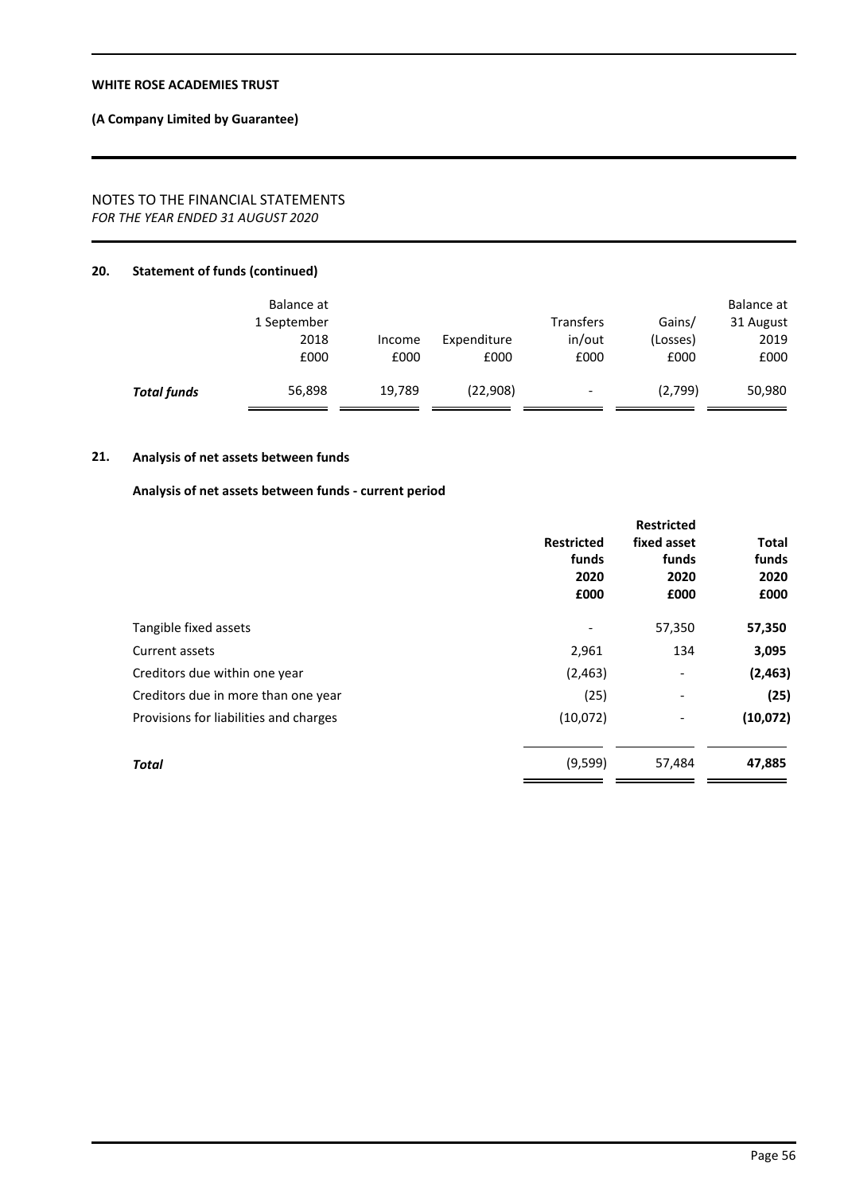## 20. Statement of funds (continued)

| | Balance at 1 September 2018 £000 | Income £000 | Expenditure £000 | Transfers in/out £000 | Gains/ (Losses) £000 | Balance at 31 August 2019 £000 |
|---|---|---|---|---|---|---|
| ***Total funds*** | 56,898 | 19,789 | (22,908) | - | (2,799) | 50,980 |

## 21. Analysis of net assets between funds

### Analysis of net assets between funds - current period

| | **Restricted funds 2020 £000** | **Restricted fixed asset funds 2020 £000** | **Total funds 2020 £000** |
|---|---|---|---|
| Tangible fixed assets | - | 57,350 | **57,350** |
| Current assets | 2,961 | 134 | **3,095** |
| Creditors due within one year | (2,463) | - | **(2,463)** |
| Creditors due in more than one year | (25) | - | **(25)** |
| Provisions for liabilities and charges | (10,072) | - | **(10,072)** |
| ***Total*** | (9,599) | 57,484 | **47,885** |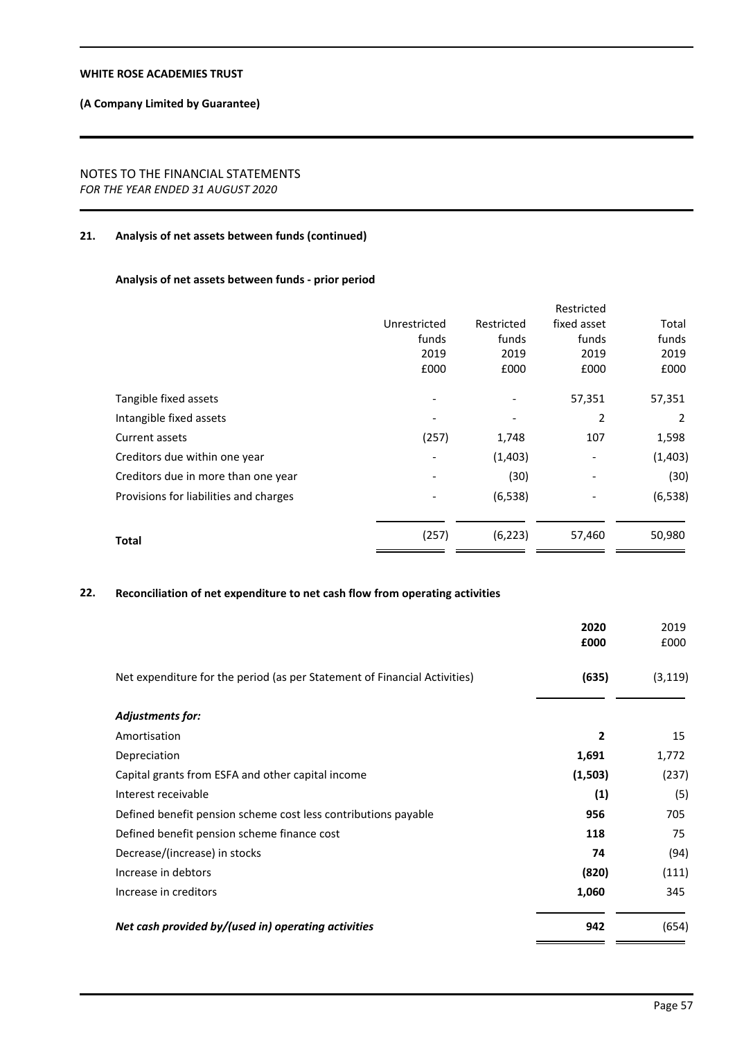## 21. Analysis of net assets between funds (continued)

### Analysis of net assets between funds - prior period

| | Unrestricted funds 2019 £000 | Restricted funds 2019 £000 | Restricted fixed asset funds 2019 £000 | Total funds 2019 £000 |
|---|---|---|---|---|
| Tangible fixed assets | - | - | 57,351 | 57,351 |
| Intangible fixed assets | - | - | 2 | 2 |
| Current assets | (257) | 1,748 | 107 | 1,598 |
| Creditors due within one year | - | (1,403) | - | (1,403) |
| Creditors due in more than one year | - | (30) | - | (30) |
| Provisions for liabilities and charges | - | (6,538) | - | (6,538) |
| **Total** | (257) | (6,223) | 57,460 | 50,980 |

## 22. Reconciliation of net expenditure to net cash flow from operating activities

| | **2020 £000** | 2019 £000 |
|---|---|---|
| Net expenditure for the period (as per Statement of Financial Activities) | **(635)** | (3,119) |
| ***Adjustments for:*** | | |
| Amortisation | **2** | 15 |
| Depreciation | **1,691** | 1,772 |
| Capital grants from ESFA and other capital income | **(1,503)** | (237) |
| Interest receivable | **(1)** | (5) |
| Defined benefit pension scheme cost less contributions payable | **956** | 705 |
| Defined benefit pension scheme finance cost | **118** | 75 |
| Decrease/(increase) in stocks | **74** | (94) |
| Increase in debtors | **(820)** | (111) |
| Increase in creditors | **1,060** | 345 |
| ***Net cash provided by/(used in) operating activities*** | **942** | (654) |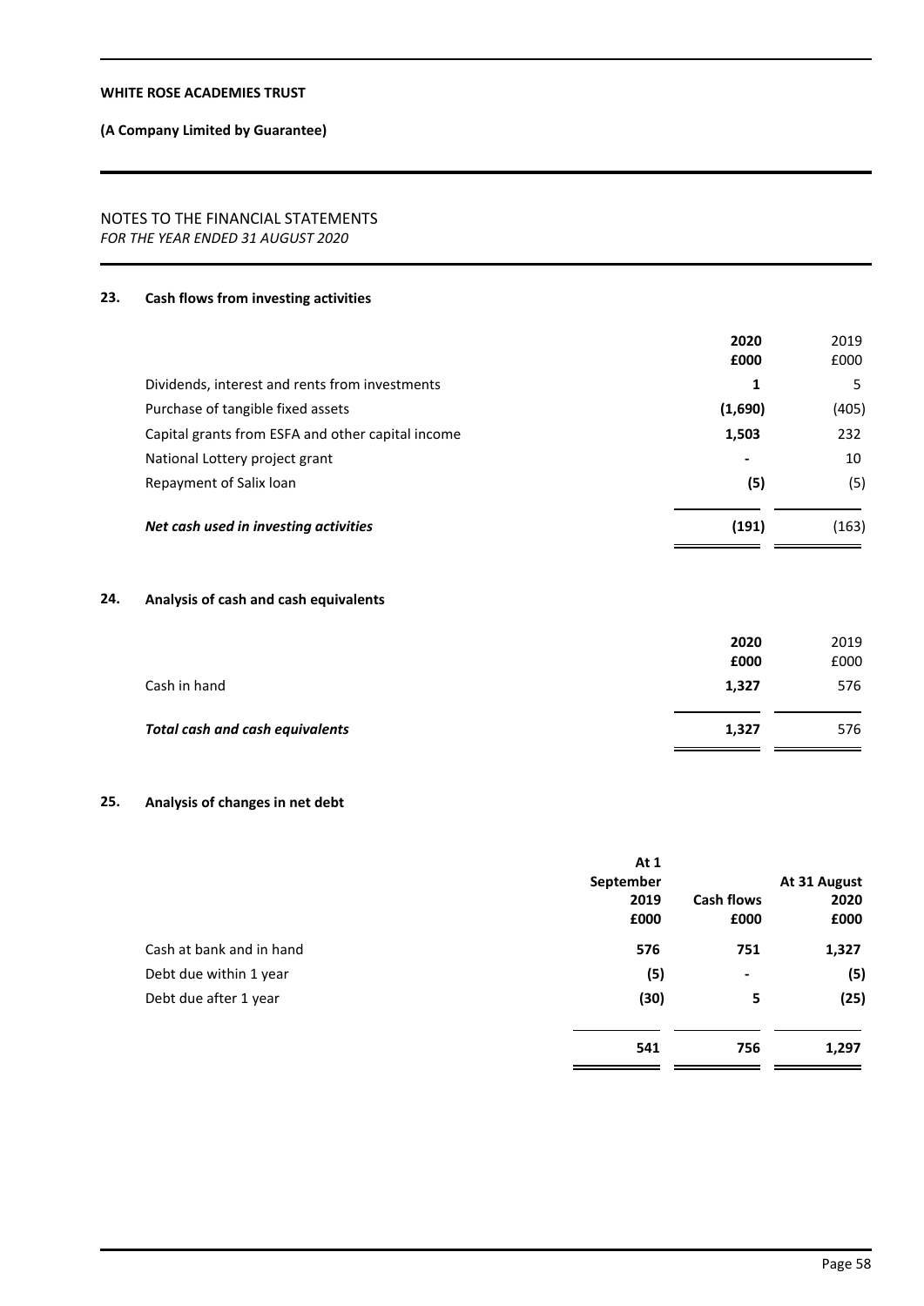## 23. Cash flows from investing activities

| | 2020<br>£000 | 2019<br>£000 |
|---|---|---|
| Dividends, interest and rents from investments | **1** | 5 |
| Purchase of tangible fixed assets | **(1,690)** | (405) |
| Capital grants from ESFA and other capital income | **1,503** | 232 |
| National Lottery project grant | **-** | 10 |
| Repayment of Salix loan | **(5)** | (5) |
| ***Net cash used in investing activities*** | **(191)** | (163) |

## 24. Analysis of cash and cash equivalents

| | 2020<br>£000 | 2019<br>£000 |
|---|---|---|
| Cash in hand | **1,327** | 576 |
| ***Total cash and cash equivalents*** | **1,327** | 576 |

## 25. Analysis of changes in net debt

| | At 1 September 2019<br>£000 | Cash flows<br>£000 | At 31 August 2020<br>£000 |
|---|---|---|---|
| Cash at bank and in hand | **576** | **751** | **1,327** |
| Debt due within 1 year | **(5)** | **-** | **(5)** |
| Debt due after 1 year | **(30)** | **5** | **(25)** |
| | **541** | **756** | **1,297** |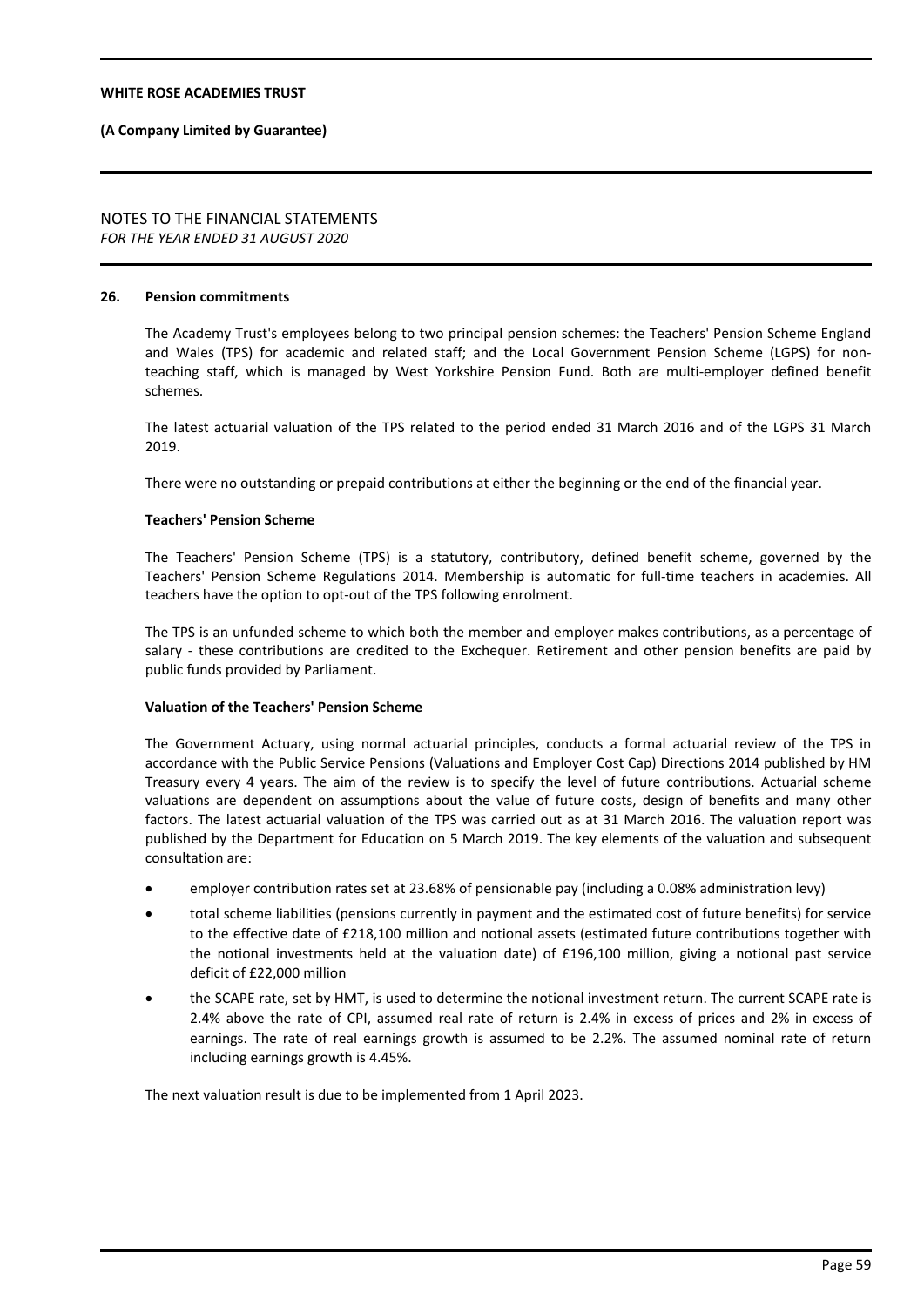## 26. Pension commitments

The Academy Trust's employees belong to two principal pension schemes: the Teachers' Pension Scheme England and Wales (TPS) for academic and related staff; and the Local Government Pension Scheme (LGPS) for non-teaching staff, which is managed by West Yorkshire Pension Fund. Both are multi-employer defined benefit schemes.

The latest actuarial valuation of the TPS related to the period ended 31 March 2016 and of the LGPS 31 March 2019.

There were no outstanding or prepaid contributions at either the beginning or the end of the financial year.

### Teachers' Pension Scheme

The Teachers' Pension Scheme (TPS) is a statutory, contributory, defined benefit scheme, governed by the Teachers' Pension Scheme Regulations 2014. Membership is automatic for full-time teachers in academies. All teachers have the option to opt-out of the TPS following enrolment.

The TPS is an unfunded scheme to which both the member and employer makes contributions, as a percentage of salary - these contributions are credited to the Exchequer. Retirement and other pension benefits are paid by public funds provided by Parliament.

### Valuation of the Teachers' Pension Scheme

The Government Actuary, using normal actuarial principles, conducts a formal actuarial review of the TPS in accordance with the Public Service Pensions (Valuations and Employer Cost Cap) Directions 2014 published by HM Treasury every 4 years. The aim of the review is to specify the level of future contributions. Actuarial scheme valuations are dependent on assumptions about the value of future costs, design of benefits and many other factors. The latest actuarial valuation of the TPS was carried out as at 31 March 2016. The valuation report was published by the Department for Education on 5 March 2019. The key elements of the valuation and subsequent consultation are:

- employer contribution rates set at 23.68% of pensionable pay (including a 0.08% administration levy)
- total scheme liabilities (pensions currently in payment and the estimated cost of future benefits) for service to the effective date of £218,100 million and notional assets (estimated future contributions together with the notional investments held at the valuation date) of £196,100 million, giving a notional past service deficit of £22,000 million
- the SCAPE rate, set by HMT, is used to determine the notional investment return. The current SCAPE rate is 2.4% above the rate of CPI, assumed real rate of return is 2.4% in excess of prices and 2% in excess of earnings. The rate of real earnings growth is assumed to be 2.2%. The assumed nominal rate of return including earnings growth is 4.45%.

The next valuation result is due to be implemented from 1 April 2023.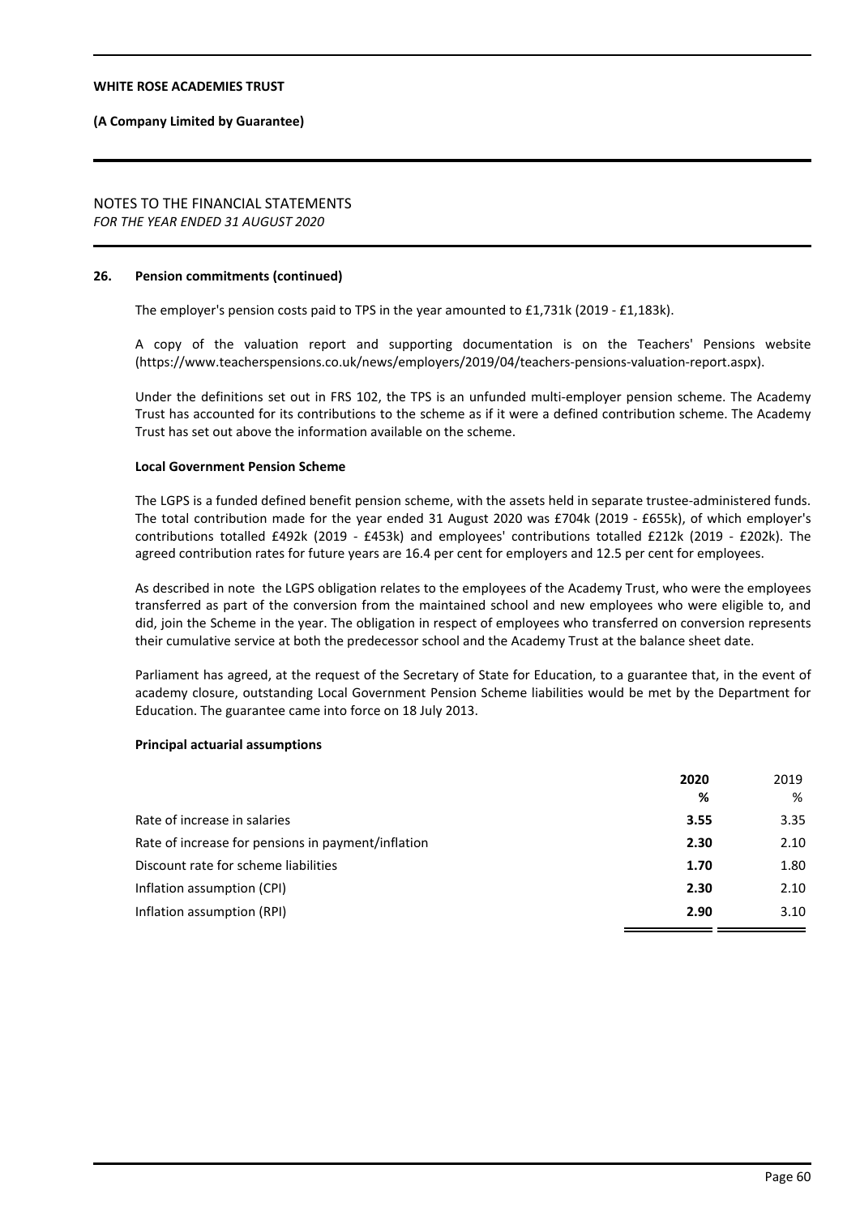**WHITE ROSE ACADEMIES TRUST**

**(A Company Limited by Guarantee)**

NOTES TO THE FINANCIAL STATEMENTS
*FOR THE YEAR ENDED 31 AUGUST 2020*

**26. Pension commitments (continued)**

The employer's pension costs paid to TPS in the year amounted to £1,731k (2019 - £1,183k).

A copy of the valuation report and supporting documentation is on the Teachers' Pensions website (https://www.teacherspensions.co.uk/news/employers/2019/04/teachers-pensions-valuation-report.aspx).

Under the definitions set out in FRS 102, the TPS is an unfunded multi-employer pension scheme. The Academy Trust has accounted for its contributions to the scheme as if it were a defined contribution scheme. The Academy Trust has set out above the information available on the scheme.

**Local Government Pension Scheme**

The LGPS is a funded defined benefit pension scheme, with the assets held in separate trustee-administered funds. The total contribution made for the year ended 31 August 2020 was £704k (2019 - £655k), of which employer's contributions totalled £492k (2019 - £453k) and employees' contributions totalled £212k (2019 - £202k). The agreed contribution rates for future years are 16.4 per cent for employers and 12.5 per cent for employees.

As described in note the LGPS obligation relates to the employees of the Academy Trust, who were the employees transferred as part of the conversion from the maintained school and new employees who were eligible to, and did, join the Scheme in the year. The obligation in respect of employees who transferred on conversion represents their cumulative service at both the predecessor school and the Academy Trust at the balance sheet date.

Parliament has agreed, at the request of the Secretary of State for Education, to a guarantee that, in the event of academy closure, outstanding Local Government Pension Scheme liabilities would be met by the Department for Education. The guarantee came into force on 18 July 2013.

**Principal actuarial assumptions**

| | **2020** | 2019 |
|---|---|---|
| | **%** | % |
| Rate of increase in salaries | **3.55** | 3.35 |
| Rate of increase for pensions in payment/inflation | **2.30** | 2.10 |
| Discount rate for scheme liabilities | **1.70** | 1.80 |
| Inflation assumption (CPI) | **2.30** | 2.10 |
| Inflation assumption (RPI) | **2.90** | 3.10 |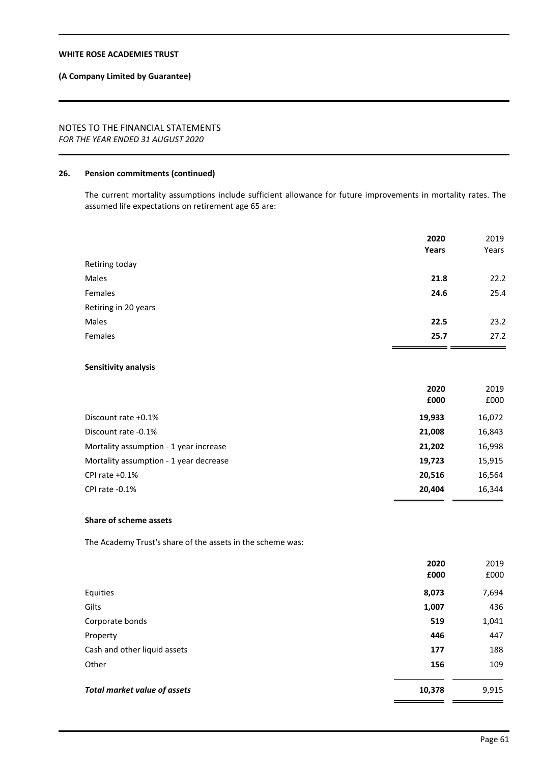**WHITE ROSE ACADEMIES TRUST**

**(A Company Limited by Guarantee)**

NOTES TO THE FINANCIAL STATEMENTS
*FOR THE YEAR ENDED 31 AUGUST 2020*

**26. Pension commitments (continued)**

The current mortality assumptions include sufficient allowance for future improvements in mortality rates. The assumed life expectations on retirement age 65 are:

| | **2020** | 2019 |
|---|---|---|
| | **Years** | Years |
| Retiring today | | |
| Males | **21.8** | 22.2 |
| Females | **24.6** | 25.4 |
| Retiring in 20 years | | |
| Males | **22.5** | 23.2 |
| Females | **25.7** | 27.2 |

**Sensitivity analysis**

| | **2020** | 2019 |
|---|---|---|
| | **£000** | £000 |
| Discount rate +0.1% | **19,933** | 16,072 |
| Discount rate -0.1% | **21,008** | 16,843 |
| Mortality assumption - 1 year increase | **21,202** | 16,998 |
| Mortality assumption - 1 year decrease | **19,723** | 15,915 |
| CPI rate +0.1% | **20,516** | 16,564 |
| CPI rate -0.1% | **20,404** | 16,344 |

**Share of scheme assets**

The Academy Trust's share of the assets in the scheme was:

| | **2020** | 2019 |
|---|---|---|
| | **£000** | £000 |
| Equities | **8,073** | 7,694 |
| Gilts | **1,007** | 436 |
| Corporate bonds | **519** | 1,041 |
| Property | **446** | 447 |
| Cash and other liquid assets | **177** | 188 |
| Other | **156** | 109 |
| ***Total market value of assets*** | **10,378** | 9,915 |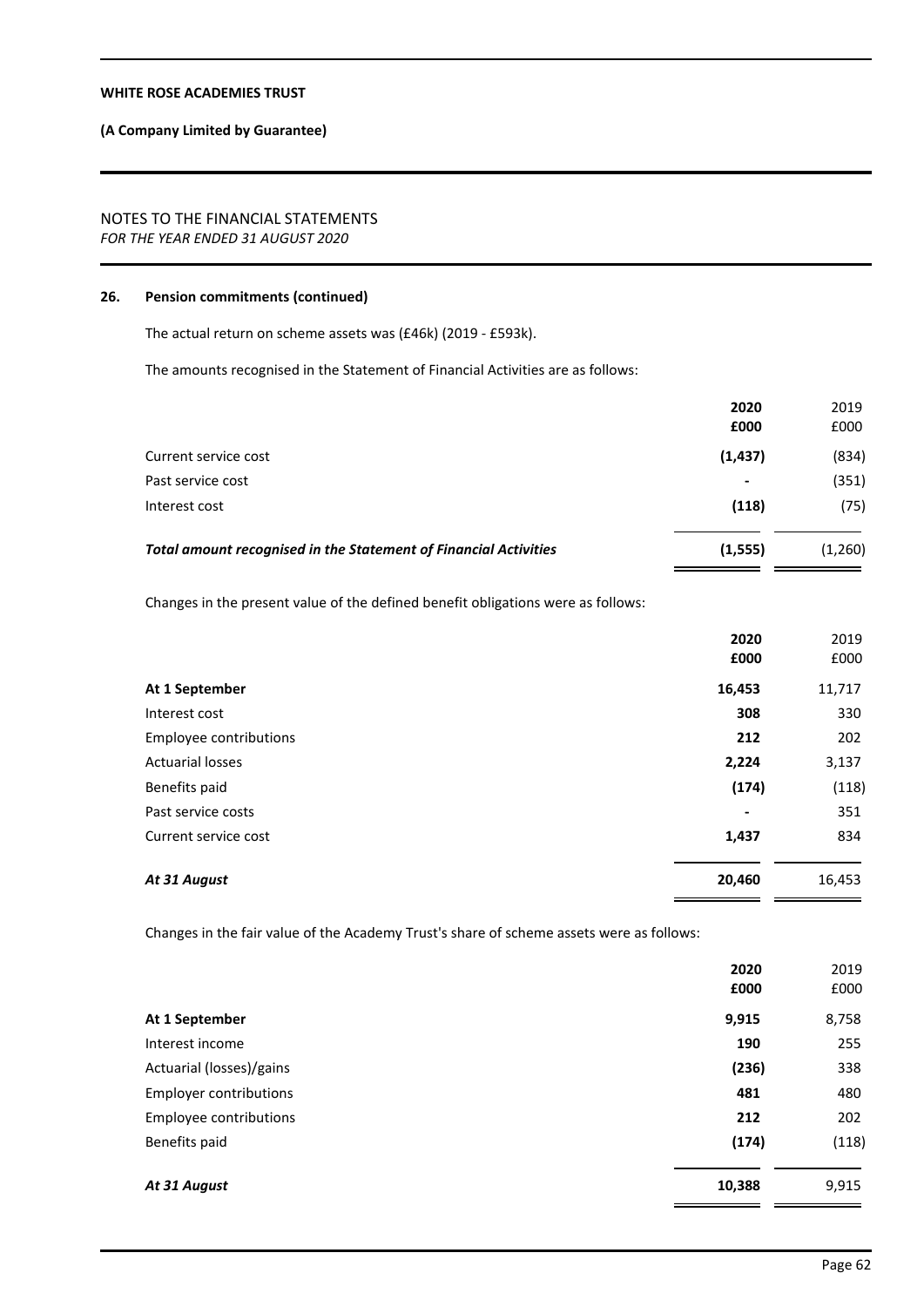## 26. Pension commitments (continued)

The actual return on scheme assets was (£46k) (2019 - £593k).

The amounts recognised in the Statement of Financial Activities are as follows:

| | **2020** | 2019 |
|---|---|---|
| | **£000** | £000 |
| Current service cost | **(1,437)** | (834) |
| Past service cost | **-** | (351) |
| Interest cost | **(118)** | (75) |
| ***Total amount recognised in the Statement of Financial Activities*** | **(1,555)** | (1,260) |

Changes in the present value of the defined benefit obligations were as follows:

| | **2020** | 2019 |
|---|---|---|
| | **£000** | £000 |
| **At 1 September** | **16,453** | 11,717 |
| Interest cost | **308** | 330 |
| Employee contributions | **212** | 202 |
| Actuarial losses | **2,224** | 3,137 |
| Benefits paid | **(174)** | (118) |
| Past service costs | **-** | 351 |
| Current service cost | **1,437** | 834 |
| ***At 31 August*** | **20,460** | 16,453 |

Changes in the fair value of the Academy Trust's share of scheme assets were as follows:

| | **2020** | 2019 |
|---|---|---|
| | **£000** | £000 |
| **At 1 September** | **9,915** | 8,758 |
| Interest income | **190** | 255 |
| Actuarial (losses)/gains | **(236)** | 338 |
| Employer contributions | **481** | 480 |
| Employee contributions | **212** | 202 |
| Benefits paid | **(174)** | (118) |
| ***At 31 August*** | **10,388** | 9,915 |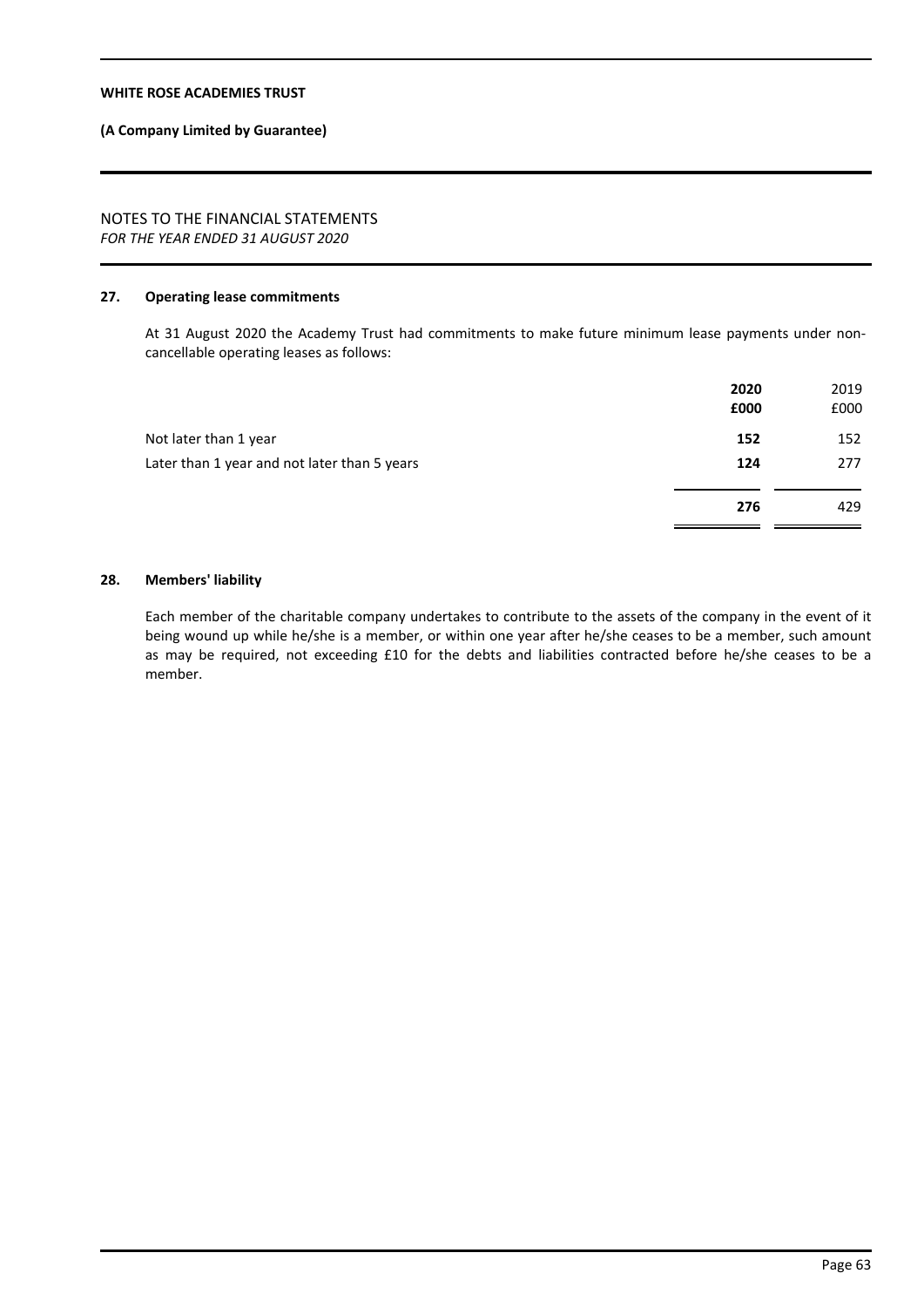## 27. Operating lease commitments

At 31 August 2020 the Academy Trust had commitments to make future minimum lease payments under non-cancellable operating leases as follows:

| | 2020 £000 | 2019 £000 |
|---|---|---|
| Not later than 1 year | **152** | 152 |
| Later than 1 year and not later than 5 years | **124** | 277 |
| | **276** | 429 |

## 28. Members' liability

Each member of the charitable company undertakes to contribute to the assets of the company in the event of it being wound up while he/she is a member, or within one year after he/she ceases to be a member, such amount as may be required, not exceeding £10 for the debts and liabilities contracted before he/she ceases to be a member.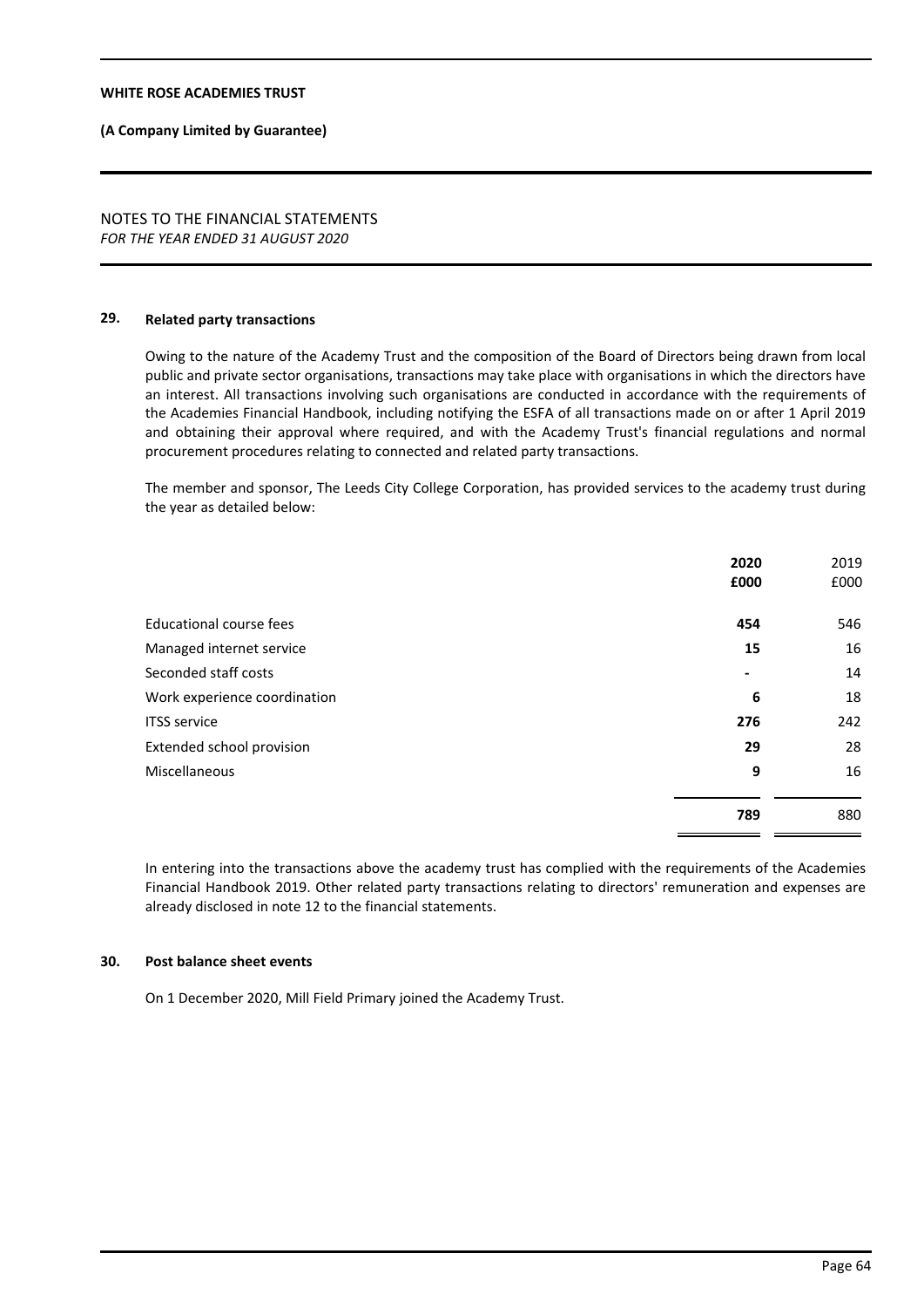**WHITE ROSE ACADEMIES TRUST**

**(A Company Limited by Guarantee)**

NOTES TO THE FINANCIAL STATEMENTS
*FOR THE YEAR ENDED 31 AUGUST 2020*

## 29. Related party transactions

Owing to the nature of the Academy Trust and the composition of the Board of Directors being drawn from local public and private sector organisations, transactions may take place with organisations in which the directors have an interest. All transactions involving such organisations are conducted in accordance with the requirements of the Academies Financial Handbook, including notifying the ESFA of all transactions made on or after 1 April 2019 and obtaining their approval where required, and with the Academy Trust's financial regulations and normal procurement procedures relating to connected and related party transactions.

The member and sponsor, The Leeds City College Corporation, has provided services to the academy trust during the year as detailed below:

| | **2020** **£000** | 2019 £000 |
|---|---|---|
| Educational course fees | **454** | 546 |
| Managed internet service | **15** | 16 |
| Seconded staff costs | **-** | 14 |
| Work experience coordination | **6** | 18 |
| ITSS service | **276** | 242 |
| Extended school provision | **29** | 28 |
| Miscellaneous | **9** | 16 |
| | **789** | 880 |

In entering into the transactions above the academy trust has complied with the requirements of the Academies Financial Handbook 2019. Other related party transactions relating to directors' remuneration and expenses are already disclosed in note 12 to the financial statements.

## 30. Post balance sheet events

On 1 December 2020, Mill Field Primary joined the Academy Trust.